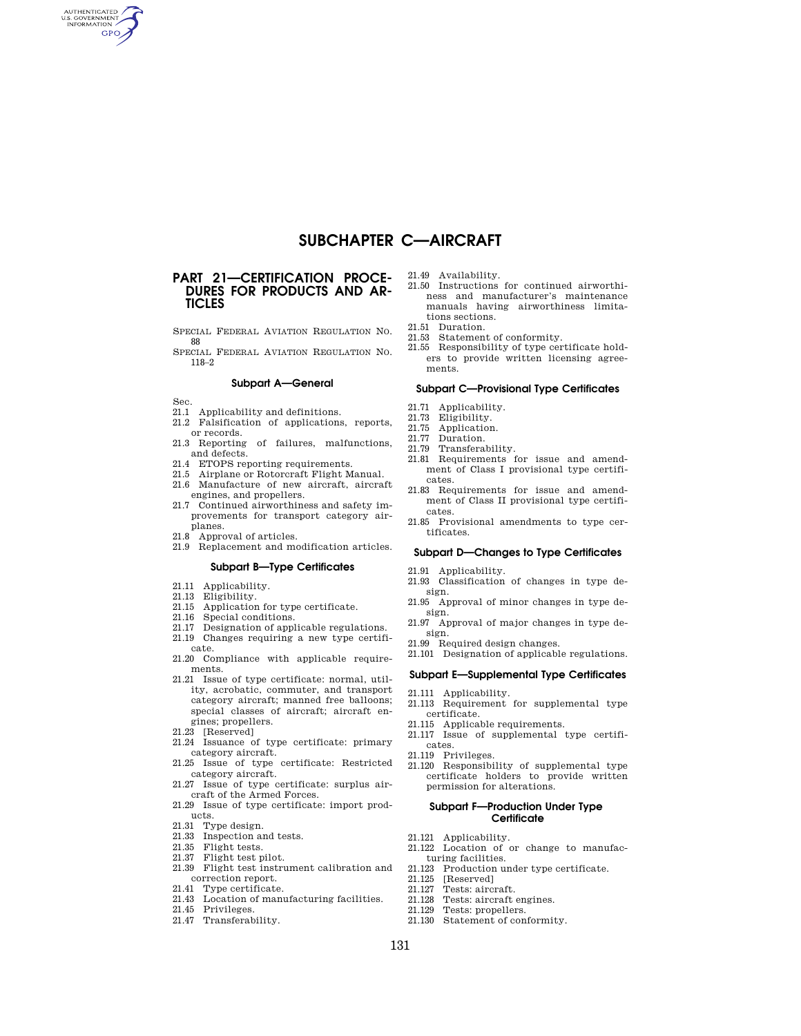# SUBCHAPTER C—AIRCRAFT

## PART 21—CERTIFICATION PROCEDURES FOR PRODUCTS AND ARTICLES

SPECIAL FEDERAL AVIATION REGULATION No. 88

SPECIAL FEDERAL AVIATION REGULATION No. 118–2

### Subpart A—General

Sec.

21.1 Applicability and definitions.
21.2 Falsification of applications, reports, or records.
21.3 Reporting of failures, malfunctions, and defects.
21.4 ETOPS reporting requirements.
21.5 Airplane or Rotorcraft Flight Manual.
21.6 Manufacture of new aircraft, aircraft engines, and propellers.
21.7 Continued airworthiness and safety improvements for transport category airplanes.
21.8 Approval of articles.
21.9 Replacement and modification articles.

### Subpart B—Type Certificates

21.11 Applicability.
21.13 Eligibility.
21.15 Application for type certificate.
21.16 Special conditions.
21.17 Designation of applicable regulations.
21.19 Changes requiring a new type certificate.
21.20 Compliance with applicable requirements.
21.21 Issue of type certificate: normal, utility, acrobatic, commuter, and transport category aircraft; manned free balloons; special classes of aircraft; aircraft engines; propellers.
21.23 [Reserved]
21.24 Issuance of type certificate: primary category aircraft.
21.25 Issue of type certificate: Restricted category aircraft.
21.27 Issue of type certificate: surplus aircraft of the Armed Forces.
21.29 Issue of type certificate: import products.
21.31 Type design.
21.33 Inspection and tests.
21.35 Flight tests.
21.37 Flight test pilot.
21.39 Flight test instrument calibration and correction report.
21.41 Type certificate.
21.43 Location of manufacturing facilities.
21.45 Privileges.
21.47 Transferability.
21.49 Availability.
21.50 Instructions for continued airworthiness and manufacturer's maintenance manuals having airworthiness limitations sections.
21.51 Duration.
21.53 Statement of conformity.
21.55 Responsibility of type certificate holders to provide written licensing agreements.

### Subpart C—Provisional Type Certificates

21.71 Applicability.
21.73 Eligibility.
21.75 Application.
21.77 Duration.
21.79 Transferability.
21.81 Requirements for issue and amendment of Class I provisional type certificates.
21.83 Requirements for issue and amendment of Class II provisional type certificates.
21.85 Provisional amendments to type certificates.

### Subpart D—Changes to Type Certificates

21.91 Applicability.
21.93 Classification of changes in type design.
21.95 Approval of minor changes in type design.
21.97 Approval of major changes in type design.
21.99 Required design changes.
21.101 Designation of applicable regulations.

### Subpart E—Supplemental Type Certificates

21.111 Applicability.
21.113 Requirement for supplemental type certificate.
21.115 Applicable requirements.
21.117 Issue of supplemental type certificates.
21.119 Privileges.
21.120 Responsibility of supplemental type certificate holders to provide written permission for alterations.

### Subpart F—Production Under Type Certificate

21.121 Applicability.
21.122 Location of or change to manufacturing facilities.
21.123 Production under type certificate.
21.125 [Reserved]
21.127 Tests: aircraft.
21.128 Tests: aircraft engines.
21.129 Tests: propellers.
21.130 Statement of conformity.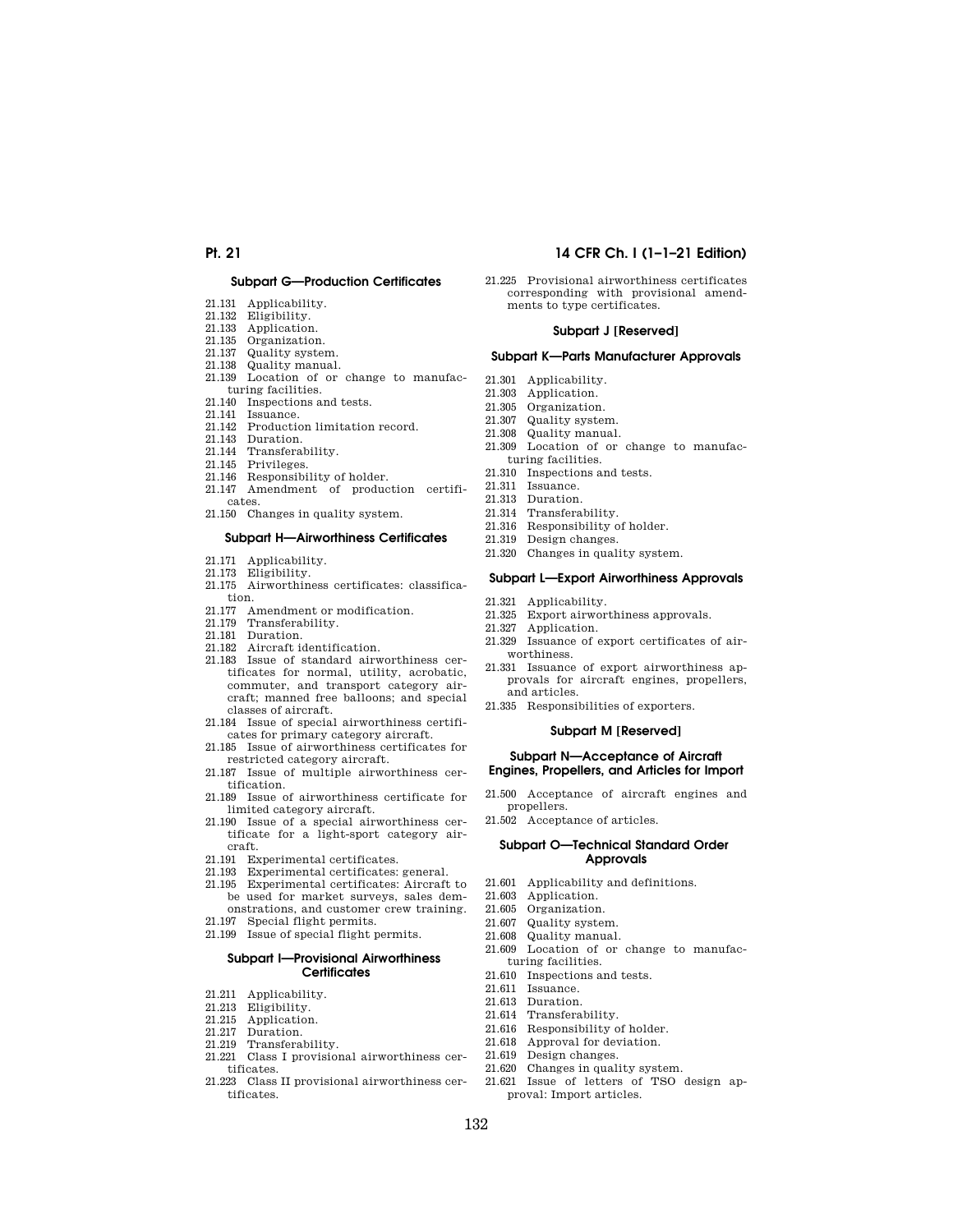### Subpart G—Production Certificates

21.131 Applicability.
21.132 Eligibility.
21.133 Application.
21.135 Organization.
21.137 Quality system.
21.138 Quality manual.
21.139 Location of or change to manufacturing facilities.
21.140 Inspections and tests.
21.141 Issuance.
21.142 Production limitation record.
21.143 Duration.
21.144 Transferability.
21.145 Privileges.
21.146 Responsibility of holder.
21.147 Amendment of production certificates.
21.150 Changes in quality system.

### Subpart H—Airworthiness Certificates

21.171 Applicability.
21.173 Eligibility.
21.175 Airworthiness certificates: classification.
21.177 Amendment or modification.
21.179 Transferability.
21.181 Duration.
21.182 Aircraft identification.
21.183 Issue of standard airworthiness certificates for normal, utility, acrobatic, commuter, and transport category aircraft; manned free balloons; and special classes of aircraft.
21.184 Issue of special airworthiness certificates for primary category aircraft.
21.185 Issue of airworthiness certificates for restricted category aircraft.
21.187 Issue of multiple airworthiness certification.
21.189 Issue of airworthiness certificate for limited category aircraft.
21.190 Issue of a special airworthiness certificate for a light-sport category aircraft.
21.191 Experimental certificates.
21.193 Experimental certificates: general.
21.195 Experimental certificates: Aircraft to be used for market surveys, sales demonstrations, and customer crew training.
21.197 Special flight permits.
21.199 Issue of special flight permits.

### Subpart I—Provisional Airworthiness Certificates

21.211 Applicability.
21.213 Eligibility.
21.215 Application.
21.217 Duration.
21.219 Transferability.
21.221 Class I provisional airworthiness certificates.
21.223 Class II provisional airworthiness certificates.
21.225 Provisional airworthiness certificates corresponding with provisional amendments to type certificates.

### Subpart J [Reserved]

### Subpart K—Parts Manufacturer Approvals

21.301 Applicability.
21.303 Application.
21.305 Organization.
21.307 Quality system.
21.308 Quality manual.
21.309 Location of or change to manufacturing facilities.
21.310 Inspections and tests.
21.311 Issuance.
21.313 Duration.
21.314 Transferability.
21.316 Responsibility of holder.
21.319 Design changes.
21.320 Changes in quality system.

### Subpart L—Export Airworthiness Approvals

21.321 Applicability.
21.325 Export airworthiness approvals.
21.327 Application.
21.329 Issuance of export certificates of airworthiness.
21.331 Issuance of export airworthiness approvals for aircraft engines, propellers, and articles.
21.335 Responsibilities of exporters.

### Subpart M [Reserved]

### Subpart N—Acceptance of Aircraft Engines, Propellers, and Articles for Import

21.500 Acceptance of aircraft engines and propellers.
21.502 Acceptance of articles.

### Subpart O—Technical Standard Order Approvals

21.601 Applicability and definitions.
21.603 Application.
21.605 Organization.
21.607 Quality system.
21.608 Quality manual.
21.609 Location of or change to manufacturing facilities.
21.610 Inspections and tests.
21.611 Issuance.
21.613 Duration.
21.614 Transferability.
21.616 Responsibility of holder.
21.618 Approval for deviation.
21.619 Design changes.
21.620 Changes in quality system.
21.621 Issue of letters of TSO design approval: Import articles.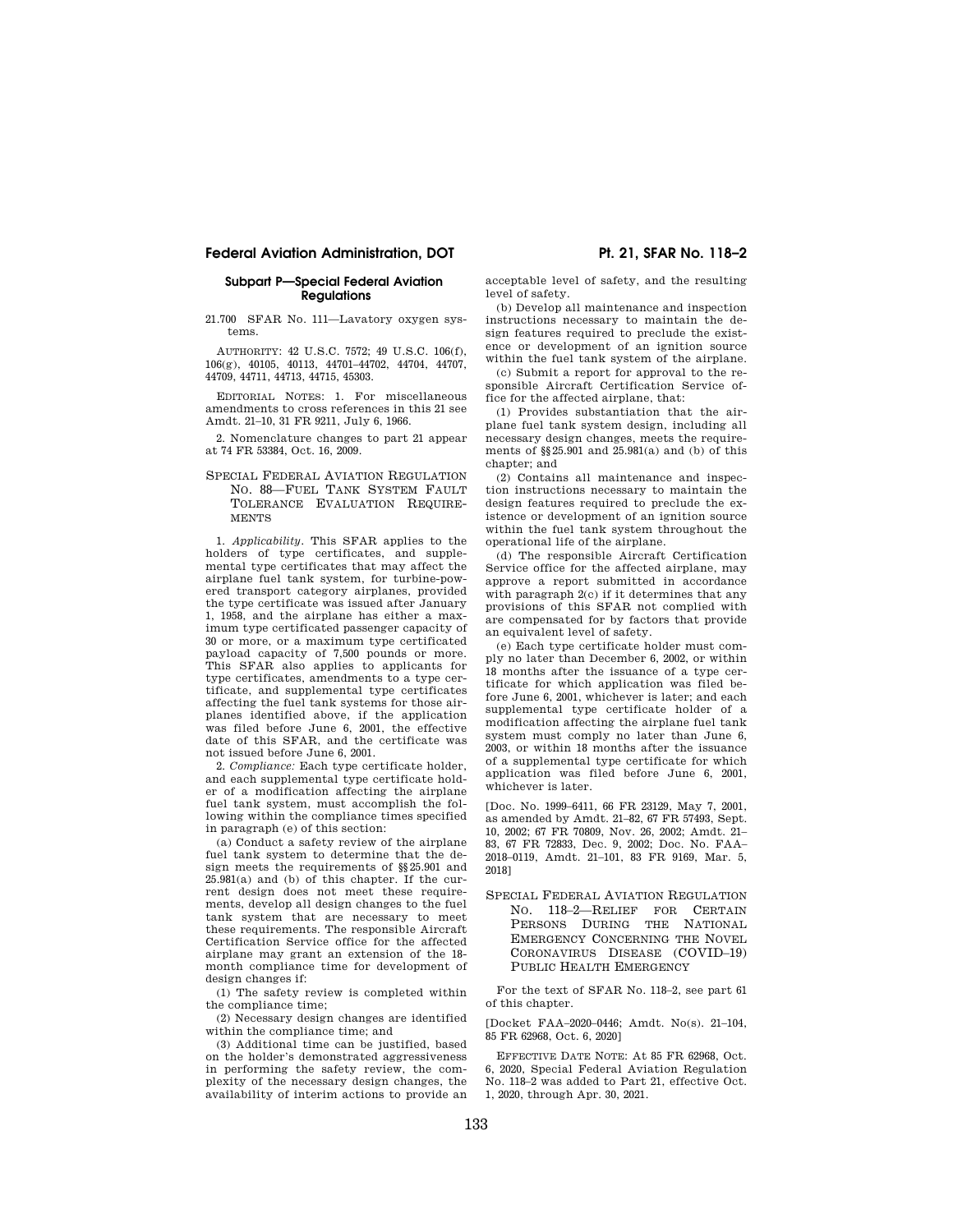## Subpart P—Special Federal Aviation Regulations

21.700 SFAR No. 111—Lavatory oxygen systems.

AUTHORITY: 42 U.S.C. 7572; 49 U.S.C. 106(f), 106(g), 40105, 40113, 44701–44702, 44704, 44707, 44709, 44711, 44713, 44715, 45303.

EDITORIAL NOTES: 1. For miscellaneous amendments to cross references in this 21 see Amdt. 21–10, 31 FR 9211, July 6, 1966.

2. Nomenclature changes to part 21 appear at 74 FR 53384, Oct. 16, 2009.

### SPECIAL FEDERAL AVIATION REGULATION NO. 88—FUEL TANK SYSTEM FAULT TOLERANCE EVALUATION REQUIREMENTS

1. *Applicability.* This SFAR applies to the holders of type certificates, and supplemental type certificates that may affect the airplane fuel tank system, for turbine-powered transport category airplanes, provided the type certificate was issued after January 1, 1958, and the airplane has either a maximum type certificated passenger capacity of 30 or more, or a maximum type certificated payload capacity of 7,500 pounds or more. This SFAR also applies to applicants for type certificates, amendments to a type certificate, and supplemental type certificates affecting the fuel tank systems for those airplanes identified above, if the application was filed before June 6, 2001, the effective date of this SFAR, and the certificate was not issued before June 6, 2001.

2. *Compliance:* Each type certificate holder, and each supplemental type certificate holder of a modification affecting the airplane fuel tank system, must accomplish the following within the compliance times specified in paragraph (e) of this section:

(a) Conduct a safety review of the airplane fuel tank system to determine that the design meets the requirements of §§25.901 and 25.981(a) and (b) of this chapter. If the current design does not meet these requirements, develop all design changes to the fuel tank system that are necessary to meet these requirements. The responsible Aircraft Certification Service office for the affected airplane may grant an extension of the 18-month compliance time for development of design changes if:

(1) The safety review is completed within the compliance time;

(2) Necessary design changes are identified within the compliance time; and

(3) Additional time can be justified, based on the holder's demonstrated aggressiveness in performing the safety review, the complexity of the necessary design changes, the availability of interim actions to provide an acceptable level of safety, and the resulting level of safety.

(b) Develop all maintenance and inspection instructions necessary to maintain the design features required to preclude the existence or development of an ignition source within the fuel tank system of the airplane.

(c) Submit a report for approval to the responsible Aircraft Certification Service office for the affected airplane, that:

(1) Provides substantiation that the airplane fuel tank system design, including all necessary design changes, meets the requirements of §§25.901 and 25.981(a) and (b) of this chapter; and

(2) Contains all maintenance and inspection instructions necessary to maintain the design features required to preclude the existence or development of an ignition source within the fuel tank system throughout the operational life of the airplane.

(d) The responsible Aircraft Certification Service office for the affected airplane, may approve a report submitted in accordance with paragraph 2(c) if it determines that any provisions of this SFAR not complied with are compensated for by factors that provide an equivalent level of safety.

(e) Each type certificate holder must comply no later than December 6, 2002, or within 18 months after the issuance of a type certificate for which application was filed before June 6, 2001, whichever is later; and each supplemental type certificate holder of a modification affecting the airplane fuel tank system must comply no later than June 6, 2003, or within 18 months after the issuance of a supplemental type certificate for which application was filed before June 6, 2001, whichever is later.

[Doc. No. 1999–6411, 66 FR 23129, May 7, 2001, as amended by Amdt. 21–82, 67 FR 57493, Sept. 10, 2002; 67 FR 70809, Nov. 26, 2002; Amdt. 21–83, 67 FR 72833, Dec. 9, 2002; Doc. No. FAA–2018–0119, Amdt. 21–101, 83 FR 9169, Mar. 5, 2018]

### SPECIAL FEDERAL AVIATION REGULATION NO. 118–2—RELIEF FOR CERTAIN PERSONS DURING THE NATIONAL EMERGENCY CONCERNING THE NOVEL CORONAVIRUS DISEASE (COVID–19) PUBLIC HEALTH EMERGENCY

For the text of SFAR No. 118–2, see part 61 of this chapter.

[Docket FAA–2020–0446; Amdt. No(s). 21–104, 85 FR 62968, Oct. 6, 2020]

EFFECTIVE DATE NOTE: At 85 FR 62968, Oct. 6, 2020, Special Federal Aviation Regulation No. 118–2 was added to Part 21, effective Oct. 1, 2020, through Apr. 30, 2021.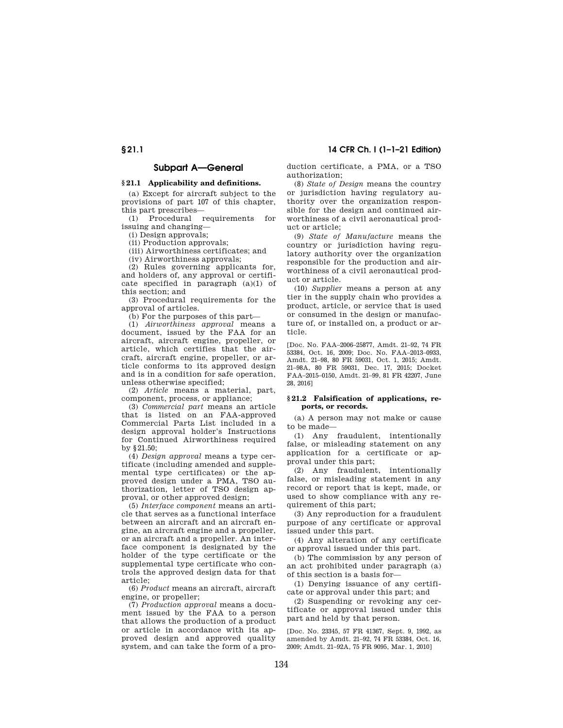## Subpart A—General

### § 21.1 Applicability and definitions.

(a) Except for aircraft subject to the provisions of part 107 of this chapter, this part prescribes—

(1) Procedural requirements for issuing and changing—

(i) Design approvals;

(ii) Production approvals;

(iii) Airworthiness certificates; and

(iv) Airworthiness approvals;

(2) Rules governing applicants for, and holders of, any approval or certificate specified in paragraph (a)(1) of this section; and

(3) Procedural requirements for the approval of articles.

(b) For the purposes of this part—

(1) *Airworthiness approval* means a document, issued by the FAA for an aircraft, aircraft engine, propeller, or article, which certifies that the aircraft, aircraft engine, propeller, or article conforms to its approved design and is in a condition for safe operation, unless otherwise specified;

(2) *Article* means a material, part, component, process, or appliance;

(3) *Commercial part* means an article that is listed on an FAA-approved Commercial Parts List included in a design approval holder's Instructions for Continued Airworthiness required by § 21.50;

(4) *Design approval* means a type certificate (including amended and supplemental type certificates) or the approved design under a PMA, TSO authorization, letter of TSO design approval, or other approved design;

(5) *Interface component* means an article that serves as a functional interface between an aircraft and an aircraft engine, an aircraft engine and a propeller, or an aircraft and a propeller. An interface component is designated by the holder of the type certificate or the supplemental type certificate who controls the approved design data for that article;

(6) *Product* means an aircraft, aircraft engine, or propeller;

(7) *Production approval* means a document issued by the FAA to a person that allows the production of a product or article in accordance with its approved design and approved quality system, and can take the form of a production certificate, a PMA, or a TSO authorization;

(8) *State of Design* means the country or jurisdiction having regulatory authority over the organization responsible for the design and continued airworthiness of a civil aeronautical product or article;

(9) *State of Manufacture* means the country or jurisdiction having regulatory authority over the organization responsible for the production and airworthiness of a civil aeronautical product or article.

(10) *Supplier* means a person at any tier in the supply chain who provides a product, article, or service that is used or consumed in the design or manufacture of, or installed on, a product or article.

[Doc. No. FAA–2006–25877, Amdt. 21–92, 74 FR 53384, Oct. 16, 2009; Doc. No. FAA–2013–0933, Amdt. 21–98, 80 FR 59031, Oct. 1, 2015; Amdt. 21–98A, 80 FR 59031, Dec. 17, 2015; Docket FAA–2015–0150, Amdt. 21–99, 81 FR 42207, June 28, 2016]

### § 21.2 Falsification of applications, reports, or records.

(a) A person may not make or cause to be made—

(1) Any fraudulent, intentionally false, or misleading statement on any application for a certificate or approval under this part;

(2) Any fraudulent, intentionally false, or misleading statement in any record or report that is kept, made, or used to show compliance with any requirement of this part;

(3) Any reproduction for a fraudulent purpose of any certificate or approval issued under this part.

(4) Any alteration of any certificate or approval issued under this part.

(b) The commission by any person of an act prohibited under paragraph (a) of this section is a basis for—

(1) Denying issuance of any certificate or approval under this part; and

(2) Suspending or revoking any certificate or approval issued under this part and held by that person.

[Doc. No. 23345, 57 FR 41367, Sept. 9, 1992, as amended by Amdt. 21–92, 74 FR 53384, Oct. 16, 2009; Amdt. 21–92A, 75 FR 9095, Mar. 1, 2010]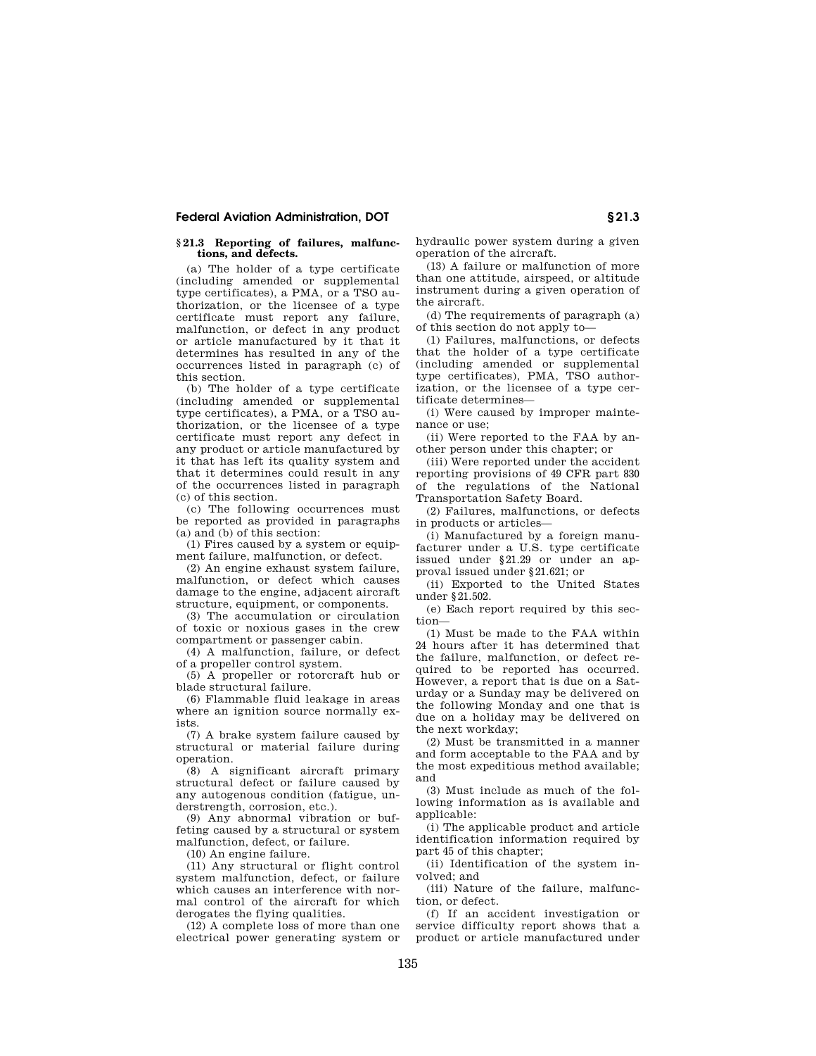### § 21.3 Reporting of failures, malfunctions, and defects.

(a) The holder of a type certificate (including amended or supplemental type certificates), a PMA, or a TSO authorization, or the licensee of a type certificate must report any failure, malfunction, or defect in any product or article manufactured by it that it determines has resulted in any of the occurrences listed in paragraph (c) of this section.

(b) The holder of a type certificate (including amended or supplemental type certificates), a PMA, or a TSO authorization, or the licensee of a type certificate must report any defect in any product or article manufactured by it that has left its quality system and that it determines could result in any of the occurrences listed in paragraph (c) of this section.

(c) The following occurrences must be reported as provided in paragraphs (a) and (b) of this section:

(1) Fires caused by a system or equipment failure, malfunction, or defect.

(2) An engine exhaust system failure, malfunction, or defect which causes damage to the engine, adjacent aircraft structure, equipment, or components.

(3) The accumulation or circulation of toxic or noxious gases in the crew compartment or passenger cabin.

(4) A malfunction, failure, or defect of a propeller control system.

(5) A propeller or rotorcraft hub or blade structural failure.

(6) Flammable fluid leakage in areas where an ignition source normally exists.

(7) A brake system failure caused by structural or material failure during operation.

(8) A significant aircraft primary structural defect or failure caused by any autogenous condition (fatigue, understrength, corrosion, etc.).

(9) Any abnormal vibration or buffeting caused by a structural or system malfunction, defect, or failure.

(10) An engine failure.

(11) Any structural or flight control system malfunction, defect, or failure which causes an interference with normal control of the aircraft for which derogates the flying qualities.

(12) A complete loss of more than one electrical power generating system or hydraulic power system during a given operation of the aircraft.

(13) A failure or malfunction of more than one attitude, airspeed, or altitude instrument during a given operation of the aircraft.

(d) The requirements of paragraph (a) of this section do not apply to—

(1) Failures, malfunctions, or defects that the holder of a type certificate (including amended or supplemental type certificates), PMA, TSO authorization, or the licensee of a type certificate determines—

(i) Were caused by improper maintenance or use;

(ii) Were reported to the FAA by another person under this chapter; or

(iii) Were reported under the accident reporting provisions of 49 CFR part 830 of the regulations of the National Transportation Safety Board.

(2) Failures, malfunctions, or defects in products or articles—

(i) Manufactured by a foreign manufacturer under a U.S. type certificate issued under §21.29 or under an approval issued under §21.621; or

(ii) Exported to the United States under §21.502.

(e) Each report required by this section—

(1) Must be made to the FAA within 24 hours after it has determined that the failure, malfunction, or defect required to be reported has occurred. However, a report that is due on a Saturday or a Sunday may be delivered on the following Monday and one that is due on a holiday may be delivered on the next workday;

(2) Must be transmitted in a manner and form acceptable to the FAA and by the most expeditious method available; and

(3) Must include as much of the following information as is available and applicable:

(i) The applicable product and article identification information required by part 45 of this chapter;

(ii) Identification of the system involved; and

(iii) Nature of the failure, malfunction, or defect.

(f) If an accident investigation or service difficulty report shows that a product or article manufactured under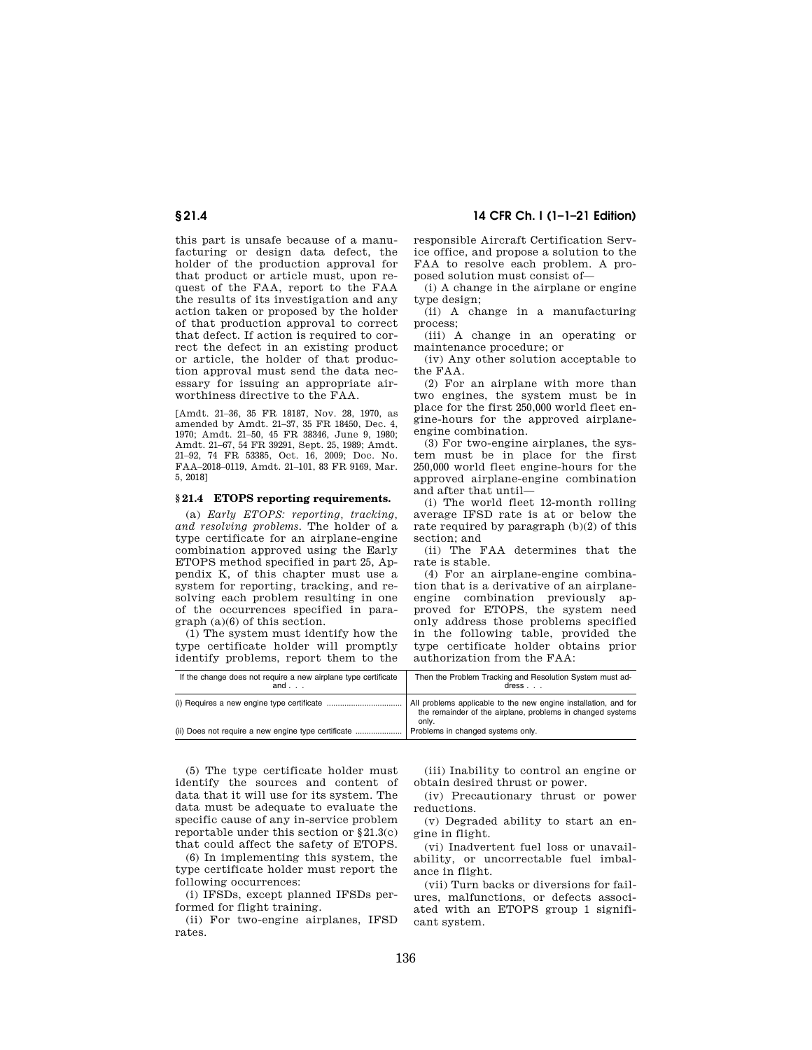this part is unsafe because of a manufacturing or design data defect, the holder of the production approval for that product or article must, upon request of the FAA, report to the FAA the results of its investigation and any action taken or proposed by the holder of that production approval to correct that defect. If action is required to correct the defect in an existing product or article, the holder of that production approval must send the data necessary for issuing an appropriate airworthiness directive to the FAA.

[Amdt. 21–36, 35 FR 18187, Nov. 28, 1970, as amended by Amdt. 21–37, 35 FR 18450, Dec. 4, 1970; Amdt. 21–50, 45 FR 38346, June 9, 1980; Amdt. 21–67, 54 FR 39291, Sept. 25, 1989; Amdt. 21–92, 74 FR 53385, Oct. 16, 2009; Doc. No. FAA–2018–0119, Amdt. 21–101, 83 FR 9169, Mar. 5, 2018]

### § 21.4 ETOPS reporting requirements.

(a) *Early ETOPS: reporting, tracking, and resolving problems.* The holder of a type certificate for an airplane-engine combination approved using the Early ETOPS method specified in part 25, Appendix K, of this chapter must use a system for reporting, tracking, and resolving each problem resulting in one of the occurrences specified in paragraph (a)(6) of this section.

(1) The system must identify how the type certificate holder will promptly identify problems, report them to the responsible Aircraft Certification Service office, and propose a solution to the FAA to resolve each problem. A proposed solution must consist of—

(i) A change in the airplane or engine type design;

(ii) A change in a manufacturing process;

(iii) A change in an operating or maintenance procedure; or

(iv) Any other solution acceptable to the FAA.

(2) For an airplane with more than two engines, the system must be in place for the first 250,000 world fleet engine-hours for the approved airplane-engine combination.

(3) For two-engine airplanes, the system must be in place for the first 250,000 world fleet engine-hours for the approved airplane-engine combination and after that until—

(i) The world fleet 12-month rolling average IFSD rate is at or below the rate required by paragraph (b)(2) of this section; and

(ii) The FAA determines that the rate is stable.

(4) For an airplane-engine combination that is a derivative of an airplane-engine combination previously approved for ETOPS, the system need only address those problems specified in the following table, provided the type certificate holder obtains prior authorization from the FAA:

| If the change does not require a new airplane type certificate and . . . | Then the Problem Tracking and Resolution System must address . . . |
|---|---|
| (i) Requires a new engine type certificate | All problems applicable to the new engine installation, and for the remainder of the airplane, problems in changed systems only. |
| (ii) Does not require a new engine type certificate | Problems in changed systems only. |

(5) The type certificate holder must identify the sources and content of data that it will use for its system. The data must be adequate to evaluate the specific cause of any in-service problem reportable under this section or §21.3(c) that could affect the safety of ETOPS.

(6) In implementing this system, the type certificate holder must report the following occurrences:

(i) IFSDs, except planned IFSDs performed for flight training.

(ii) For two-engine airplanes, IFSD rates.

(iii) Inability to control an engine or obtain desired thrust or power.

(iv) Precautionary thrust or power reductions.

(v) Degraded ability to start an engine in flight.

(vi) Inadvertent fuel loss or unavailability, or uncorrectable fuel imbalance in flight.

(vii) Turn backs or diversions for failures, malfunctions, or defects associated with an ETOPS group 1 significant system.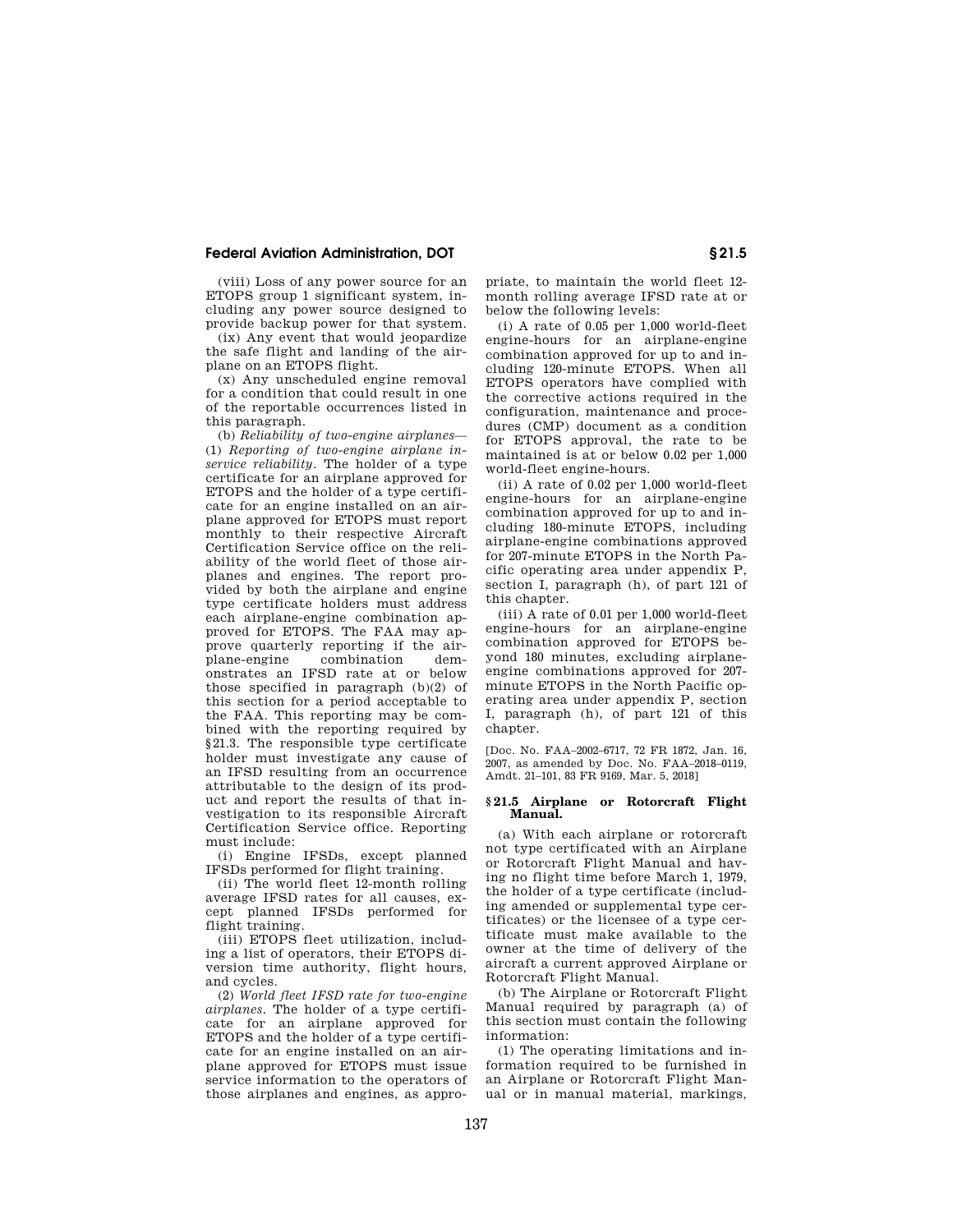(viii) Loss of any power source for an ETOPS group 1 significant system, including any power source designed to provide backup power for that system.

(ix) Any event that would jeopardize the safe flight and landing of the airplane on an ETOPS flight.

(x) Any unscheduled engine removal for a condition that could result in one of the reportable occurrences listed in this paragraph.

(b) *Reliability of two-engine airplanes*—(1) *Reporting of two-engine airplane in-service reliability.* The holder of a type certificate for an airplane approved for ETOPS and the holder of a type certificate for an engine installed on an airplane approved for ETOPS must report monthly to their respective Aircraft Certification Service office on the reliability of the world fleet of those airplanes and engines. The report provided by both the airplane and engine type certificate holders must address each airplane-engine combination approved for ETOPS. The FAA may approve quarterly reporting if the airplane-engine combination demonstrates an IFSD rate at or below those specified in paragraph (b)(2) of this section for a period acceptable to the FAA. This reporting may be combined with the reporting required by §21.3. The responsible type certificate holder must investigate any cause of an IFSD resulting from an occurrence attributable to the design of its product and report the results of that investigation to its responsible Aircraft Certification Service office. Reporting must include:

(i) Engine IFSDs, except planned IFSDs performed for flight training.

(ii) The world fleet 12-month rolling average IFSD rates for all causes, except planned IFSDs performed for flight training.

(iii) ETOPS fleet utilization, including a list of operators, their ETOPS diversion time authority, flight hours, and cycles.

(2) *World fleet IFSD rate for two-engine airplanes.* The holder of a type certificate for an airplane approved for ETOPS and the holder of a type certificate for an engine installed on an airplane approved for ETOPS must issue service information to the operators of those airplanes and engines, as appropriate, to maintain the world fleet 12-month rolling average IFSD rate at or below the following levels:

(i) A rate of 0.05 per 1,000 world-fleet engine-hours for an airplane-engine combination approved for up to and including 120-minute ETOPS. When all ETOPS operators have complied with the corrective actions required in the configuration, maintenance and procedures (CMP) document as a condition for ETOPS approval, the rate to be maintained is at or below 0.02 per 1,000 world-fleet engine-hours.

(ii) A rate of 0.02 per 1,000 world-fleet engine-hours for an airplane-engine combination approved for up to and including 180-minute ETOPS, including airplane-engine combinations approved for 207-minute ETOPS in the North Pacific operating area under appendix P, section I, paragraph (h), of part 121 of this chapter.

(iii) A rate of 0.01 per 1,000 world-fleet engine-hours for an airplane-engine combination approved for ETOPS beyond 180 minutes, excluding airplane-engine combinations approved for 207-minute ETOPS in the North Pacific operating area under appendix P, section I, paragraph (h), of part 121 of this chapter.

[Doc. No. FAA–2002–6717, 72 FR 1872, Jan. 16, 2007, as amended by Doc. No. FAA–2018–0119, Amdt. 21–101, 83 FR 9169, Mar. 5, 2018]

### §21.5 Airplane or Rotorcraft Flight Manual.

(a) With each airplane or rotorcraft not type certificated with an Airplane or Rotorcraft Flight Manual and having no flight time before March 1, 1979, the holder of a type certificate (including amended or supplemental type certificates) or the licensee of a type certificate must make available to the owner at the time of delivery of the aircraft a current approved Airplane or Rotorcraft Flight Manual.

(b) The Airplane or Rotorcraft Flight Manual required by paragraph (a) of this section must contain the following information:

(1) The operating limitations and information required to be furnished in an Airplane or Rotorcraft Flight Manual or in manual material, markings,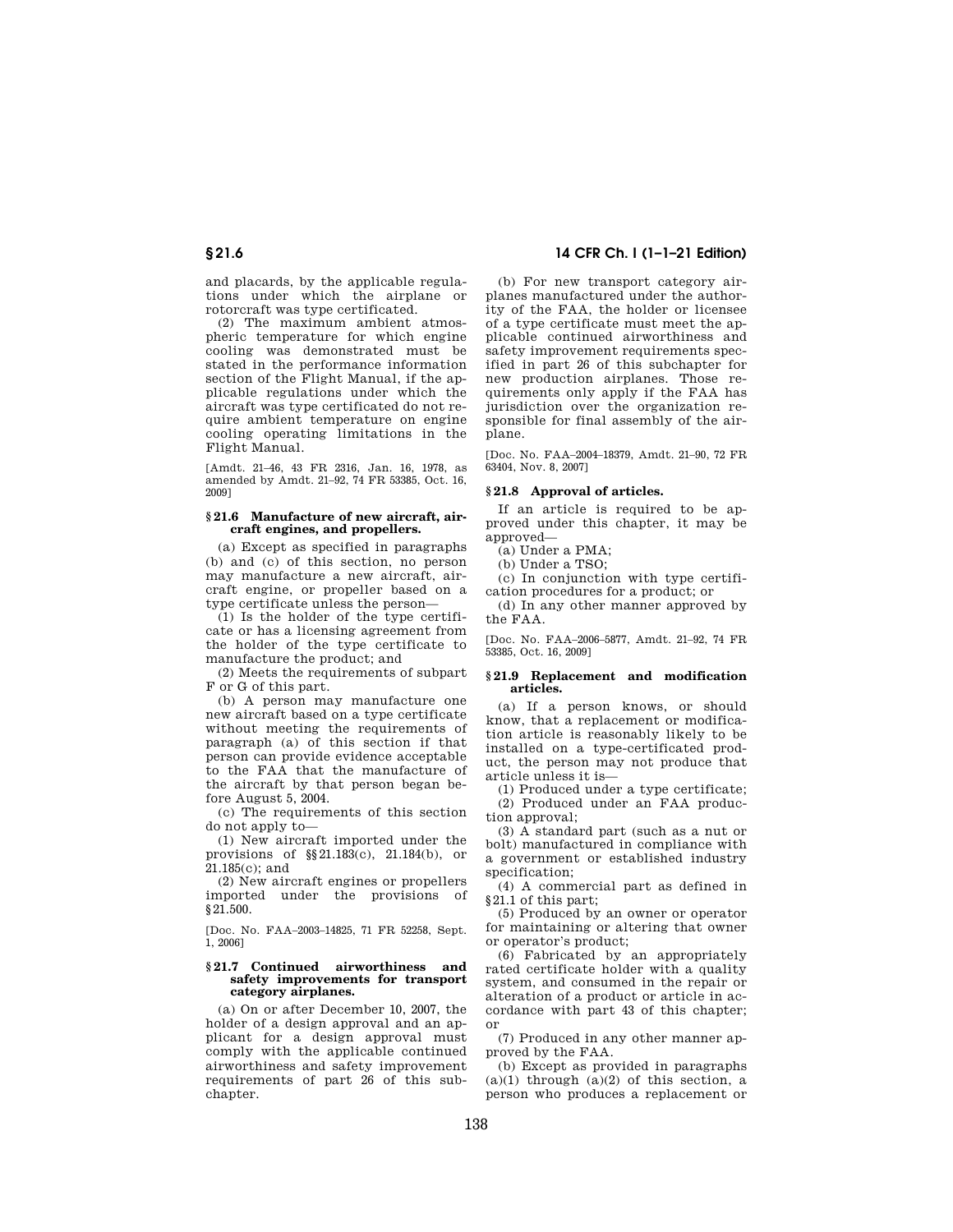and placards, by the applicable regulations under which the airplane or rotorcraft was type certificated.

(2) The maximum ambient atmospheric temperature for which engine cooling was demonstrated must be stated in the performance information section of the Flight Manual, if the applicable regulations under which the aircraft was type certificated do not require ambient temperature on engine cooling operating limitations in the Flight Manual.

[Amdt. 21–46, 43 FR 2316, Jan. 16, 1978, as amended by Amdt. 21–92, 74 FR 53385, Oct. 16, 2009]

### § 21.6 Manufacture of new aircraft, aircraft engines, and propellers.

(a) Except as specified in paragraphs (b) and (c) of this section, no person may manufacture a new aircraft, aircraft engine, or propeller based on a type certificate unless the person—

(1) Is the holder of the type certificate or has a licensing agreement from the holder of the type certificate to manufacture the product; and

(2) Meets the requirements of subpart F or G of this part.

(b) A person may manufacture one new aircraft based on a type certificate without meeting the requirements of paragraph (a) of this section if that person can provide evidence acceptable to the FAA that the manufacture of the aircraft by that person began before August 5, 2004.

(c) The requirements of this section do not apply to—

(1) New aircraft imported under the provisions of §§ 21.183(c), 21.184(b), or 21.185(c); and

(2) New aircraft engines or propellers imported under the provisions of § 21.500.

[Doc. No. FAA–2003–14825, 71 FR 52258, Sept. 1, 2006]

### § 21.7 Continued airworthiness and safety improvements for transport category airplanes.

(a) On or after December 10, 2007, the holder of a design approval and an applicant for a design approval must comply with the applicable continued airworthiness and safety improvement requirements of part 26 of this subchapter.

(b) For new transport category airplanes manufactured under the authority of the FAA, the holder or licensee of a type certificate must meet the applicable continued airworthiness and safety improvement requirements specified in part 26 of this subchapter for new production airplanes. Those requirements only apply if the FAA has jurisdiction over the organization responsible for final assembly of the airplane.

[Doc. No. FAA–2004–18379, Amdt. 21–90, 72 FR 63404, Nov. 8, 2007]

### § 21.8 Approval of articles.

If an article is required to be approved under this chapter, it may be approved—

(a) Under a PMA;

(b) Under a TSO;

(c) In conjunction with type certification procedures for a product; or

(d) In any other manner approved by the FAA.

[Doc. No. FAA–2006–5877, Amdt. 21–92, 74 FR 53385, Oct. 16, 2009]

### § 21.9 Replacement and modification articles.

(a) If a person knows, or should know, that a replacement or modification article is reasonably likely to be installed on a type-certificated product, the person may not produce that article unless it is—

(1) Produced under a type certificate;

(2) Produced under an FAA production approval;

(3) A standard part (such as a nut or bolt) manufactured in compliance with a government or established industry specification;

(4) A commercial part as defined in § 21.1 of this part;

(5) Produced by an owner or operator for maintaining or altering that owner or operator's product;

(6) Fabricated by an appropriately rated certificate holder with a quality system, and consumed in the repair or alteration of a product or article in accordance with part 43 of this chapter; or

(7) Produced in any other manner approved by the FAA.

(b) Except as provided in paragraphs (a)(1) through (a)(2) of this section, a person who produces a replacement or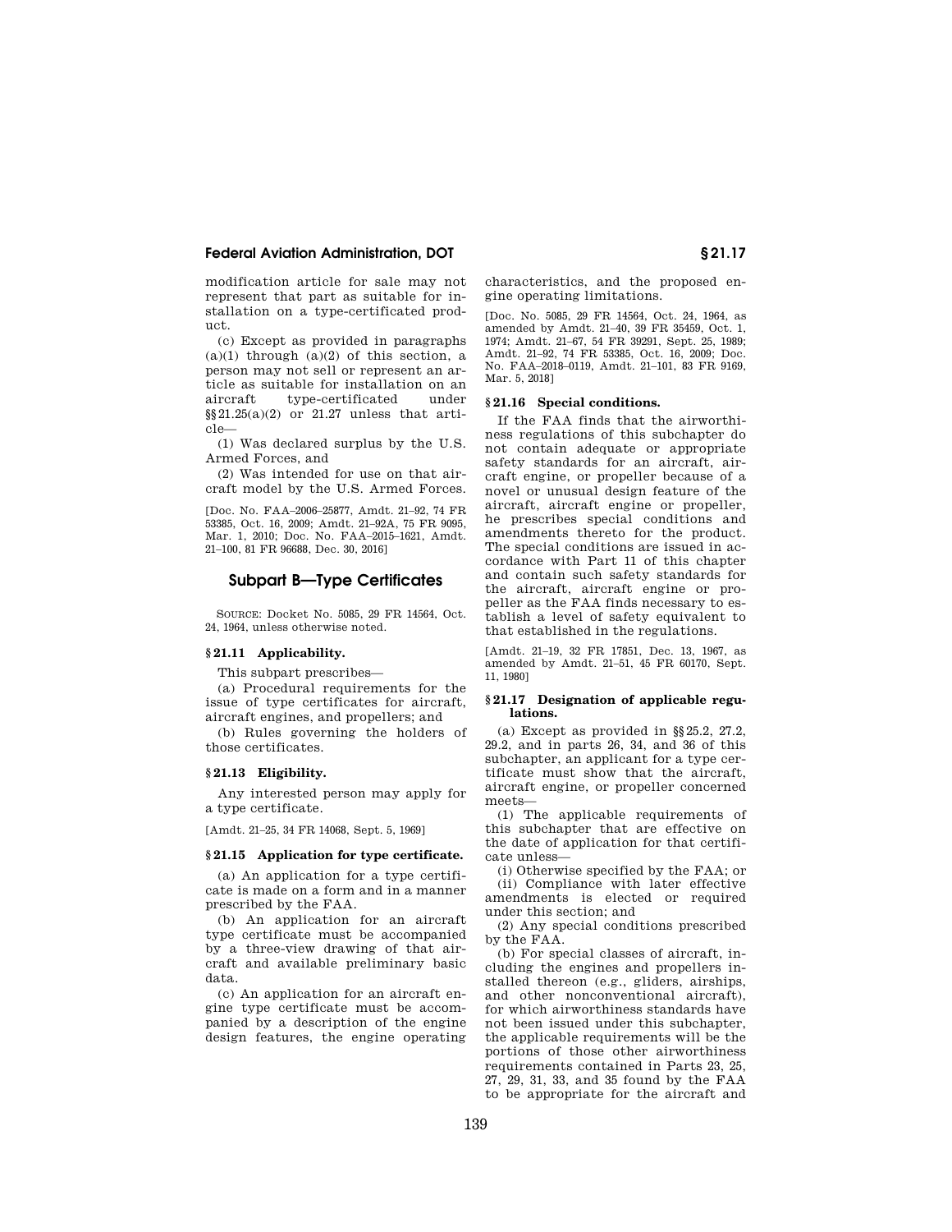modification article for sale may not represent that part as suitable for installation on a type-certificated product.

(c) Except as provided in paragraphs (a)(1) through (a)(2) of this section, a person may not sell or represent an article as suitable for installation on an aircraft type-certificated under §§21.25(a)(2) or 21.27 unless that article—

(1) Was declared surplus by the U.S. Armed Forces, and

(2) Was intended for use on that aircraft model by the U.S. Armed Forces.

[Doc. No. FAA–2006–25877, Amdt. 21–92, 74 FR 53385, Oct. 16, 2009; Amdt. 21–92A, 75 FR 9095, Mar. 1, 2010; Doc. No. FAA–2015–1621, Amdt. 21–100, 81 FR 96688, Dec. 30, 2016]

## Subpart B—Type Certificates

SOURCE: Docket No. 5085, 29 FR 14564, Oct. 24, 1964, unless otherwise noted.

### § 21.11 Applicability.

This subpart prescribes—

(a) Procedural requirements for the issue of type certificates for aircraft, aircraft engines, and propellers; and

(b) Rules governing the holders of those certificates.

### § 21.13 Eligibility.

Any interested person may apply for a type certificate.

[Amdt. 21–25, 34 FR 14068, Sept. 5, 1969]

### § 21.15 Application for type certificate.

(a) An application for a type certificate is made on a form and in a manner prescribed by the FAA.

(b) An application for an aircraft type certificate must be accompanied by a three-view drawing of that aircraft and available preliminary basic data.

(c) An application for an aircraft engine type certificate must be accompanied by a description of the engine design features, the engine operating characteristics, and the proposed engine operating limitations.

[Doc. No. 5085, 29 FR 14564, Oct. 24, 1964, as amended by Amdt. 21–40, 39 FR 35459, Oct. 1, 1974; Amdt. 21–67, 54 FR 39291, Sept. 25, 1989; Amdt. 21–92, 74 FR 53385, Oct. 16, 2009; Doc. No. FAA–2018–0119, Amdt. 21–101, 83 FR 9169, Mar. 5, 2018]

### § 21.16 Special conditions.

If the FAA finds that the airworthiness regulations of this subchapter do not contain adequate or appropriate safety standards for an aircraft, aircraft engine, or propeller because of a novel or unusual design feature of the aircraft, aircraft engine or propeller, he prescribes special conditions and amendments thereto for the product. The special conditions are issued in accordance with Part 11 of this chapter and contain such safety standards for the aircraft, aircraft engine or propeller as the FAA finds necessary to establish a level of safety equivalent to that established in the regulations.

[Amdt. 21–19, 32 FR 17851, Dec. 13, 1967, as amended by Amdt. 21–51, 45 FR 60170, Sept. 11, 1980]

### § 21.17 Designation of applicable regulations.

(a) Except as provided in §§25.2, 27.2, 29.2, and in parts 26, 34, and 36 of this subchapter, an applicant for a type certificate must show that the aircraft, aircraft engine, or propeller concerned meets—

(1) The applicable requirements of this subchapter that are effective on the date of application for that certificate unless—

(i) Otherwise specified by the FAA; or

(ii) Compliance with later effective amendments is elected or required under this section; and

(2) Any special conditions prescribed by the FAA.

(b) For special classes of aircraft, including the engines and propellers installed thereon (e.g., gliders, airships, and other nonconventional aircraft), for which airworthiness standards have not been issued under this subchapter, the applicable requirements will be the portions of those other airworthiness requirements contained in Parts 23, 25, 27, 29, 31, 33, and 35 found by the FAA to be appropriate for the aircraft and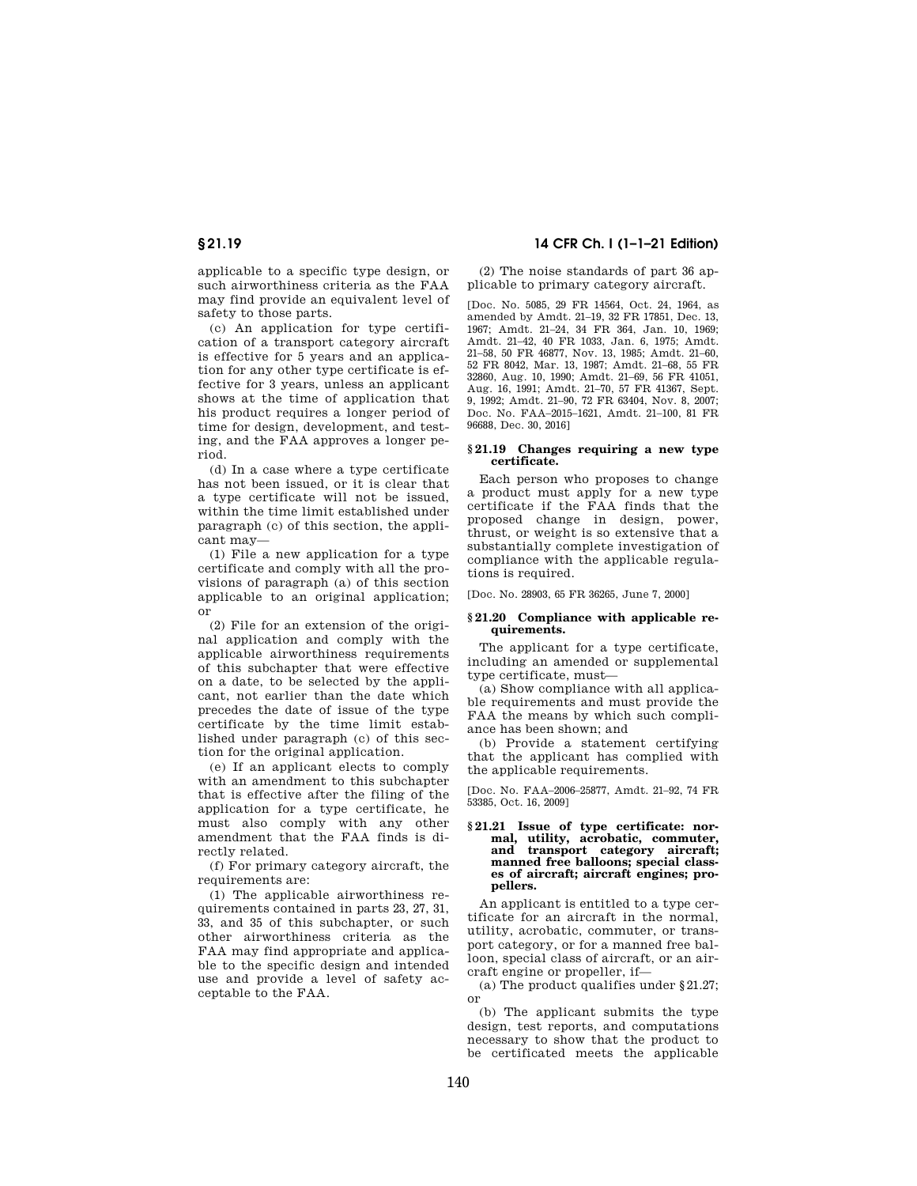applicable to a specific type design, or such airworthiness criteria as the FAA may find provide an equivalent level of safety to those parts.

(c) An application for type certification of a transport category aircraft is effective for 5 years and an application for any other type certificate is effective for 3 years, unless an applicant shows at the time of application that his product requires a longer period of time for design, development, and testing, and the FAA approves a longer period.

(d) In a case where a type certificate has not been issued, or it is clear that a type certificate will not be issued, within the time limit established under paragraph (c) of this section, the applicant may—

(1) File a new application for a type certificate and comply with all the provisions of paragraph (a) of this section applicable to an original application; or

(2) File for an extension of the original application and comply with the applicable airworthiness requirements of this subchapter that were effective on a date, to be selected by the applicant, not earlier than the date which precedes the date of issue of the type certificate by the time limit established under paragraph (c) of this section for the original application.

(e) If an applicant elects to comply with an amendment to this subchapter that is effective after the filing of the application for a type certificate, he must also comply with any other amendment that the FAA finds is directly related.

(f) For primary category aircraft, the requirements are:

(1) The applicable airworthiness requirements contained in parts 23, 27, 31, 33, and 35 of this subchapter, or such other airworthiness criteria as the FAA may find appropriate and applicable to the specific design and intended use and provide a level of safety acceptable to the FAA.

(2) The noise standards of part 36 applicable to primary category aircraft.

[Doc. No. 5085, 29 FR 14564, Oct. 24, 1964, as amended by Amdt. 21–19, 32 FR 17851, Dec. 13, 1967; Amdt. 21–24, 34 FR 364, Jan. 10, 1969; Amdt. 21–42, 40 FR 1033, Jan. 6, 1975; Amdt. 21–58, 50 FR 46877, Nov. 13, 1985; Amdt. 21–60, 52 FR 8042, Mar. 13, 1987; Amdt. 21–68, 55 FR 32860, Aug. 10, 1990; Amdt. 21–69, 56 FR 41051, Aug. 16, 1991; Amdt. 21–70, 57 FR 41367, Sept. 9, 1992; Amdt. 21–90, 72 FR 63404, Nov. 8, 2007; Doc. No. FAA–2015–1621, Amdt. 21–100, 81 FR 96688, Dec. 30, 2016]

### § 21.19 Changes requiring a new type certificate.

Each person who proposes to change a product must apply for a new type certificate if the FAA finds that the proposed change in design, power, thrust, or weight is so extensive that a substantially complete investigation of compliance with the applicable regulations is required.

[Doc. No. 28903, 65 FR 36265, June 7, 2000]

### § 21.20 Compliance with applicable requirements.

The applicant for a type certificate, including an amended or supplemental type certificate, must—

(a) Show compliance with all applicable requirements and must provide the FAA the means by which such compliance has been shown; and

(b) Provide a statement certifying that the applicant has complied with the applicable requirements.

[Doc. No. FAA–2006–25877, Amdt. 21–92, 74 FR 53385, Oct. 16, 2009]

### § 21.21 Issue of type certificate: normal, utility, acrobatic, commuter, and transport category aircraft; manned free balloons; special classes of aircraft; aircraft engines; propellers.

An applicant is entitled to a type certificate for an aircraft in the normal, utility, acrobatic, commuter, or transport category, or for a manned free balloon, special class of aircraft, or an aircraft engine or propeller, if—

(a) The product qualifies under § 21.27; or

(b) The applicant submits the type design, test reports, and computations necessary to show that the product to be certificated meets the applicable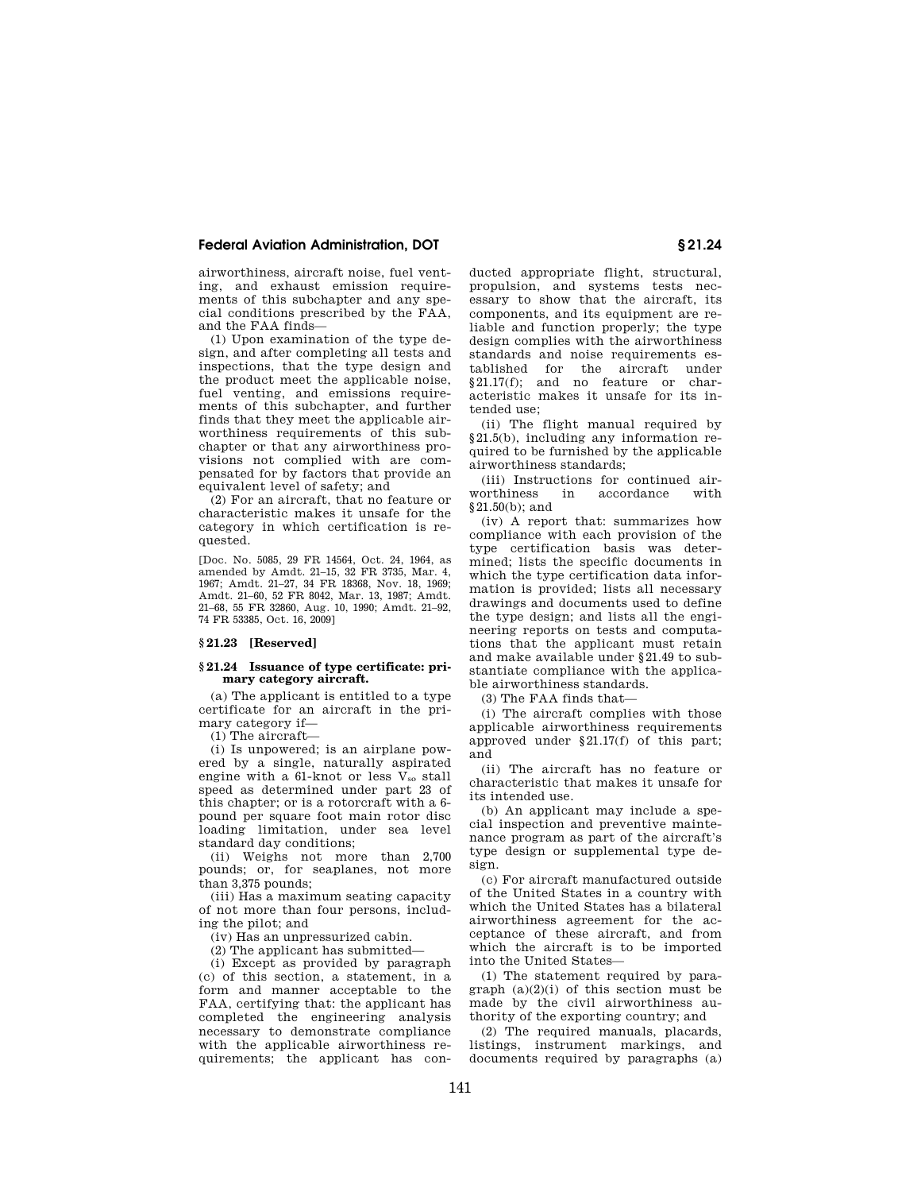airworthiness, aircraft noise, fuel venting, and exhaust emission requirements of this subchapter and any special conditions prescribed by the FAA, and the FAA finds—

(1) Upon examination of the type design, and after completing all tests and inspections, that the type design and the product meet the applicable noise, fuel venting, and emissions requirements of this subchapter, and further finds that they meet the applicable airworthiness requirements of this subchapter or that any airworthiness provisions not complied with are compensated for by factors that provide an equivalent level of safety; and

(2) For an aircraft, that no feature or characteristic makes it unsafe for the category in which certification is requested.

[Doc. No. 5085, 29 FR 14564, Oct. 24, 1964, as amended by Amdt. 21–15, 32 FR 3735, Mar. 4, 1967; Amdt. 21–27, 34 FR 18368, Nov. 18, 1969; Amdt. 21–60, 52 FR 8042, Mar. 13, 1987; Amdt. 21–68, 55 FR 32860, Aug. 10, 1990; Amdt. 21–92, 74 FR 53385, Oct. 16, 2009]

### § 21.23 [Reserved]

### § 21.24 Issuance of type certificate: primary category aircraft.

(a) The applicant is entitled to a type certificate for an aircraft in the primary category if—

(1) The aircraft—

(i) Is unpowered; is an airplane powered by a single, naturally aspirated engine with a 61-knot or less $V_{so}$ stall speed as determined under part 23 of this chapter; or is a rotorcraft with a 6-pound per square foot main rotor disc loading limitation, under sea level standard day conditions;

(ii) Weighs not more than 2,700 pounds; or, for seaplanes, not more than 3,375 pounds;

(iii) Has a maximum seating capacity of not more than four persons, including the pilot; and

(iv) Has an unpressurized cabin.

(2) The applicant has submitted—

(i) Except as provided by paragraph (c) of this section, a statement, in a form and manner acceptable to the FAA, certifying that: the applicant has completed the engineering analysis necessary to demonstrate compliance with the applicable airworthiness requirements; the applicant has conducted appropriate flight, structural, propulsion, and systems tests necessary to show that the aircraft, its components, and its equipment are reliable and function properly; the type design complies with the airworthiness standards and noise requirements established for the aircraft under §21.17(f); and no feature or characteristic makes it unsafe for its intended use;

(ii) The flight manual required by §21.5(b), including any information required to be furnished by the applicable airworthiness standards;

(iii) Instructions for continued airworthiness in accordance with §21.50(b); and

(iv) A report that: summarizes how compliance with each provision of the type certification basis was determined; lists the specific documents in which the type certification data information is provided; lists all necessary drawings and documents used to define the type design; and lists all the engineering reports on tests and computations that the applicant must retain and make available under §21.49 to substantiate compliance with the applicable airworthiness standards.

(3) The FAA finds that—

(i) The aircraft complies with those applicable airworthiness requirements approved under §21.17(f) of this part; and

(ii) The aircraft has no feature or characteristic that makes it unsafe for its intended use.

(b) An applicant may include a special inspection and preventive maintenance program as part of the aircraft's type design or supplemental type design.

(c) For aircraft manufactured outside of the United States in a country with which the United States has a bilateral airworthiness agreement for the acceptance of these aircraft, and from which the aircraft is to be imported into the United States—

(1) The statement required by paragraph (a)(2)(i) of this section must be made by the civil airworthiness authority of the exporting country; and

(2) The required manuals, placards, listings, instrument markings, and documents required by paragraphs (a)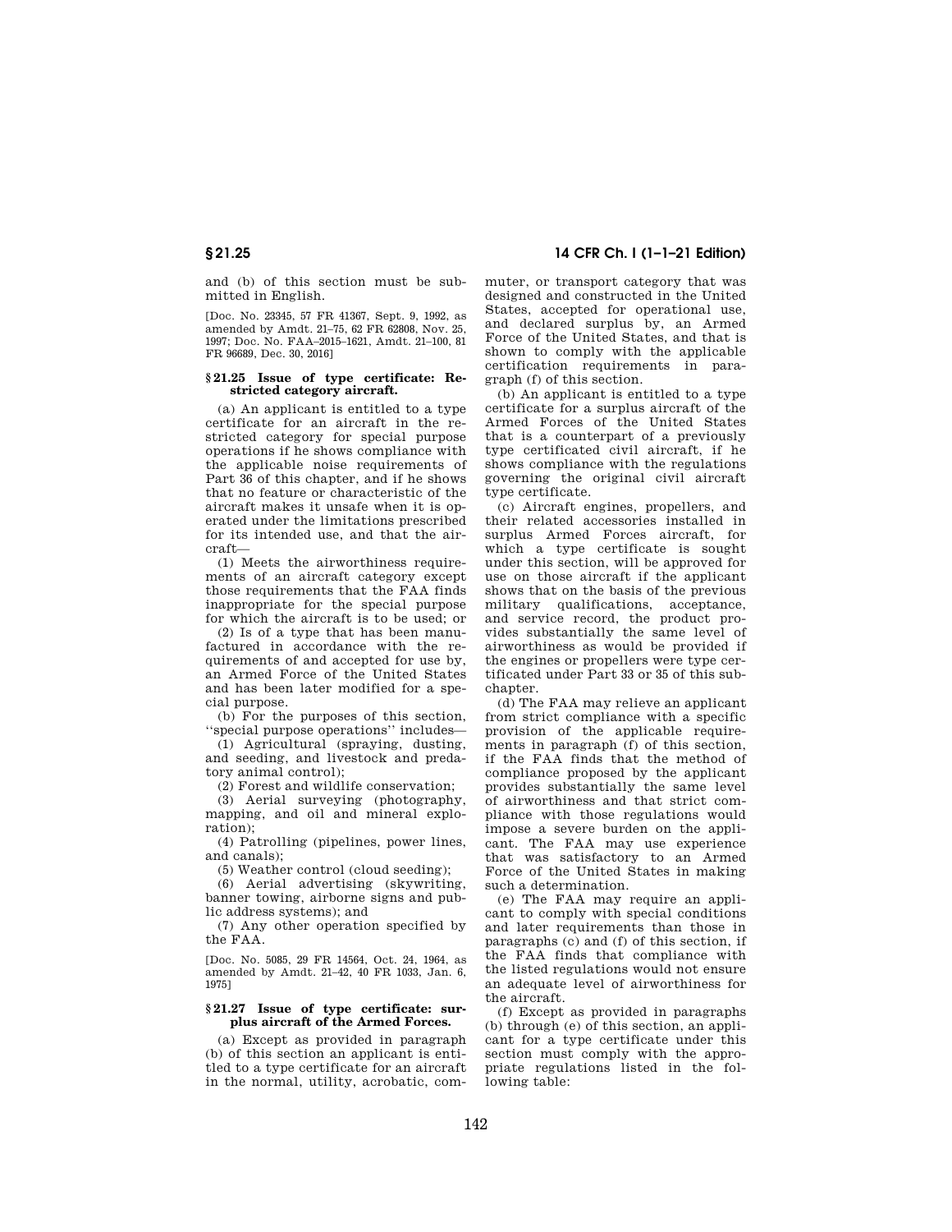and (b) of this section must be submitted in English.

[Doc. No. 23345, 57 FR 41367, Sept. 9, 1992, as amended by Amdt. 21–75, 62 FR 62808, Nov. 25, 1997; Doc. No. FAA–2015–1621, Amdt. 21–100, 81 FR 96689, Dec. 30, 2016]

### § 21.25 Issue of type certificate: Restricted category aircraft.

(a) An applicant is entitled to a type certificate for an aircraft in the restricted category for special purpose operations if he shows compliance with the applicable noise requirements of Part 36 of this chapter, and if he shows that no feature or characteristic of the aircraft makes it unsafe when it is operated under the limitations prescribed for its intended use, and that the aircraft—

(1) Meets the airworthiness requirements of an aircraft category except those requirements that the FAA finds inappropriate for the special purpose for which the aircraft is to be used; or

(2) Is of a type that has been manufactured in accordance with the requirements of and accepted for use by, an Armed Force of the United States and has been later modified for a special purpose.

(b) For the purposes of this section, ''special purpose operations'' includes—

(1) Agricultural (spraying, dusting, and seeding, and livestock and predatory animal control);

(2) Forest and wildlife conservation;

(3) Aerial surveying (photography, mapping, and oil and mineral exploration);

(4) Patrolling (pipelines, power lines, and canals);

(5) Weather control (cloud seeding);

(6) Aerial advertising (skywriting, banner towing, airborne signs and public address systems); and

(7) Any other operation specified by the FAA.

[Doc. No. 5085, 29 FR 14564, Oct. 24, 1964, as amended by Amdt. 21–42, 40 FR 1033, Jan. 6, 1975]

### § 21.27 Issue of type certificate: surplus aircraft of the Armed Forces.

(a) Except as provided in paragraph (b) of this section an applicant is entitled to a type certificate for an aircraft in the normal, utility, acrobatic, commuter, or transport category that was designed and constructed in the United States, accepted for operational use, and declared surplus by, an Armed Force of the United States, and that is shown to comply with the applicable certification requirements in paragraph (f) of this section.

(b) An applicant is entitled to a type certificate for a surplus aircraft of the Armed Forces of the United States that is a counterpart of a previously type certificated civil aircraft, if he shows compliance with the regulations governing the original civil aircraft type certificate.

(c) Aircraft engines, propellers, and their related accessories installed in surplus Armed Forces aircraft, for which a type certificate is sought under this section, will be approved for use on those aircraft if the applicant shows that on the basis of the previous military qualifications, acceptance, and service record, the product provides substantially the same level of airworthiness as would be provided if the engines or propellers were type certificated under Part 33 or 35 of this subchapter.

(d) The FAA may relieve an applicant from strict compliance with a specific provision of the applicable requirements in paragraph (f) of this section, if the FAA finds that the method of compliance proposed by the applicant provides substantially the same level of airworthiness and that strict compliance with those regulations would impose a severe burden on the applicant. The FAA may use experience that was satisfactory to an Armed Force of the United States in making such a determination.

(e) The FAA may require an applicant to comply with special conditions and later requirements than those in paragraphs (c) and (f) of this section, if the FAA finds that compliance with the listed regulations would not ensure an adequate level of airworthiness for the aircraft.

(f) Except as provided in paragraphs (b) through (e) of this section, an applicant for a type certificate under this section must comply with the appropriate regulations listed in the following table: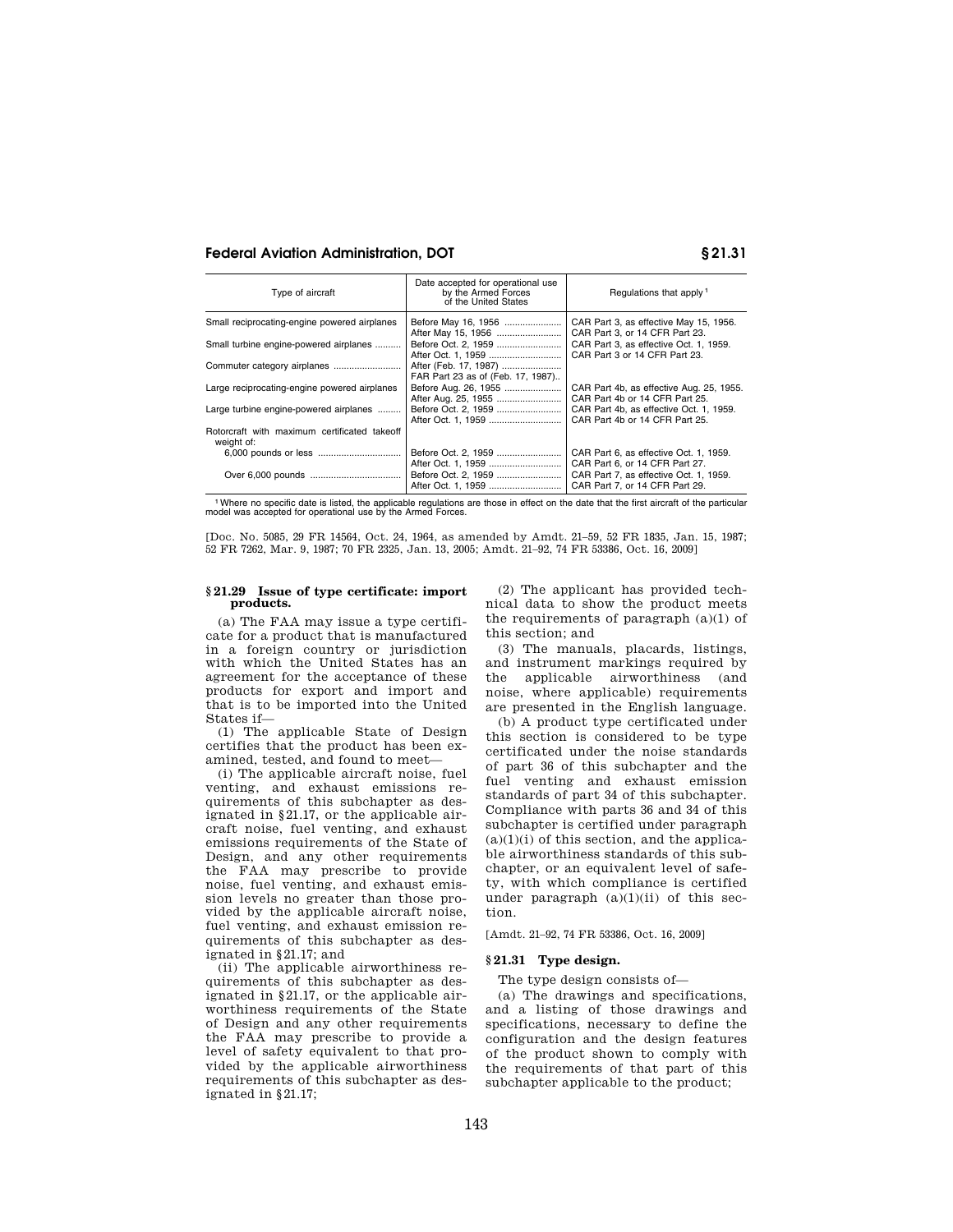| Type of aircraft | Date accepted for operational use by the Armed Forces of the United States | Regulations that apply [1] |
|---|---|---|
| Small reciprocating-engine powered airplanes | Before May 16, 1956 | CAR Part 3, as effective May 15, 1956. |
| | After May 15, 1956 | CAR Part 3, or 14 CFR Part 23. |
| Small turbine engine-powered airplanes | Before Oct. 2, 1959 | CAR Part 3, as effective Oct. 1, 1959. |
| | After Oct. 1, 1959 | CAR Part 3 or 14 CFR Part 23. |
| Commuter category airplanes | After (Feb. 17, 1987) | |
| | FAR Part 23 as of (Feb. 17, 1987).. | |
| Large reciprocating-engine powered airplanes | Before Aug. 26, 1955 | CAR Part 4b, as effective Aug. 25, 1955. |
| | After Aug. 25, 1955 | CAR Part 4b or 14 CFR Part 25. |
| Large turbine engine-powered airplanes | Before Oct. 2, 1959 | CAR Part 4b, as effective Oct. 1, 1959. |
| | After Oct. 1, 1959 | CAR Part 4b or 14 CFR Part 25. |
| Rotorcraft with maximum certificated takeoff weight of: | | |
| 6,000 pounds or less | Before Oct. 2, 1959 | CAR Part 6, as effective Oct. 1, 1959. |
| | After Oct. 1, 1959 | CAR Part 6, or 14 CFR Part 27. |
| Over 6,000 pounds | Before Oct. 2, 1959 | CAR Part 7, as effective Oct. 1, 1959. |
| | After Oct. 1, 1959 | CAR Part 7, or 14 CFR Part 29. |

[1] Where no specific date is listed, the applicable regulations are those in effect on the date that the first aircraft of the particular model was accepted for operational use by the Armed Forces.

[Doc. No. 5085, 29 FR 14564, Oct. 24, 1964, as amended by Amdt. 21–59, 52 FR 1835, Jan. 15, 1987; 52 FR 7262, Mar. 9, 1987; 70 FR 2325, Jan. 13, 2005; Amdt. 21–92, 74 FR 53386, Oct. 16, 2009]

### § 21.29 Issue of type certificate: import products.

(a) The FAA may issue a type certificate for a product that is manufactured in a foreign country or jurisdiction with which the United States has an agreement for the acceptance of these products for export and import and that is to be imported into the United States if—

(1) The applicable State of Design certifies that the product has been examined, tested, and found to meet—

(i) The applicable aircraft noise, fuel venting, and exhaust emissions requirements of this subchapter as designated in § 21.17, or the applicable aircraft noise, fuel venting, and exhaust emissions requirements of the State of Design, and any other requirements the FAA may prescribe to provide noise, fuel venting, and exhaust emission levels no greater than those provided by the applicable aircraft noise, fuel venting, and exhaust emission requirements of this subchapter as designated in § 21.17; and

(ii) The applicable airworthiness requirements of this subchapter as designated in § 21.17, or the applicable airworthiness requirements of the State of Design and any other requirements the FAA may prescribe to provide a level of safety equivalent to that provided by the applicable airworthiness requirements of this subchapter as designated in § 21.17;

(2) The applicant has provided technical data to show the product meets the requirements of paragraph (a)(1) of this section; and

(3) The manuals, placards, listings, and instrument markings required by the applicable airworthiness (and noise, where applicable) requirements are presented in the English language.

(b) A product type certificated under this section is considered to be type certificated under the noise standards of part 36 of this subchapter and the fuel venting and exhaust emission standards of part 34 of this subchapter. Compliance with parts 36 and 34 of this subchapter is certified under paragraph (a)(1)(i) of this section, and the applicable airworthiness standards of this subchapter, or an equivalent level of safety, with which compliance is certified under paragraph (a)(1)(ii) of this section.

[Amdt. 21–92, 74 FR 53386, Oct. 16, 2009]

### § 21.31 Type design.

The type design consists of—

(a) The drawings and specifications, and a listing of those drawings and specifications, necessary to define the configuration and the design features of the product shown to comply with the requirements of that part of this subchapter applicable to the product;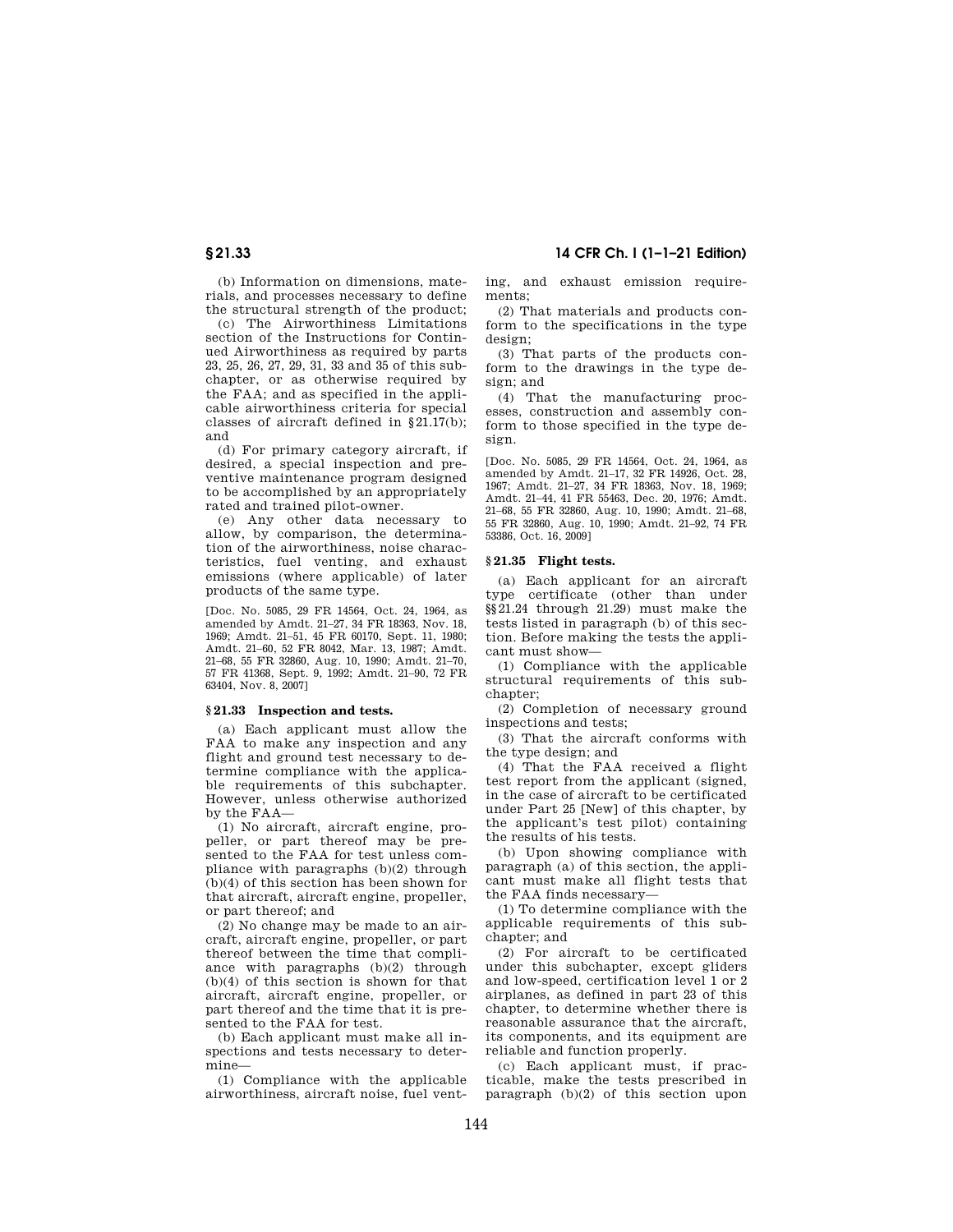(b) Information on dimensions, materials, and processes necessary to define the structural strength of the product;

(c) The Airworthiness Limitations section of the Instructions for Continued Airworthiness as required by parts 23, 25, 26, 27, 29, 31, 33 and 35 of this subchapter, or as otherwise required by the FAA; and as specified in the applicable airworthiness criteria for special classes of aircraft defined in §21.17(b); and

(d) For primary category aircraft, if desired, a special inspection and preventive maintenance program designed to be accomplished by an appropriately rated and trained pilot-owner.

(e) Any other data necessary to allow, by comparison, the determination of the airworthiness, noise characteristics, fuel venting, and exhaust emissions (where applicable) of later products of the same type.

[Doc. No. 5085, 29 FR 14564, Oct. 24, 1964, as amended by Amdt. 21–27, 34 FR 18363, Nov. 18, 1969; Amdt. 21–51, 45 FR 60170, Sept. 11, 1980; Amdt. 21–60, 52 FR 8042, Mar. 13, 1987; Amdt. 21–68, 55 FR 32860, Aug. 10, 1990; Amdt. 21–70, 57 FR 41368, Sept. 9, 1992; Amdt. 21–90, 72 FR 63404, Nov. 8, 2007]

### § 21.33 Inspection and tests.

(a) Each applicant must allow the FAA to make any inspection and any flight and ground test necessary to determine compliance with the applicable requirements of this subchapter. However, unless otherwise authorized by the FAA—

(1) No aircraft, aircraft engine, propeller, or part thereof may be presented to the FAA for test unless compliance with paragraphs (b)(2) through (b)(4) of this section has been shown for that aircraft, aircraft engine, propeller, or part thereof; and

(2) No change may be made to an aircraft, aircraft engine, propeller, or part thereof between the time that compliance with paragraphs (b)(2) through (b)(4) of this section is shown for that aircraft, aircraft engine, propeller, or part thereof and the time that it is presented to the FAA for test.

(b) Each applicant must make all inspections and tests necessary to determine—

(1) Compliance with the applicable airworthiness, aircraft noise, fuel venting, and exhaust emission requirements;

(2) That materials and products conform to the specifications in the type design;

(3) That parts of the products conform to the drawings in the type design; and

(4) That the manufacturing processes, construction and assembly conform to those specified in the type design.

[Doc. No. 5085, 29 FR 14564, Oct. 24, 1964, as amended by Amdt. 21–17, 32 FR 14926, Oct. 28, 1967; Amdt. 21–27, 34 FR 18363, Nov. 18, 1969; Amdt. 21–44, 41 FR 55463, Dec. 20, 1976; Amdt. 21–68, 55 FR 32860, Aug. 10, 1990; Amdt. 21–68, 55 FR 32860, Aug. 10, 1990; Amdt. 21–92, 74 FR 53386, Oct. 16, 2009]

### § 21.35 Flight tests.

(a) Each applicant for an aircraft type certificate (other than under §§21.24 through 21.29) must make the tests listed in paragraph (b) of this section. Before making the tests the applicant must show—

(1) Compliance with the applicable structural requirements of this subchapter;

(2) Completion of necessary ground inspections and tests;

(3) That the aircraft conforms with the type design; and

(4) That the FAA received a flight test report from the applicant (signed, in the case of aircraft to be certificated under Part 25 [New] of this chapter, by the applicant's test pilot) containing the results of his tests.

(b) Upon showing compliance with paragraph (a) of this section, the applicant must make all flight tests that the FAA finds necessary—

(1) To determine compliance with the applicable requirements of this subchapter; and

(2) For aircraft to be certificated under this subchapter, except gliders and low-speed, certification level 1 or 2 airplanes, as defined in part 23 of this chapter, to determine whether there is reasonable assurance that the aircraft, its components, and its equipment are reliable and function properly.

(c) Each applicant must, if practicable, make the tests prescribed in paragraph (b)(2) of this section upon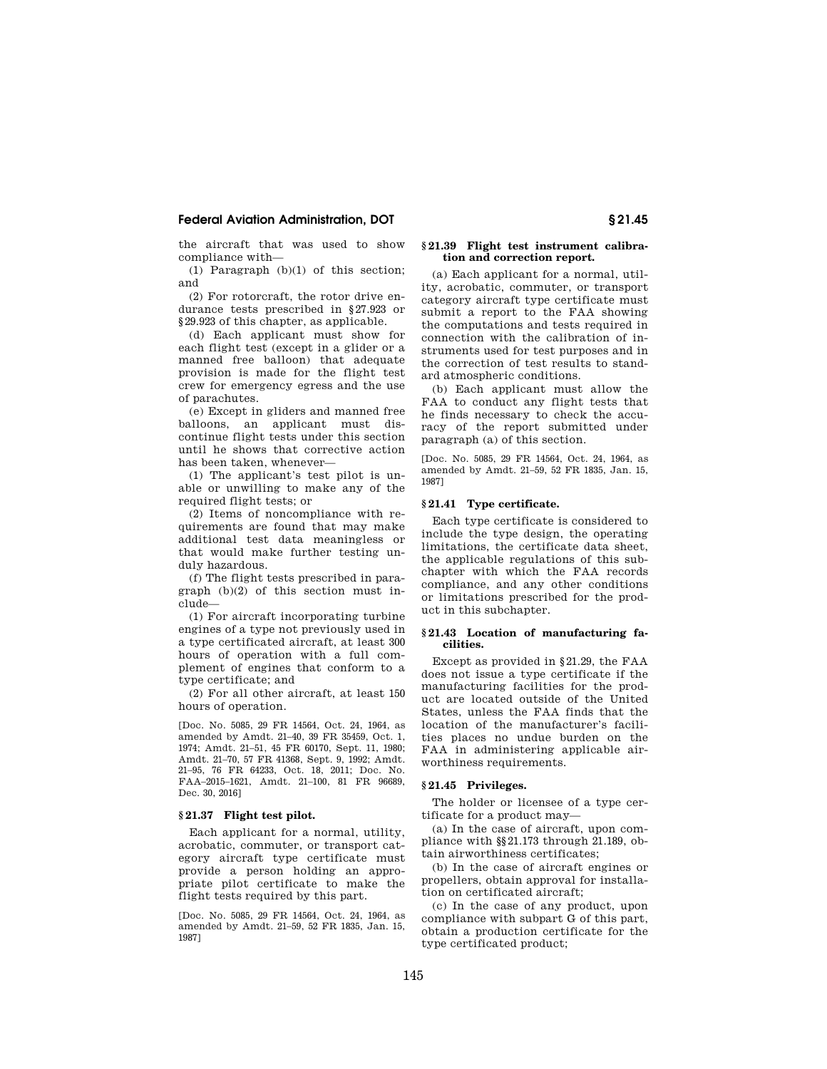the aircraft that was used to show compliance with—

(1) Paragraph (b)(1) of this section; and

(2) For rotorcraft, the rotor drive endurance tests prescribed in §27.923 or §29.923 of this chapter, as applicable.

(d) Each applicant must show for each flight test (except in a glider or a manned free balloon) that adequate provision is made for the flight test crew for emergency egress and the use of parachutes.

(e) Except in gliders and manned free balloons, an applicant must discontinue flight tests under this section until he shows that corrective action has been taken, whenever—

(1) The applicant's test pilot is unable or unwilling to make any of the required flight tests; or

(2) Items of noncompliance with requirements are found that may make additional test data meaningless or that would make further testing unduly hazardous.

(f) The flight tests prescribed in paragraph (b)(2) of this section must include—

(1) For aircraft incorporating turbine engines of a type not previously used in a type certificated aircraft, at least 300 hours of operation with a full complement of engines that conform to a type certificate; and

(2) For all other aircraft, at least 150 hours of operation.

[Doc. No. 5085, 29 FR 14564, Oct. 24, 1964, as amended by Amdt. 21–40, 39 FR 35459, Oct. 1, 1974; Amdt. 21–51, 45 FR 60170, Sept. 11, 1980; Amdt. 21–70, 57 FR 41368, Sept. 9, 1992; Amdt. 21–95, 76 FR 64233, Oct. 18, 2011; Doc. No. FAA–2015–1621, Amdt. 21–100, 81 FR 96689, Dec. 30, 2016]

### § 21.37 Flight test pilot.

Each applicant for a normal, utility, acrobatic, commuter, or transport category aircraft type certificate must provide a person holding an appropriate pilot certificate to make the flight tests required by this part.

[Doc. No. 5085, 29 FR 14564, Oct. 24, 1964, as amended by Amdt. 21–59, 52 FR 1835, Jan. 15, 1987]

### § 21.39 Flight test instrument calibration and correction report.

(a) Each applicant for a normal, utility, acrobatic, commuter, or transport category aircraft type certificate must submit a report to the FAA showing the computations and tests required in connection with the calibration of instruments used for test purposes and in the correction of test results to standard atmospheric conditions.

(b) Each applicant must allow the FAA to conduct any flight tests that he finds necessary to check the accuracy of the report submitted under paragraph (a) of this section.

[Doc. No. 5085, 29 FR 14564, Oct. 24, 1964, as amended by Amdt. 21–59, 52 FR 1835, Jan. 15, 1987]

### § 21.41 Type certificate.

Each type certificate is considered to include the type design, the operating limitations, the certificate data sheet, the applicable regulations of this subchapter with which the FAA records compliance, and any other conditions or limitations prescribed for the product in this subchapter.

### § 21.43 Location of manufacturing facilities.

Except as provided in §21.29, the FAA does not issue a type certificate if the manufacturing facilities for the product are located outside of the United States, unless the FAA finds that the location of the manufacturer's facilities places no undue burden on the FAA in administering applicable airworthiness requirements.

### § 21.45 Privileges.

The holder or licensee of a type certificate for a product may—

(a) In the case of aircraft, upon compliance with §§21.173 through 21.189, obtain airworthiness certificates;

(b) In the case of aircraft engines or propellers, obtain approval for installation on certificated aircraft;

(c) In the case of any product, upon compliance with subpart G of this part, obtain a production certificate for the type certificated product;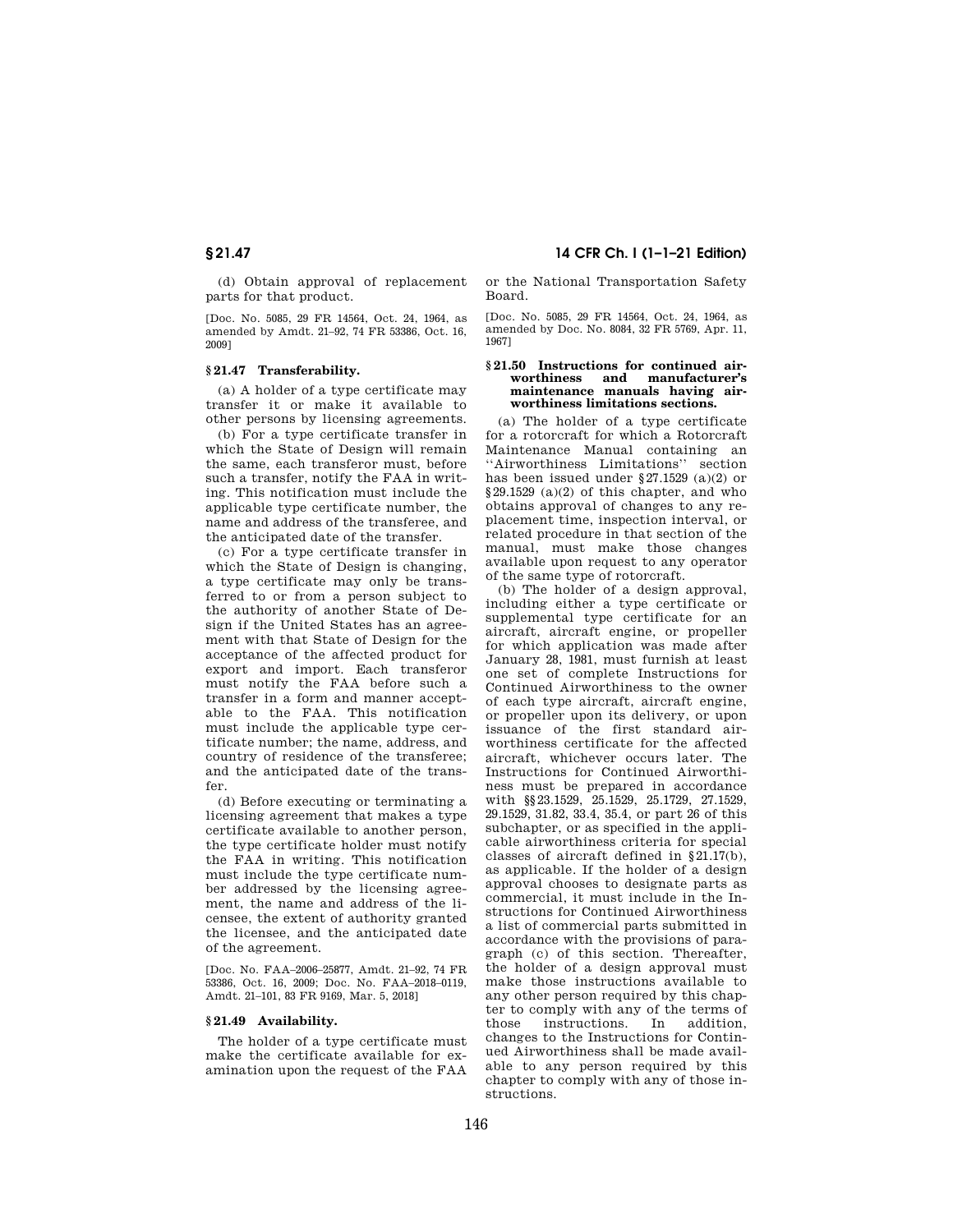(d) Obtain approval of replacement parts for that product.

[Doc. No. 5085, 29 FR 14564, Oct. 24, 1964, as amended by Amdt. 21–92, 74 FR 53386, Oct. 16, 2009]

### § 21.47 Transferability.

(a) A holder of a type certificate may transfer it or make it available to other persons by licensing agreements.

(b) For a type certificate transfer in which the State of Design will remain the same, each transferor must, before such a transfer, notify the FAA in writing. This notification must include the applicable type certificate number, the name and address of the transferee, and the anticipated date of the transfer.

(c) For a type certificate transfer in which the State of Design is changing, a type certificate may only be transferred to or from a person subject to the authority of another State of Design if the United States has an agreement with that State of Design for the acceptance of the affected product for export and import. Each transferor must notify the FAA before such a transfer in a form and manner acceptable to the FAA. This notification must include the applicable type certificate number; the name, address, and country of residence of the transferee; and the anticipated date of the transfer.

(d) Before executing or terminating a licensing agreement that makes a type certificate available to another person, the type certificate holder must notify the FAA in writing. This notification must include the type certificate number addressed by the licensing agreement, the name and address of the licensee, the extent of authority granted the licensee, and the anticipated date of the agreement.

[Doc. No. FAA–2006–25877, Amdt. 21–92, 74 FR 53386, Oct. 16, 2009; Doc. No. FAA–2018–0119, Amdt. 21–101, 83 FR 9169, Mar. 5, 2018]

### § 21.49 Availability.

The holder of a type certificate must make the certificate available for examination upon the request of the FAA or the National Transportation Safety Board.

[Doc. No. 5085, 29 FR 14564, Oct. 24, 1964, as amended by Doc. No. 8084, 32 FR 5769, Apr. 11, 1967]

### § 21.50 Instructions for continued airworthiness and manufacturer's maintenance manuals having airworthiness limitations sections.

(a) The holder of a type certificate for a rotorcraft for which a Rotorcraft Maintenance Manual containing an ''Airworthiness Limitations'' section has been issued under §27.1529 (a)(2) or §29.1529 (a)(2) of this chapter, and who obtains approval of changes to any replacement time, inspection interval, or related procedure in that section of the manual, must make those changes available upon request to any operator of the same type of rotorcraft.

(b) The holder of a design approval, including either a type certificate or supplemental type certificate for an aircraft, aircraft engine, or propeller for which application was made after January 28, 1981, must furnish at least one set of complete Instructions for Continued Airworthiness to the owner of each type aircraft, aircraft engine, or propeller upon its delivery, or upon issuance of the first standard airworthiness certificate for the affected aircraft, whichever occurs later. The Instructions for Continued Airworthiness must be prepared in accordance with §§23.1529, 25.1529, 25.1729, 27.1529, 29.1529, 31.82, 33.4, 35.4, or part 26 of this subchapter, or as specified in the applicable airworthiness criteria for special classes of aircraft defined in §21.17(b), as applicable. If the holder of a design approval chooses to designate parts as commercial, it must include in the Instructions for Continued Airworthiness a list of commercial parts submitted in accordance with the provisions of paragraph (c) of this section. Thereafter, the holder of a design approval must make those instructions available to any other person required by this chapter to comply with any of the terms of those instructions. In addition, changes to the Instructions for Continued Airworthiness shall be made available to any person required by this chapter to comply with any of those instructions.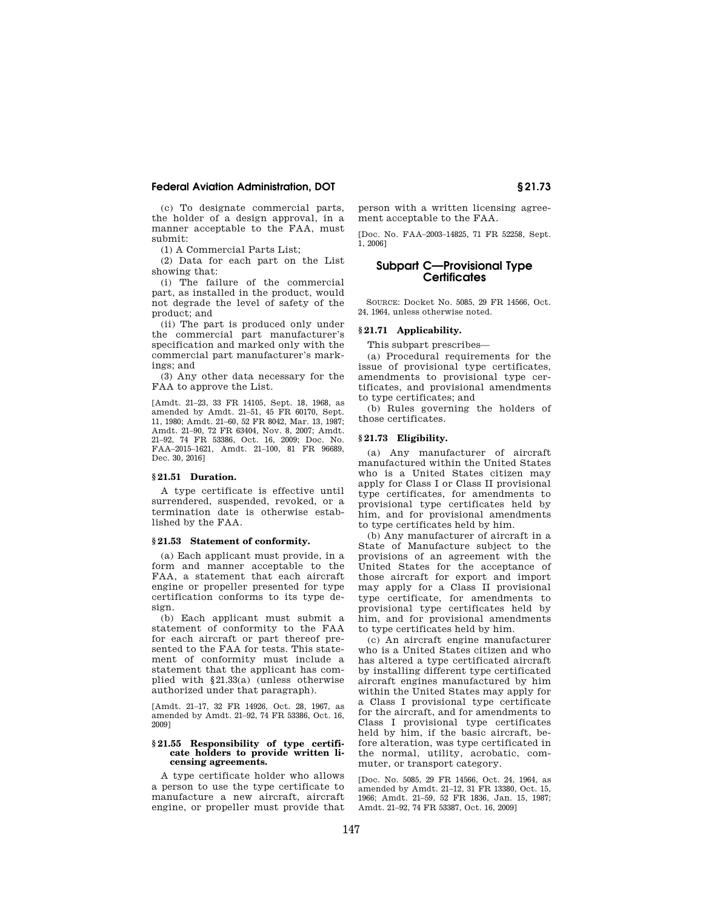(c) To designate commercial parts, the holder of a design approval, in a manner acceptable to the FAA, must submit:

(1) A Commercial Parts List;

(2) Data for each part on the List showing that:

(i) The failure of the commercial part, as installed in the product, would not degrade the level of safety of the product; and

(ii) The part is produced only under the commercial part manufacturer's specification and marked only with the commercial part manufacturer's markings; and

(3) Any other data necessary for the FAA to approve the List.

[Amdt. 21–23, 33 FR 14105, Sept. 18, 1968, as amended by Amdt. 21–51, 45 FR 60170, Sept. 11, 1980; Amdt. 21–60, 52 FR 8042, Mar. 13, 1987; Amdt. 21–90, 72 FR 63404, Nov. 8, 2007; Amdt. 21–92, 74 FR 53386, Oct. 16, 2009; Doc. No. FAA–2015–1621, Amdt. 21–100, 81 FR 96689, Dec. 30, 2016]

### § 21.51 Duration.

A type certificate is effective until surrendered, suspended, revoked, or a termination date is otherwise established by the FAA.

### § 21.53 Statement of conformity.

(a) Each applicant must provide, in a form and manner acceptable to the FAA, a statement that each aircraft engine or propeller presented for type certification conforms to its type design.

(b) Each applicant must submit a statement of conformity to the FAA for each aircraft or part thereof presented to the FAA for tests. This statement of conformity must include a statement that the applicant has complied with §21.33(a) (unless otherwise authorized under that paragraph).

[Amdt. 21–17, 32 FR 14926, Oct. 28, 1967, as amended by Amdt. 21–92, 74 FR 53386, Oct. 16, 2009]

### § 21.55 Responsibility of type certificate holders to provide written licensing agreements.

A type certificate holder who allows a person to use the type certificate to manufacture a new aircraft, aircraft engine, or propeller must provide that person with a written licensing agreement acceptable to the FAA.

[Doc. No. FAA–2003–14825, 71 FR 52258, Sept. 1, 2006]

## Subpart C—Provisional Type Certificates

SOURCE: Docket No. 5085, 29 FR 14566, Oct. 24, 1964, unless otherwise noted.

### § 21.71 Applicability.

This subpart prescribes—

(a) Procedural requirements for the issue of provisional type certificates, amendments to provisional type certificates, and provisional amendments to type certificates; and

(b) Rules governing the holders of those certificates.

### § 21.73 Eligibility.

(a) Any manufacturer of aircraft manufactured within the United States who is a United States citizen may apply for Class I or Class II provisional type certificates, for amendments to provisional type certificates held by him, and for provisional amendments to type certificates held by him.

(b) Any manufacturer of aircraft in a State of Manufacture subject to the provisions of an agreement with the United States for the acceptance of those aircraft for export and import may apply for a Class II provisional type certificate, for amendments to provisional type certificates held by him, and for provisional amendments to type certificates held by him.

(c) An aircraft engine manufacturer who is a United States citizen and who has altered a type certificated aircraft by installing different type certificated aircraft engines manufactured by him within the United States may apply for a Class I provisional type certificate for the aircraft, and for amendments to Class I provisional type certificates held by him, if the basic aircraft, before alteration, was type certificated in the normal, utility, acrobatic, commuter, or transport category.

[Doc. No. 5085, 29 FR 14566, Oct. 24, 1964, as amended by Amdt. 21–12, 31 FR 13380, Oct. 15, 1966; Amdt. 21–59, 52 FR 1836, Jan. 15, 1987; Amdt. 21–92, 74 FR 53387, Oct. 16, 2009]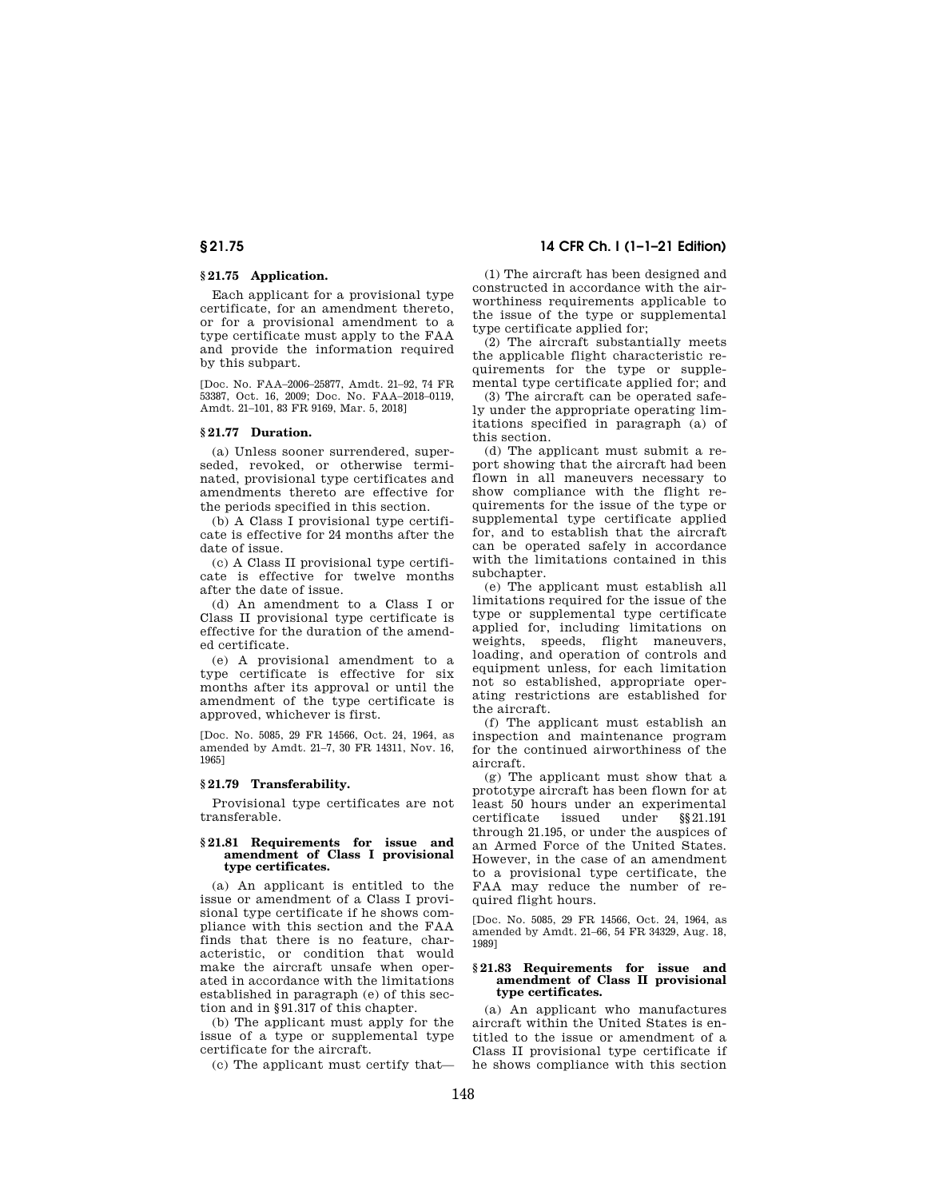### § 21.75 Application.

Each applicant for a provisional type certificate, for an amendment thereto, or for a provisional amendment to a type certificate must apply to the FAA and provide the information required by this subpart.

[Doc. No. FAA–2006–25877, Amdt. 21–92, 74 FR 53387, Oct. 16, 2009; Doc. No. FAA–2018–0119, Amdt. 21–101, 83 FR 9169, Mar. 5, 2018]

### § 21.77 Duration.

(a) Unless sooner surrendered, superseded, revoked, or otherwise terminated, provisional type certificates and amendments thereto are effective for the periods specified in this section.

(b) A Class I provisional type certificate is effective for 24 months after the date of issue.

(c) A Class II provisional type certificate is effective for twelve months after the date of issue.

(d) An amendment to a Class I or Class II provisional type certificate is effective for the duration of the amended certificate.

(e) A provisional amendment to a type certificate is effective for six months after its approval or until the amendment of the type certificate is approved, whichever is first.

[Doc. No. 5085, 29 FR 14566, Oct. 24, 1964, as amended by Amdt. 21–7, 30 FR 14311, Nov. 16, 1965]

### § 21.79 Transferability.

Provisional type certificates are not transferable.

### § 21.81 Requirements for issue and amendment of Class I provisional type certificates.

(a) An applicant is entitled to the issue or amendment of a Class I provisional type certificate if he shows compliance with this section and the FAA finds that there is no feature, characteristic, or condition that would make the aircraft unsafe when operated in accordance with the limitations established in paragraph (e) of this section and in §91.317 of this chapter.

(b) The applicant must apply for the issue of a type or supplemental type certificate for the aircraft.

(c) The applicant must certify that—

(1) The aircraft has been designed and constructed in accordance with the airworthiness requirements applicable to the issue of the type or supplemental type certificate applied for;

(2) The aircraft substantially meets the applicable flight characteristic requirements for the type or supplemental type certificate applied for; and

(3) The aircraft can be operated safely under the appropriate operating limitations specified in paragraph (a) of this section.

(d) The applicant must submit a report showing that the aircraft had been flown in all maneuvers necessary to show compliance with the flight requirements for the issue of the type or supplemental type certificate applied for, and to establish that the aircraft can be operated safely in accordance with the limitations contained in this subchapter.

(e) The applicant must establish all limitations required for the issue of the type or supplemental type certificate applied for, including limitations on weights, speeds, flight maneuvers, loading, and operation of controls and equipment unless, for each limitation not so established, appropriate operating restrictions are established for the aircraft.

(f) The applicant must establish an inspection and maintenance program for the continued airworthiness of the aircraft.

(g) The applicant must show that a prototype aircraft has been flown for at least 50 hours under an experimental certificate issued under §§21.191 through 21.195, or under the auspices of an Armed Force of the United States. However, in the case of an amendment to a provisional type certificate, the FAA may reduce the number of required flight hours.

[Doc. No. 5085, 29 FR 14566, Oct. 24, 1964, as amended by Amdt. 21–66, 54 FR 34329, Aug. 18, 1989]

### § 21.83 Requirements for issue and amendment of Class II provisional type certificates.

(a) An applicant who manufactures aircraft within the United States is entitled to the issue or amendment of a Class II provisional type certificate if he shows compliance with this section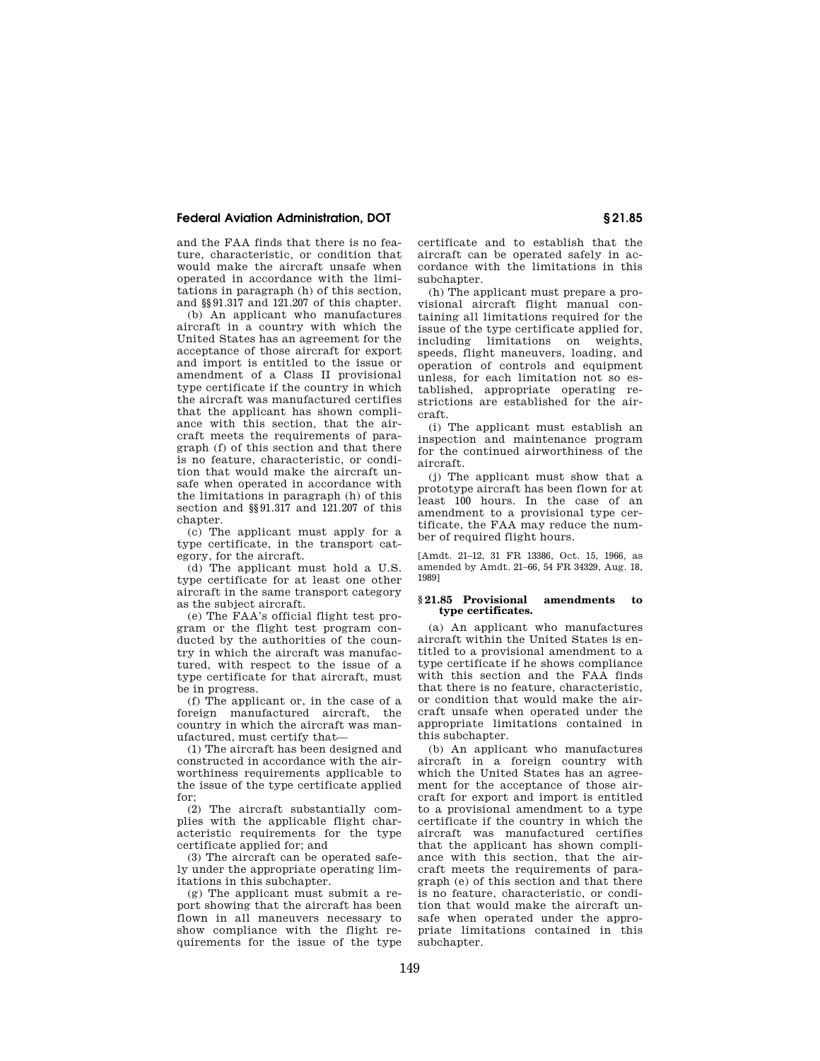and the FAA finds that there is no feature, characteristic, or condition that would make the aircraft unsafe when operated in accordance with the limitations in paragraph (h) of this section, and §§91.317 and 121.207 of this chapter.

(b) An applicant who manufactures aircraft in a country with which the United States has an agreement for the acceptance of those aircraft for export and import is entitled to the issue or amendment of a Class II provisional type certificate if the country in which the aircraft was manufactured certifies that the applicant has shown compliance with this section, that the aircraft meets the requirements of paragraph (f) of this section and that there is no feature, characteristic, or condition that would make the aircraft unsafe when operated in accordance with the limitations in paragraph (h) of this section and §§91.317 and 121.207 of this chapter.

(c) The applicant must apply for a type certificate, in the transport category, for the aircraft.

(d) The applicant must hold a U.S. type certificate for at least one other aircraft in the same transport category as the subject aircraft.

(e) The FAA's official flight test program or the flight test program conducted by the authorities of the country in which the aircraft was manufactured, with respect to the issue of a type certificate for that aircraft, must be in progress.

(f) The applicant or, in the case of a foreign manufactured aircraft, the country in which the aircraft was manufactured, must certify that—

(1) The aircraft has been designed and constructed in accordance with the airworthiness requirements applicable to the issue of the type certificate applied for;

(2) The aircraft substantially complies with the applicable flight characteristic requirements for the type certificate applied for; and

(3) The aircraft can be operated safely under the appropriate operating limitations in this subchapter.

(g) The applicant must submit a report showing that the aircraft has been flown in all maneuvers necessary to show compliance with the flight requirements for the issue of the type certificate and to establish that the aircraft can be operated safely in accordance with the limitations in this subchapter.

(h) The applicant must prepare a provisional aircraft flight manual containing all limitations required for the issue of the type certificate applied for, including limitations on weights, speeds, flight maneuvers, loading, and operation of controls and equipment unless, for each limitation not so established, appropriate operating restrictions are established for the aircraft.

(i) The applicant must establish an inspection and maintenance program for the continued airworthiness of the aircraft.

(j) The applicant must show that a prototype aircraft has been flown for at least 100 hours. In the case of an amendment to a provisional type certificate, the FAA may reduce the number of required flight hours.

[Amdt. 21–12, 31 FR 13386, Oct. 15, 1966, as amended by Amdt. 21–66, 54 FR 34329, Aug. 18, 1989]

### §21.85 Provisional amendments to type certificates.

(a) An applicant who manufactures aircraft within the United States is entitled to a provisional amendment to a type certificate if he shows compliance with this section and the FAA finds that there is no feature, characteristic, or condition that would make the aircraft unsafe when operated under the appropriate limitations contained in this subchapter.

(b) An applicant who manufactures aircraft in a foreign country with which the United States has an agreement for the acceptance of those aircraft for export and import is entitled to a provisional amendment to a type certificate if the country in which the aircraft was manufactured certifies that the applicant has shown compliance with this section, that the aircraft meets the requirements of paragraph (e) of this section and that there is no feature, characteristic, or condition that would make the aircraft unsafe when operated under the appropriate limitations contained in this subchapter.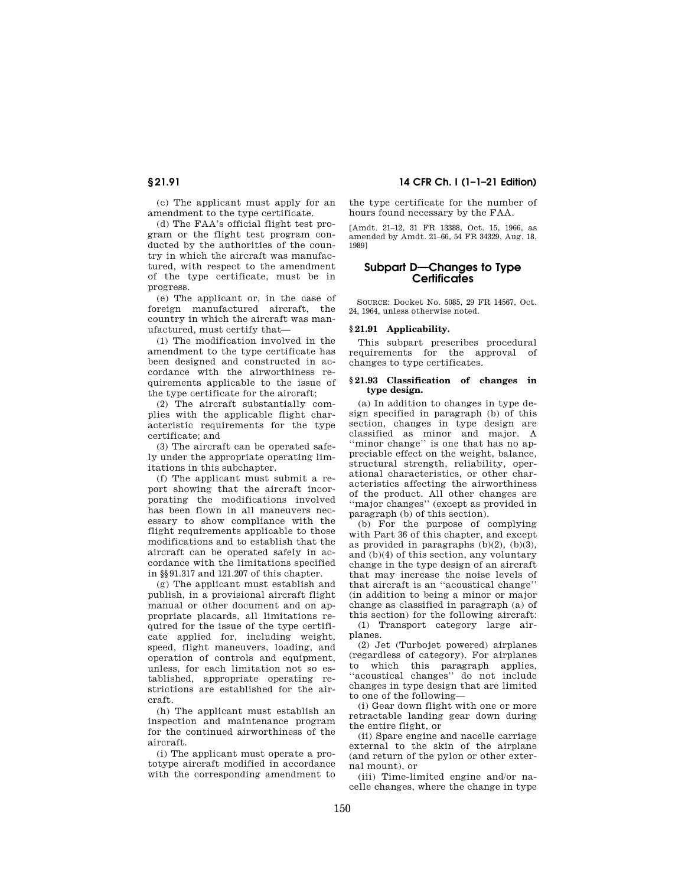(c) The applicant must apply for an amendment to the type certificate.

(d) The FAA's official flight test program or the flight test program conducted by the authorities of the country in which the aircraft was manufactured, with respect to the amendment of the type certificate, must be in progress.

(e) The applicant or, in the case of foreign manufactured aircraft, the country in which the aircraft was manufactured, must certify that—

(1) The modification involved in the amendment to the type certificate has been designed and constructed in accordance with the airworthiness requirements applicable to the issue of the type certificate for the aircraft;

(2) The aircraft substantially complies with the applicable flight characteristic requirements for the type certificate; and

(3) The aircraft can be operated safely under the appropriate operating limitations in this subchapter.

(f) The applicant must submit a report showing that the aircraft incorporating the modifications involved has been flown in all maneuvers necessary to show compliance with the flight requirements applicable to those modifications and to establish that the aircraft can be operated safely in accordance with the limitations specified in §§91.317 and 121.207 of this chapter.

(g) The applicant must establish and publish, in a provisional aircraft flight manual or other document and on appropriate placards, all limitations required for the issue of the type certificate applied for, including weight, speed, flight maneuvers, loading, and operation of controls and equipment, unless, for each limitation not so established, appropriate operating restrictions are established for the aircraft.

(h) The applicant must establish an inspection and maintenance program for the continued airworthiness of the aircraft.

(i) The applicant must operate a prototype aircraft modified in accordance with the corresponding amendment to the type certificate for the number of hours found necessary by the FAA.

[Amdt. 21–12, 31 FR 13388, Oct. 15, 1966, as amended by Amdt. 21–66, 54 FR 34329, Aug. 18, 1989]

## Subpart D—Changes to Type Certificates

SOURCE: Docket No. 5085, 29 FR 14567, Oct. 24, 1964, unless otherwise noted.

### §21.91 Applicability.

This subpart prescribes procedural requirements for the approval of changes to type certificates.

### §21.93 Classification of changes in type design.

(a) In addition to changes in type design specified in paragraph (b) of this section, changes in type design are classified as minor and major. A ''minor change'' is one that has no appreciable effect on the weight, balance, structural strength, reliability, operational characteristics, or other characteristics affecting the airworthiness of the product. All other changes are ''major changes'' (except as provided in paragraph (b) of this section).

(b) For the purpose of complying with Part 36 of this chapter, and except as provided in paragraphs (b)(2), (b)(3), and (b)(4) of this section, any voluntary change in the type design of an aircraft that may increase the noise levels of that aircraft is an ''acoustical change'' (in addition to being a minor or major change as classified in paragraph (a) of this section) for the following aircraft:

(1) Transport category large airplanes.

(2) Jet (Turbojet powered) airplanes (regardless of category). For airplanes to which this paragraph applies, ''acoustical changes'' do not include changes in type design that are limited to one of the following—

(i) Gear down flight with one or more retractable landing gear down during the entire flight, or

(ii) Spare engine and nacelle carriage external to the skin of the airplane (and return of the pylon or other external mount), or

(iii) Time-limited engine and/or nacelle changes, where the change in type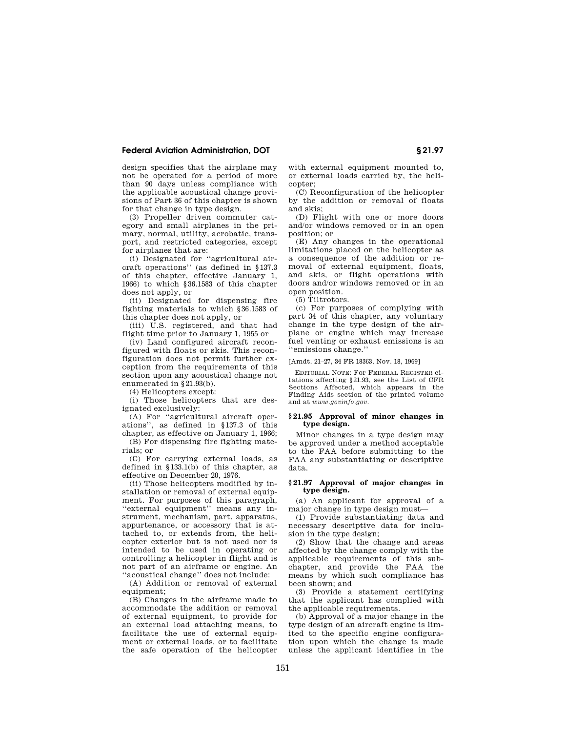design specifies that the airplane may not be operated for a period of more than 90 days unless compliance with the applicable acoustical change provisions of Part 36 of this chapter is shown for that change in type design.

(3) Propeller driven commuter category and small airplanes in the primary, normal, utility, acrobatic, transport, and restricted categories, except for airplanes that are:

(i) Designated for ''agricultural aircraft operations'' (as defined in §137.3 of this chapter, effective January 1, 1966) to which §36.1583 of this chapter does not apply, or

(ii) Designated for dispensing fire fighting materials to which §36.1583 of this chapter does not apply, or

(iii) U.S. registered, and that had flight time prior to January 1, 1955 or

(iv) Land configured aircraft reconfigured with floats or skis. This reconfiguration does not permit further exception from the requirements of this section upon any acoustical change not enumerated in §21.93(b).

(4) Helicopters except:

(i) Those helicopters that are designated exclusively:

(A) For ''agricultural aircraft operations'', as defined in §137.3 of this chapter, as effective on January 1, 1966;

(B) For dispensing fire fighting materials; or

(C) For carrying external loads, as defined in §133.1(b) of this chapter, as effective on December 20, 1976.

(ii) Those helicopters modified by installation or removal of external equipment. For purposes of this paragraph, ''external equipment'' means any instrument, mechanism, part, apparatus, appurtenance, or accessory that is attached to, or extends from, the helicopter exterior but is not used nor is intended to be used in operating or controlling a helicopter in flight and is not part of an airframe or engine. An ''acoustical change'' does not include:

(A) Addition or removal of external equipment;

(B) Changes in the airframe made to accommodate the addition or removal of external equipment, to provide for an external load attaching means, to facilitate the use of external equipment or external loads, or to facilitate the safe operation of the helicopter with external equipment mounted to, or external loads carried by, the helicopter;

(C) Reconfiguration of the helicopter by the addition or removal of floats and skis;

(D) Flight with one or more doors and/or windows removed or in an open position; or

(E) Any changes in the operational limitations placed on the helicopter as a consequence of the addition or removal of external equipment, floats, and skis, or flight operations with doors and/or windows removed or in an open position.

(5) Tiltrotors.

(c) For purposes of complying with part 34 of this chapter, any voluntary change in the type design of the airplane or engine which may increase fuel venting or exhaust emissions is an ''emissions change.''

[Amdt. 21–27, 34 FR 18363, Nov. 18, 1969]

EDITORIAL NOTE: For FEDERAL REGISTER citations affecting §21.93, see the List of CFR Sections Affected, which appears in the Finding Aids section of the printed volume and at *www.govinfo.gov*.

### §21.95 Approval of minor changes in type design.

Minor changes in a type design may be approved under a method acceptable to the FAA before submitting to the FAA any substantiating or descriptive data.

### §21.97 Approval of major changes in type design.

(a) An applicant for approval of a major change in type design must—

(1) Provide substantiating data and necessary descriptive data for inclusion in the type design;

(2) Show that the change and areas affected by the change comply with the applicable requirements of this subchapter, and provide the FAA the means by which such compliance has been shown; and

(3) Provide a statement certifying that the applicant has complied with the applicable requirements.

(b) Approval of a major change in the type design of an aircraft engine is limited to the specific engine configuration upon which the change is made unless the applicant identifies in the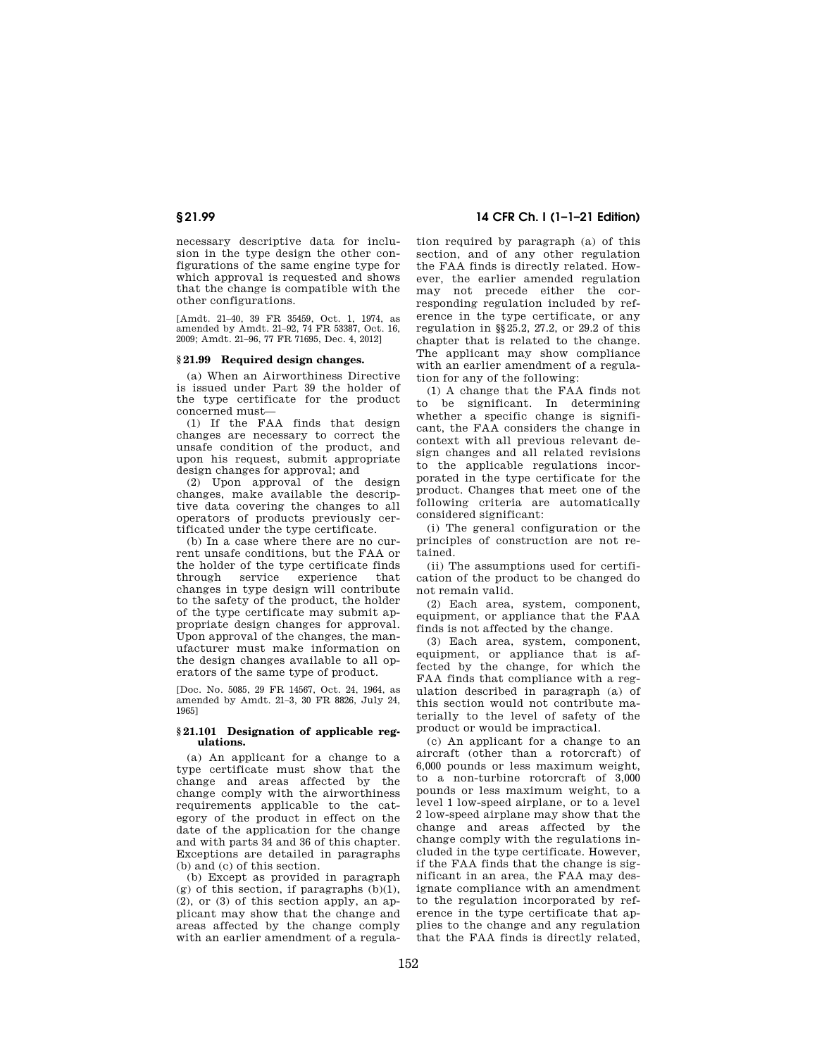necessary descriptive data for inclusion in the type design the other configurations of the same engine type for which approval is requested and shows that the change is compatible with the other configurations.

[Amdt. 21–40, 39 FR 35459, Oct. 1, 1974, as amended by Amdt. 21–92, 74 FR 53387, Oct. 16, 2009; Amdt. 21–96, 77 FR 71695, Dec. 4, 2012]

### § 21.99 Required design changes.

(a) When an Airworthiness Directive is issued under Part 39 the holder of the type certificate for the product concerned must—

(1) If the FAA finds that design changes are necessary to correct the unsafe condition of the product, and upon his request, submit appropriate design changes for approval; and

(2) Upon approval of the design changes, make available the descriptive data covering the changes to all operators of products previously certificated under the type certificate.

(b) In a case where there are no current unsafe conditions, but the FAA or the holder of the type certificate finds through service experience that changes in type design will contribute to the safety of the product, the holder of the type certificate may submit appropriate design changes for approval. Upon approval of the changes, the manufacturer must make information on the design changes available to all operators of the same type of product.

[Doc. No. 5085, 29 FR 14567, Oct. 24, 1964, as amended by Amdt. 21–3, 30 FR 8826, July 24, 1965]

### § 21.101 Designation of applicable regulations.

(a) An applicant for a change to a type certificate must show that the change and areas affected by the change comply with the airworthiness requirements applicable to the category of the product in effect on the date of the application for the change and with parts 34 and 36 of this chapter. Exceptions are detailed in paragraphs (b) and (c) of this section.

(b) Except as provided in paragraph (g) of this section, if paragraphs (b)(1), (2), or (3) of this section apply, an applicant may show that the change and areas affected by the change comply with an earlier amendment of a regulation required by paragraph (a) of this section, and of any other regulation the FAA finds is directly related. However, the earlier amended regulation may not precede either the corresponding regulation included by reference in the type certificate, or any regulation in §§ 25.2, 27.2, or 29.2 of this chapter that is related to the change. The applicant may show compliance with an earlier amendment of a regulation for any of the following:

(1) A change that the FAA finds not to be significant. In determining whether a specific change is significant, the FAA considers the change in context with all previous relevant design changes and all related revisions to the applicable regulations incorporated in the type certificate for the product. Changes that meet one of the following criteria are automatically considered significant:

(i) The general configuration or the principles of construction are not retained.

(ii) The assumptions used for certification of the product to be changed do not remain valid.

(2) Each area, system, component, equipment, or appliance that the FAA finds is not affected by the change.

(3) Each area, system, component, equipment, or appliance that is affected by the change, for which the FAA finds that compliance with a regulation described in paragraph (a) of this section would not contribute materially to the level of safety of the product or would be impractical.

(c) An applicant for a change to an aircraft (other than a rotorcraft) of 6,000 pounds or less maximum weight, to a non-turbine rotorcraft of 3,000 pounds or less maximum weight, to a level 1 low-speed airplane, or to a level 2 low-speed airplane may show that the change and areas affected by the change comply with the regulations included in the type certificate. However, if the FAA finds that the change is significant in an area, the FAA may designate compliance with an amendment to the regulation incorporated by reference in the type certificate that applies to the change and any regulation that the FAA finds is directly related,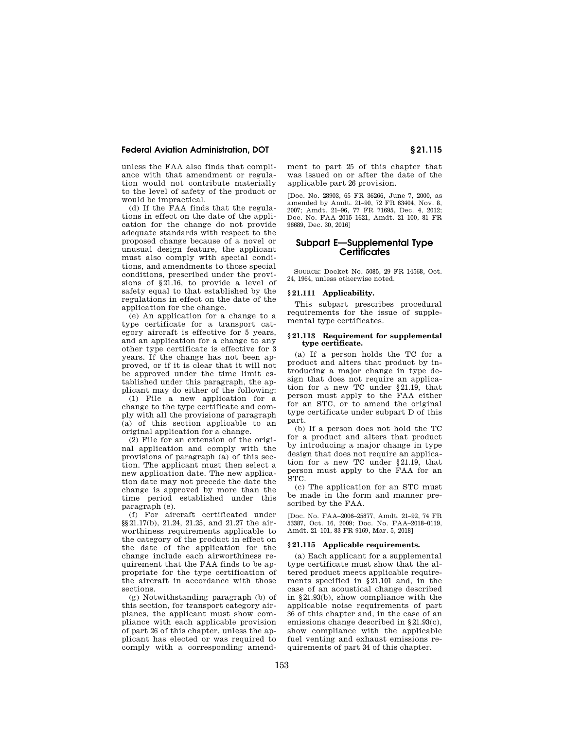unless the FAA also finds that compliance with that amendment or regulation would not contribute materially to the level of safety of the product or would be impractical.

(d) If the FAA finds that the regulations in effect on the date of the application for the change do not provide adequate standards with respect to the proposed change because of a novel or unusual design feature, the applicant must also comply with special conditions, and amendments to those special conditions, prescribed under the provisions of §21.16, to provide a level of safety equal to that established by the regulations in effect on the date of the application for the change.

(e) An application for a change to a type certificate for a transport category aircraft is effective for 5 years, and an application for a change to any other type certificate is effective for 3 years. If the change has not been approved, or if it is clear that it will not be approved under the time limit established under this paragraph, the applicant may do either of the following:

(1) File a new application for a change to the type certificate and comply with all the provisions of paragraph (a) of this section applicable to an original application for a change.

(2) File for an extension of the original application and comply with the provisions of paragraph (a) of this section. The applicant must then select a new application date. The new application date may not precede the date the change is approved by more than the time period established under this paragraph (e).

(f) For aircraft certificated under §§21.17(b), 21.24, 21.25, and 21.27 the airworthiness requirements applicable to the category of the product in effect on the date of the application for the change include each airworthiness requirement that the FAA finds to be appropriate for the type certification of the aircraft in accordance with those sections.

(g) Notwithstanding paragraph (b) of this section, for transport category airplanes, the applicant must show compliance with each applicable provision of part 26 of this chapter, unless the applicant has elected or was required to comply with a corresponding amendment to part 25 of this chapter that was issued on or after the date of the applicable part 26 provision.

[Doc. No. 28903, 65 FR 36266, June 7, 2000, as amended by Amdt. 21–90, 72 FR 63404, Nov. 8, 2007; Amdt. 21–96, 77 FR 71695, Dec. 4, 2012; Doc. No. FAA–2015–1621, Amdt. 21–100, 81 FR 96689, Dec. 30, 2016]

## Subpart E—Supplemental Type Certificates

SOURCE: Docket No. 5085, 29 FR 14568, Oct. 24, 1964, unless otherwise noted.

### §21.111 Applicability.

This subpart prescribes procedural requirements for the issue of supplemental type certificates.

### §21.113 Requirement for supplemental type certificate.

(a) If a person holds the TC for a product and alters that product by introducing a major change in type design that does not require an application for a new TC under §21.19, that person must apply to the FAA either for an STC, or to amend the original type certificate under subpart D of this part.

(b) If a person does not hold the TC for a product and alters that product by introducing a major change in type design that does not require an application for a new TC under §21.19, that person must apply to the FAA for an STC.

(c) The application for an STC must be made in the form and manner prescribed by the FAA.

[Doc. No. FAA–2006–25877, Amdt. 21–92, 74 FR 53387, Oct. 16, 2009; Doc. No. FAA–2018–0119, Amdt. 21–101, 83 FR 9169, Mar. 5, 2018]

### §21.115 Applicable requirements.

(a) Each applicant for a supplemental type certificate must show that the altered product meets applicable requirements specified in §21.101 and, in the case of an acoustical change described in §21.93(b), show compliance with the applicable noise requirements of part 36 of this chapter and, in the case of an emissions change described in §21.93(c), show compliance with the applicable fuel venting and exhaust emissions requirements of part 34 of this chapter.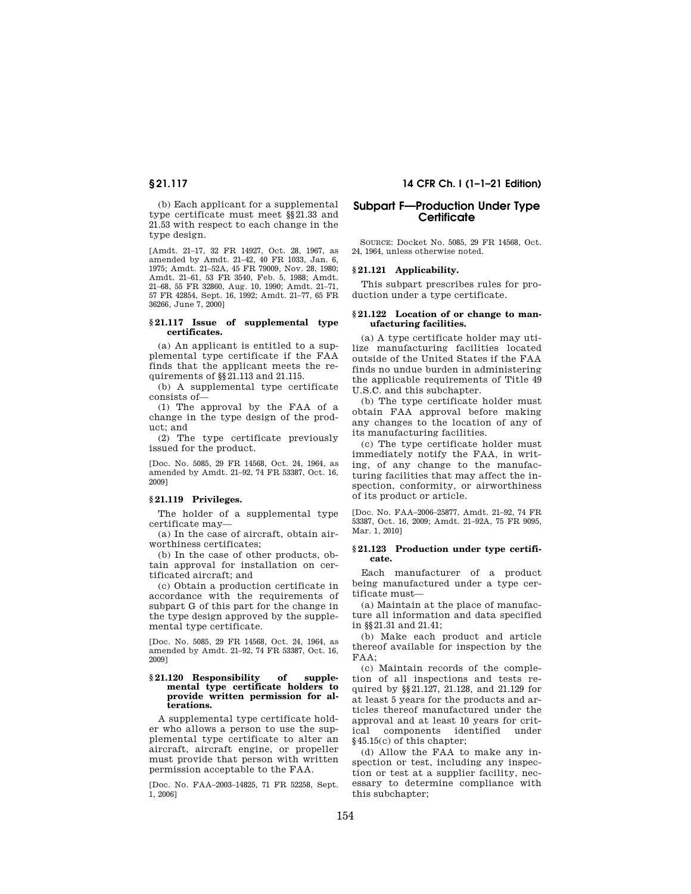(b) Each applicant for a supplemental type certificate must meet §§21.33 and 21.53 with respect to each change in the type design.

[Amdt. 21–17, 32 FR 14927, Oct. 28, 1967, as amended by Amdt. 21–42, 40 FR 1033, Jan. 6, 1975; Amdt. 21–52A, 45 FR 79009, Nov. 28, 1980; Amdt. 21–61, 53 FR 3540, Feb. 5, 1988; Amdt. 21–68, 55 FR 32860, Aug. 10, 1990; Amdt. 21–71, 57 FR 42854, Sept. 16, 1992; Amdt. 21–77, 65 FR 36266, June 7, 2000]

### § 21.117 Issue of supplemental type certificates.

(a) An applicant is entitled to a supplemental type certificate if the FAA finds that the applicant meets the requirements of §§21.113 and 21.115.

(b) A supplemental type certificate consists of—

(1) The approval by the FAA of a change in the type design of the product; and

(2) The type certificate previously issued for the product.

[Doc. No. 5085, 29 FR 14568, Oct. 24, 1964, as amended by Amdt. 21–92, 74 FR 53387, Oct. 16, 2009]

### § 21.119 Privileges.

The holder of a supplemental type certificate may—

(a) In the case of aircraft, obtain airworthiness certificates;

(b) In the case of other products, obtain approval for installation on certificated aircraft; and

(c) Obtain a production certificate in accordance with the requirements of subpart G of this part for the change in the type design approved by the supplemental type certificate.

[Doc. No. 5085, 29 FR 14568, Oct. 24, 1964, as amended by Amdt. 21–92, 74 FR 53387, Oct. 16, 2009]

### § 21.120 Responsibility of supplemental type certificate holders to provide written permission for alterations.

A supplemental type certificate holder who allows a person to use the supplemental type certificate to alter an aircraft, aircraft engine, or propeller must provide that person with written permission acceptable to the FAA.

[Doc. No. FAA–2003–14825, 71 FR 52258, Sept. 1, 2006]

## Subpart F—Production Under Type Certificate

SOURCE: Docket No. 5085, 29 FR 14568, Oct. 24, 1964, unless otherwise noted.

### § 21.121 Applicability.

This subpart prescribes rules for production under a type certificate.

### § 21.122 Location of or change to manufacturing facilities.

(a) A type certificate holder may utilize manufacturing facilities located outside of the United States if the FAA finds no undue burden in administering the applicable requirements of Title 49 U.S.C. and this subchapter.

(b) The type certificate holder must obtain FAA approval before making any changes to the location of any of its manufacturing facilities.

(c) The type certificate holder must immediately notify the FAA, in writing, of any change to the manufacturing facilities that may affect the inspection, conformity, or airworthiness of its product or article.

[Doc. No. FAA–2006–25877, Amdt. 21–92, 74 FR 53387, Oct. 16, 2009; Amdt. 21–92A, 75 FR 9095, Mar. 1, 2010]

### § 21.123 Production under type certificate.

Each manufacturer of a product being manufactured under a type certificate must—

(a) Maintain at the place of manufacture all information and data specified in §§21.31 and 21.41;

(b) Make each product and article thereof available for inspection by the FAA;

(c) Maintain records of the completion of all inspections and tests required by §§21.127, 21.128, and 21.129 for at least 5 years for the products and articles thereof manufactured under the approval and at least 10 years for critical components identified under §45.15(c) of this chapter;

(d) Allow the FAA to make any inspection or test, including any inspection or test at a supplier facility, necessary to determine compliance with this subchapter;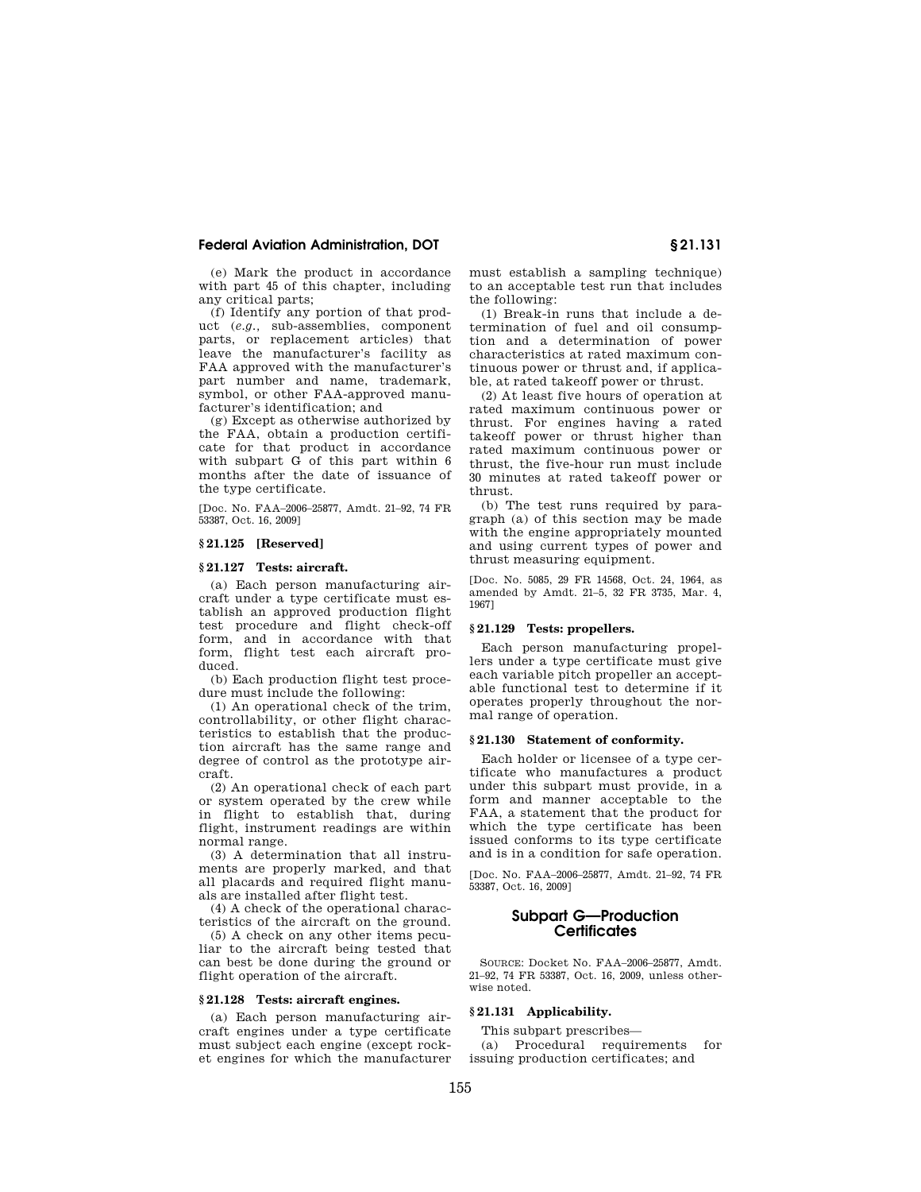(e) Mark the product in accordance with part 45 of this chapter, including any critical parts;

(f) Identify any portion of that product (*e.g.*, sub-assemblies, component parts, or replacement articles) that leave the manufacturer's facility as FAA approved with the manufacturer's part number and name, trademark, symbol, or other FAA-approved manufacturer's identification; and

(g) Except as otherwise authorized by the FAA, obtain a production certificate for that product in accordance with subpart G of this part within 6 months after the date of issuance of the type certificate.

[Doc. No. FAA–2006–25877, Amdt. 21–92, 74 FR 53387, Oct. 16, 2009]

### § 21.125 [Reserved]

### § 21.127 Tests: aircraft.

(a) Each person manufacturing aircraft under a type certificate must establish an approved production flight test procedure and flight check-off form, and in accordance with that form, flight test each aircraft produced.

(b) Each production flight test procedure must include the following:

(1) An operational check of the trim, controllability, or other flight characteristics to establish that the production aircraft has the same range and degree of control as the prototype aircraft.

(2) An operational check of each part or system operated by the crew while in flight to establish that, during flight, instrument readings are within normal range.

(3) A determination that all instruments are properly marked, and that all placards and required flight manuals are installed after flight test.

(4) A check of the operational characteristics of the aircraft on the ground.

(5) A check on any other items peculiar to the aircraft being tested that can best be done during the ground or flight operation of the aircraft.

### § 21.128 Tests: aircraft engines.

(a) Each person manufacturing aircraft engines under a type certificate must subject each engine (except rocket engines for which the manufacturer must establish a sampling technique) to an acceptable test run that includes the following:

(1) Break-in runs that include a determination of fuel and oil consumption and a determination of power characteristics at rated maximum continuous power or thrust and, if applicable, at rated takeoff power or thrust.

(2) At least five hours of operation at rated maximum continuous power or thrust. For engines having a rated takeoff power or thrust higher than rated maximum continuous power or thrust, the five-hour run must include 30 minutes at rated takeoff power or thrust.

(b) The test runs required by paragraph (a) of this section may be made with the engine appropriately mounted and using current types of power and thrust measuring equipment.

[Doc. No. 5085, 29 FR 14568, Oct. 24, 1964, as amended by Amdt. 21–5, 32 FR 3735, Mar. 4, 1967]

### § 21.129 Tests: propellers.

Each person manufacturing propellers under a type certificate must give each variable pitch propeller an acceptable functional test to determine if it operates properly throughout the normal range of operation.

### § 21.130 Statement of conformity.

Each holder or licensee of a type certificate who manufactures a product under this subpart must provide, in a form and manner acceptable to the FAA, a statement that the product for which the type certificate has been issued conforms to its type certificate and is in a condition for safe operation.

[Doc. No. FAA–2006–25877, Amdt. 21–92, 74 FR 53387, Oct. 16, 2009]

## Subpart G—Production Certificates

SOURCE: Docket No. FAA–2006–25877, Amdt. 21–92, 74 FR 53387, Oct. 16, 2009, unless otherwise noted.

### § 21.131 Applicability.

This subpart prescribes—

(a) Procedural requirements for issuing production certificates; and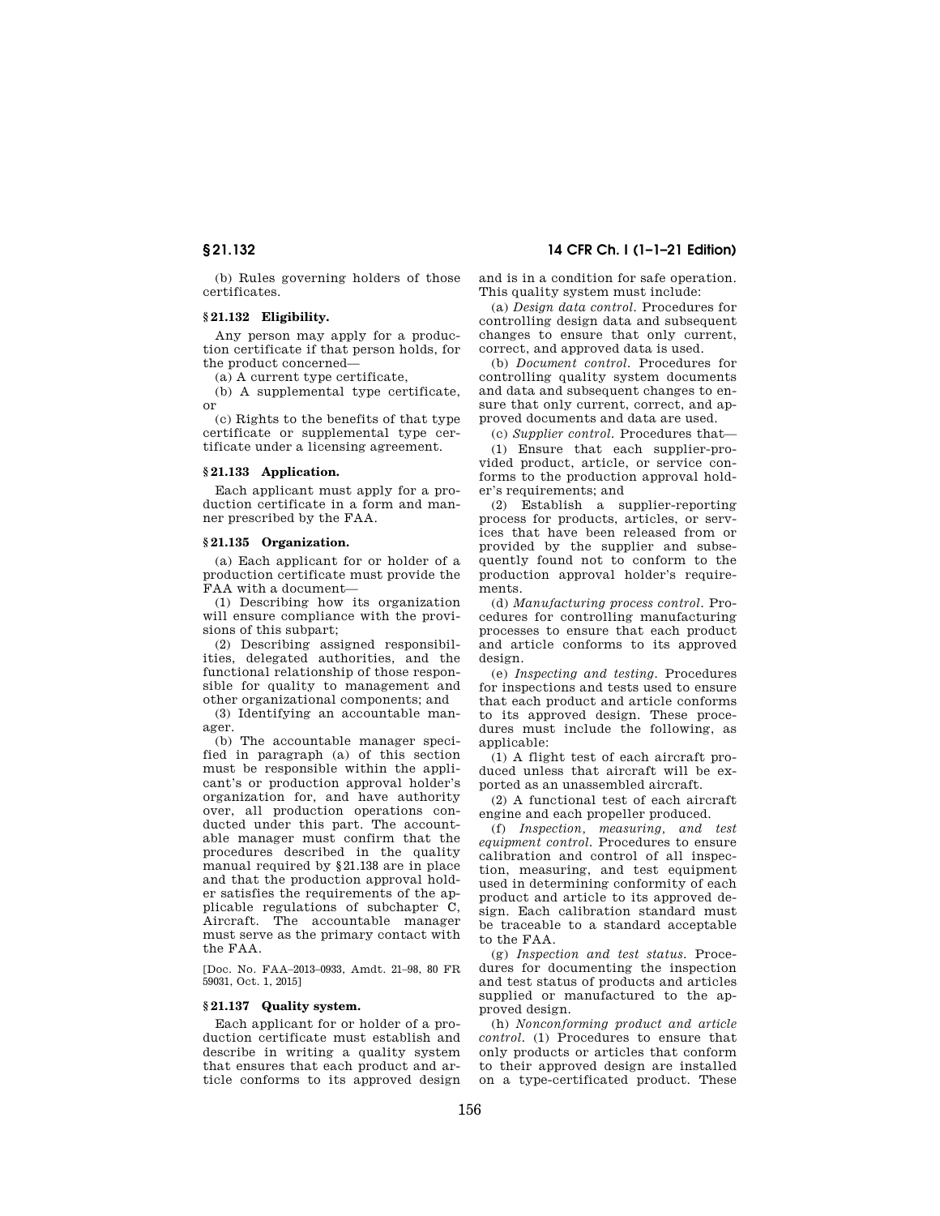(b) Rules governing holders of those certificates.

### § 21.132 Eligibility.

Any person may apply for a production certificate if that person holds, for the product concerned—

(a) A current type certificate,

(b) A supplemental type certificate, or

(c) Rights to the benefits of that type certificate or supplemental type certificate under a licensing agreement.

### § 21.133 Application.

Each applicant must apply for a production certificate in a form and manner prescribed by the FAA.

### § 21.135 Organization.

(a) Each applicant for or holder of a production certificate must provide the FAA with a document—

(1) Describing how its organization will ensure compliance with the provisions of this subpart;

(2) Describing assigned responsibilities, delegated authorities, and the functional relationship of those responsible for quality to management and other organizational components; and

(3) Identifying an accountable manager.

(b) The accountable manager specified in paragraph (a) of this section must be responsible within the applicant's or production approval holder's organization for, and have authority over, all production operations conducted under this part. The accountable manager must confirm that the procedures described in the quality manual required by §21.138 are in place and that the production approval holder satisfies the requirements of the applicable regulations of subchapter C, Aircraft. The accountable manager must serve as the primary contact with the FAA.

[Doc. No. FAA–2013–0933, Amdt. 21–98, 80 FR 59031, Oct. 1, 2015]

### § 21.137 Quality system.

Each applicant for or holder of a production certificate must establish and describe in writing a quality system that ensures that each product and article conforms to its approved design and is in a condition for safe operation. This quality system must include:

(a) *Design data control.* Procedures for controlling design data and subsequent changes to ensure that only current, correct, and approved data is used.

(b) *Document control.* Procedures for controlling quality system documents and data and subsequent changes to ensure that only current, correct, and approved documents and data are used.

(c) *Supplier control.* Procedures that—

(1) Ensure that each supplier-provided product, article, or service conforms to the production approval holder's requirements; and

(2) Establish a supplier-reporting process for products, articles, or services that have been released from or provided by the supplier and subsequently found not to conform to the production approval holder's requirements.

(d) *Manufacturing process control.* Procedures for controlling manufacturing processes to ensure that each product and article conforms to its approved design.

(e) *Inspecting and testing.* Procedures for inspections and tests used to ensure that each product and article conforms to its approved design. These procedures must include the following, as applicable:

(1) A flight test of each aircraft produced unless that aircraft will be exported as an unassembled aircraft.

(2) A functional test of each aircraft engine and each propeller produced.

(f) *Inspection, measuring, and test equipment control.* Procedures to ensure calibration and control of all inspection, measuring, and test equipment used in determining conformity of each product and article to its approved design. Each calibration standard must be traceable to a standard acceptable to the FAA.

(g) *Inspection and test status.* Procedures for documenting the inspection and test status of products and articles supplied or manufactured to the approved design.

(h) *Nonconforming product and article control.* (1) Procedures to ensure that only products or articles that conform to their approved design are installed on a type-certificated product. These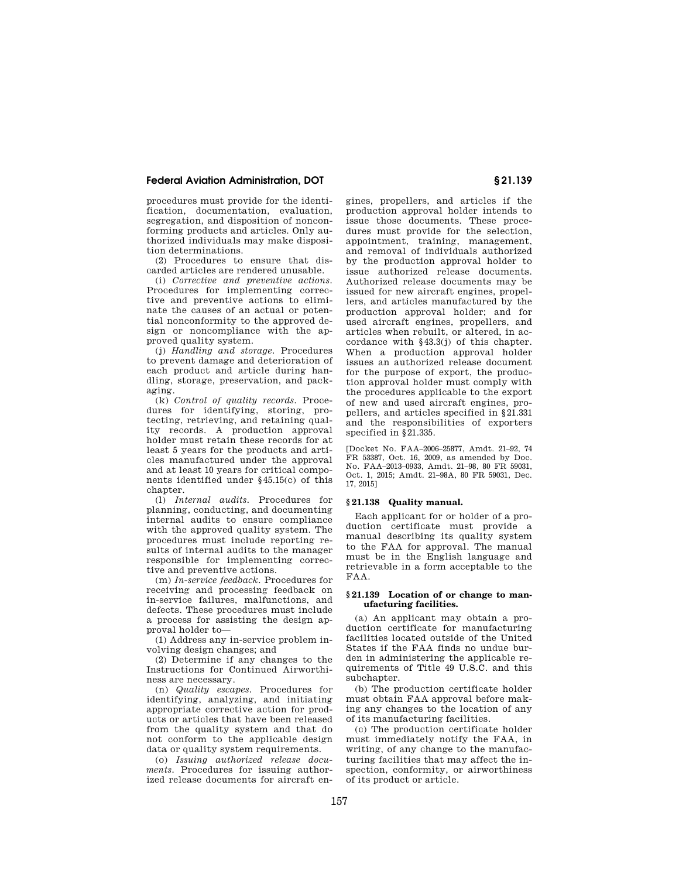procedures must provide for the identification, documentation, evaluation, segregation, and disposition of nonconforming products and articles. Only authorized individuals may make disposition determinations.

(2) Procedures to ensure that discarded articles are rendered unusable.

(i) *Corrective and preventive actions.* Procedures for implementing corrective and preventive actions to eliminate the causes of an actual or potential nonconformity to the approved design or noncompliance with the approved quality system.

(j) *Handling and storage.* Procedures to prevent damage and deterioration of each product and article during handling, storage, preservation, and packaging.

(k) *Control of quality records.* Procedures for identifying, storing, protecting, retrieving, and retaining quality records. A production approval holder must retain these records for at least 5 years for the products and articles manufactured under the approval and at least 10 years for critical components identified under §45.15(c) of this chapter.

(l) *Internal audits.* Procedures for planning, conducting, and documenting internal audits to ensure compliance with the approved quality system. The procedures must include reporting results of internal audits to the manager responsible for implementing corrective and preventive actions.

(m) *In-service feedback.* Procedures for receiving and processing feedback on in-service failures, malfunctions, and defects. These procedures must include a process for assisting the design approval holder to—

(1) Address any in-service problem involving design changes; and

(2) Determine if any changes to the Instructions for Continued Airworthiness are necessary.

(n) *Quality escapes.* Procedures for identifying, analyzing, and initiating appropriate corrective action for products or articles that have been released from the quality system and that do not conform to the applicable design data or quality system requirements.

(o) *Issuing authorized release documents.* Procedures for issuing authorized release documents for aircraft engines, propellers, and articles if the production approval holder intends to issue those documents. These procedures must provide for the selection, appointment, training, management, and removal of individuals authorized by the production approval holder to issue authorized release documents. Authorized release documents may be issued for new aircraft engines, propellers, and articles manufactured by the production approval holder; and for used aircraft engines, propellers, and articles when rebuilt, or altered, in accordance with §43.3(j) of this chapter. When a production approval holder issues an authorized release document for the purpose of export, the production approval holder must comply with the procedures applicable to the export of new and used aircraft engines, propellers, and articles specified in §21.331 and the responsibilities of exporters specified in §21.335.

[Docket No. FAA–2006–25877, Amdt. 21–92, 74 FR 53387, Oct. 16, 2009, as amended by Doc. No. FAA–2013–0933, Amdt. 21–98, 80 FR 59031, Oct. 1, 2015; Amdt. 21–98A, 80 FR 59031, Dec. 17, 2015]

### § 21.138 Quality manual.

Each applicant for or holder of a production certificate must provide a manual describing its quality system to the FAA for approval. The manual must be in the English language and retrievable in a form acceptable to the FAA.

### § 21.139 Location of or change to manufacturing facilities.

(a) An applicant may obtain a production certificate for manufacturing facilities located outside of the United States if the FAA finds no undue burden in administering the applicable requirements of Title 49 U.S.C. and this subchapter.

(b) The production certificate holder must obtain FAA approval before making any changes to the location of any of its manufacturing facilities.

(c) The production certificate holder must immediately notify the FAA, in writing, of any change to the manufacturing facilities that may affect the inspection, conformity, or airworthiness of its product or article.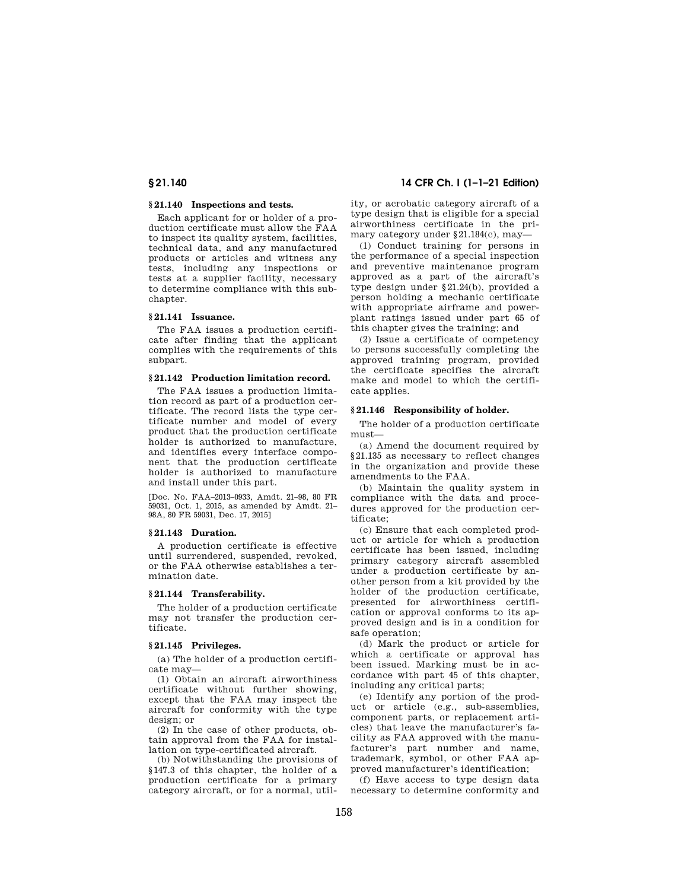### § 21.140 Inspections and tests.

Each applicant for or holder of a production certificate must allow the FAA to inspect its quality system, facilities, technical data, and any manufactured products or articles and witness any tests, including any inspections or tests at a supplier facility, necessary to determine compliance with this subchapter.

### § 21.141 Issuance.

The FAA issues a production certificate after finding that the applicant complies with the requirements of this subpart.

### § 21.142 Production limitation record.

The FAA issues a production limitation record as part of a production certificate. The record lists the type certificate number and model of every product that the production certificate holder is authorized to manufacture, and identifies every interface component that the production certificate holder is authorized to manufacture and install under this part.

[Doc. No. FAA–2013–0933, Amdt. 21–98, 80 FR 59031, Oct. 1, 2015, as amended by Amdt. 21–98A, 80 FR 59031, Dec. 17, 2015]

### § 21.143 Duration.

A production certificate is effective until surrendered, suspended, revoked, or the FAA otherwise establishes a termination date.

### § 21.144 Transferability.

The holder of a production certificate may not transfer the production certificate.

### § 21.145 Privileges.

(a) The holder of a production certificate may—

(1) Obtain an aircraft airworthiness certificate without further showing, except that the FAA may inspect the aircraft for conformity with the type design; or

(2) In the case of other products, obtain approval from the FAA for installation on type-certificated aircraft.

(b) Notwithstanding the provisions of §147.3 of this chapter, the holder of a production certificate for a primary category aircraft, or for a normal, utility, or acrobatic category aircraft of a type design that is eligible for a special airworthiness certificate in the primary category under §21.184(c), may—

(1) Conduct training for persons in the performance of a special inspection and preventive maintenance program approved as a part of the aircraft's type design under §21.24(b), provided a person holding a mechanic certificate with appropriate airframe and powerplant ratings issued under part 65 of this chapter gives the training; and

(2) Issue a certificate of competency to persons successfully completing the approved training program, provided the certificate specifies the aircraft make and model to which the certificate applies.

### § 21.146 Responsibility of holder.

The holder of a production certificate must—

(a) Amend the document required by §21.135 as necessary to reflect changes in the organization and provide these amendments to the FAA.

(b) Maintain the quality system in compliance with the data and procedures approved for the production certificate;

(c) Ensure that each completed product or article for which a production certificate has been issued, including primary category aircraft assembled under a production certificate by another person from a kit provided by the holder of the production certificate, presented for airworthiness certification or approval conforms to its approved design and is in a condition for safe operation;

(d) Mark the product or article for which a certificate or approval has been issued. Marking must be in accordance with part 45 of this chapter, including any critical parts;

(e) Identify any portion of the product or article (e.g., sub-assemblies, component parts, or replacement articles) that leave the manufacturer's facility as FAA approved with the manufacturer's part number and name, trademark, symbol, or other FAA approved manufacturer's identification;

(f) Have access to type design data necessary to determine conformity and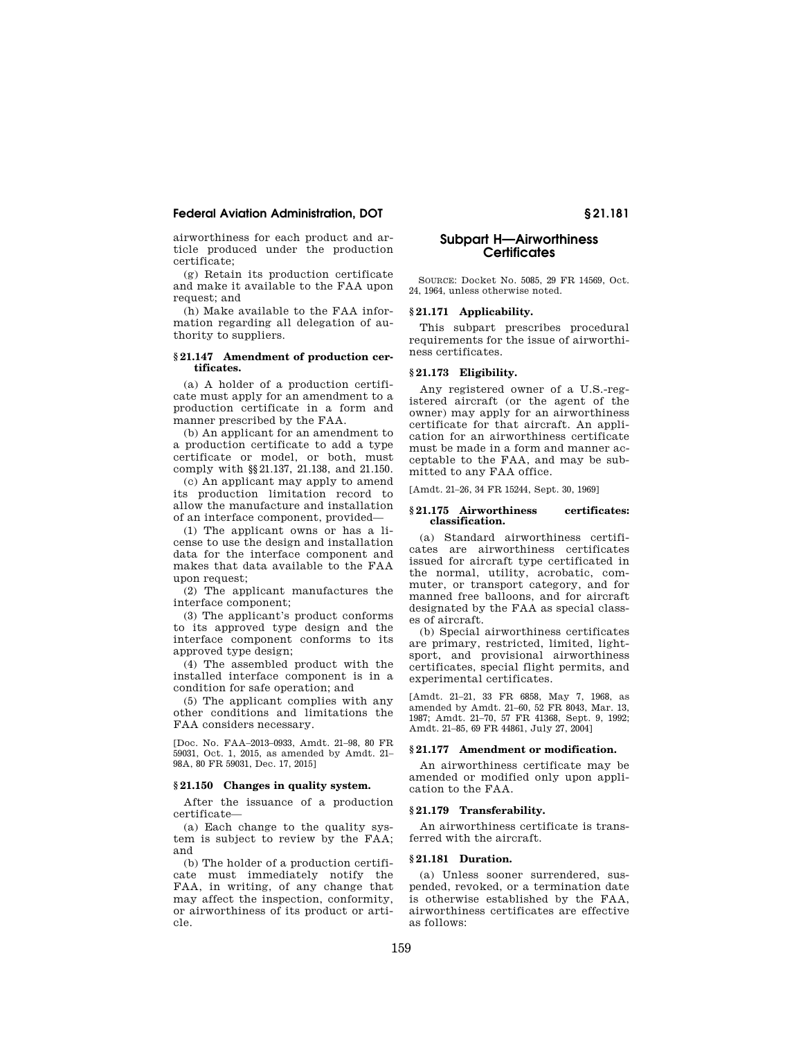airworthiness for each product and article produced under the production certificate;

(g) Retain its production certificate and make it available to the FAA upon request; and

(h) Make available to the FAA information regarding all delegation of authority to suppliers.

**§ 21.147 Amendment of production certificates.**

(a) A holder of a production certificate must apply for an amendment to a production certificate in a form and manner prescribed by the FAA.

(b) An applicant for an amendment to a production certificate to add a type certificate or model, or both, must comply with §§ 21.137, 21.138, and 21.150.

(c) An applicant may apply to amend its production limitation record to allow the manufacture and installation of an interface component, provided—

(1) The applicant owns or has a license to use the design and installation data for the interface component and makes that data available to the FAA upon request;

(2) The applicant manufactures the interface component;

(3) The applicant's product conforms to its approved type design and the interface component conforms to its approved type design;

(4) The assembled product with the installed interface component is in a condition for safe operation; and

(5) The applicant complies with any other conditions and limitations the FAA considers necessary.

[Doc. No. FAA–2013–0933, Amdt. 21–98, 80 FR 59031, Oct. 1, 2015, as amended by Amdt. 21–98A, 80 FR 59031, Dec. 17, 2015]

**§ 21.150 Changes in quality system.**

After the issuance of a production certificate—

(a) Each change to the quality system is subject to review by the FAA; and

(b) The holder of a production certificate must immediately notify the FAA, in writing, of any change that may affect the inspection, conformity, or airworthiness of its product or article.

## Subpart H—Airworthiness Certificates

SOURCE: Docket No. 5085, 29 FR 14569, Oct. 24, 1964, unless otherwise noted.

**§ 21.171 Applicability.**

This subpart prescribes procedural requirements for the issue of airworthiness certificates.

**§ 21.173 Eligibility.**

Any registered owner of a U.S.-registered aircraft (or the agent of the owner) may apply for an airworthiness certificate for that aircraft. An application for an airworthiness certificate must be made in a form and manner acceptable to the FAA, and may be submitted to any FAA office.

[Amdt. 21–26, 34 FR 15244, Sept. 30, 1969]

**§ 21.175 Airworthiness certificates: classification.**

(a) Standard airworthiness certificates are airworthiness certificates issued for aircraft type certificated in the normal, utility, acrobatic, commuter, or transport category, and for manned free balloons, and for aircraft designated by the FAA as special classes of aircraft.

(b) Special airworthiness certificates are primary, restricted, limited, light-sport, and provisional airworthiness certificates, special flight permits, and experimental certificates.

[Amdt. 21–21, 33 FR 6858, May 7, 1968, as amended by Amdt. 21–60, 52 FR 8043, Mar. 13, 1987; Amdt. 21–70, 57 FR 41368, Sept. 9, 1992; Amdt. 21–85, 69 FR 44861, July 27, 2004]

**§ 21.177 Amendment or modification.**

An airworthiness certificate may be amended or modified only upon application to the FAA.

**§ 21.179 Transferability.**

An airworthiness certificate is transferred with the aircraft.

**§ 21.181 Duration.**

(a) Unless sooner surrendered, suspended, revoked, or a termination date is otherwise established by the FAA, airworthiness certificates are effective as follows: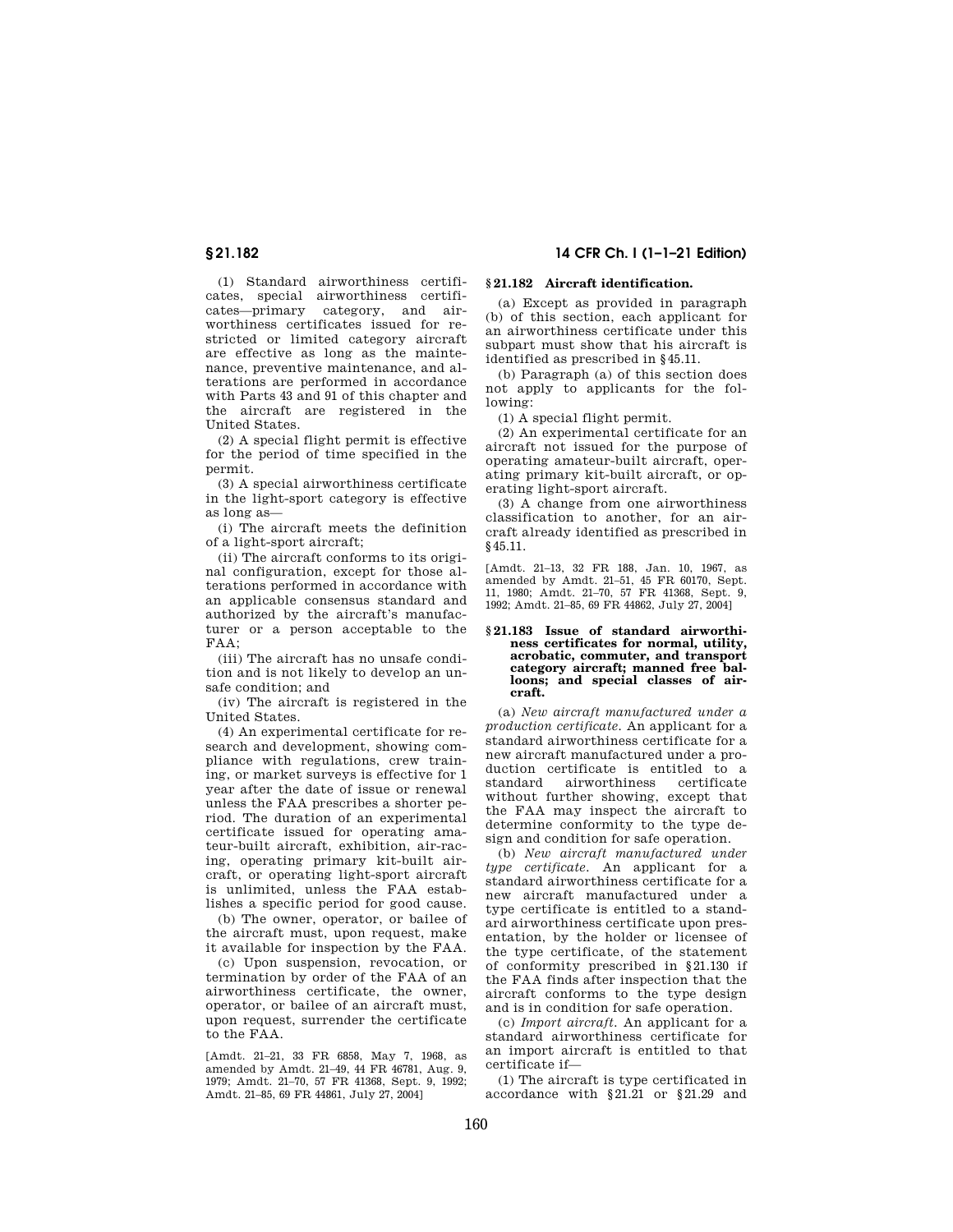(1) Standard airworthiness certificates, special airworthiness certificates—primary category, and airworthiness certificates issued for restricted or limited category aircraft are effective as long as the maintenance, preventive maintenance, and alterations are performed in accordance with Parts 43 and 91 of this chapter and the aircraft are registered in the United States.

(2) A special flight permit is effective for the period of time specified in the permit.

(3) A special airworthiness certificate in the light-sport category is effective as long as—

(i) The aircraft meets the definition of a light-sport aircraft;

(ii) The aircraft conforms to its original configuration, except for those alterations performed in accordance with an applicable consensus standard and authorized by the aircraft's manufacturer or a person acceptable to the FAA;

(iii) The aircraft has no unsafe condition and is not likely to develop an unsafe condition; and

(iv) The aircraft is registered in the United States.

(4) An experimental certificate for research and development, showing compliance with regulations, crew training, or market surveys is effective for 1 year after the date of issue or renewal unless the FAA prescribes a shorter period. The duration of an experimental certificate issued for operating amateur-built aircraft, exhibition, air-racing, operating primary kit-built aircraft, or operating light-sport aircraft is unlimited, unless the FAA establishes a specific period for good cause.

(b) The owner, operator, or bailee of the aircraft must, upon request, make it available for inspection by the FAA.

(c) Upon suspension, revocation, or termination by order of the FAA of an airworthiness certificate, the owner, operator, or bailee of an aircraft must, upon request, surrender the certificate to the FAA.

[Amdt. 21–21, 33 FR 6858, May 7, 1968, as amended by Amdt. 21–49, 44 FR 46781, Aug. 9, 1979; Amdt. 21–70, 57 FR 41368, Sept. 9, 1992; Amdt. 21–85, 69 FR 44861, July 27, 2004]

### § 21.182 Aircraft identification.

(a) Except as provided in paragraph (b) of this section, each applicant for an airworthiness certificate under this subpart must show that his aircraft is identified as prescribed in §45.11.

(b) Paragraph (a) of this section does not apply to applicants for the following:

(1) A special flight permit.

(2) An experimental certificate for an aircraft not issued for the purpose of operating amateur-built aircraft, operating primary kit-built aircraft, or operating light-sport aircraft.

(3) A change from one airworthiness classification to another, for an aircraft already identified as prescribed in §45.11.

[Amdt. 21–13, 32 FR 188, Jan. 10, 1967, as amended by Amdt. 21–51, 45 FR 60170, Sept. 11, 1980; Amdt. 21–70, 57 FR 41368, Sept. 9, 1992; Amdt. 21–85, 69 FR 44862, July 27, 2004]

### § 21.183 Issue of standard airworthiness certificates for normal, utility, acrobatic, commuter, and transport category aircraft; manned free balloons; and special classes of aircraft.

(a) *New aircraft manufactured under a production certificate.* An applicant for a standard airworthiness certificate for a new aircraft manufactured under a production certificate is entitled to a standard airworthiness certificate without further showing, except that the FAA may inspect the aircraft to determine conformity to the type design and condition for safe operation.

(b) *New aircraft manufactured under type certificate.* An applicant for a standard airworthiness certificate for a new aircraft manufactured under a type certificate is entitled to a standard airworthiness certificate upon presentation, by the holder or licensee of the type certificate, of the statement of conformity prescribed in §21.130 if the FAA finds after inspection that the aircraft conforms to the type design and is in condition for safe operation.

(c) *Import aircraft.* An applicant for a standard airworthiness certificate for an import aircraft is entitled to that certificate if—

(1) The aircraft is type certificated in accordance with §21.21 or §21.29 and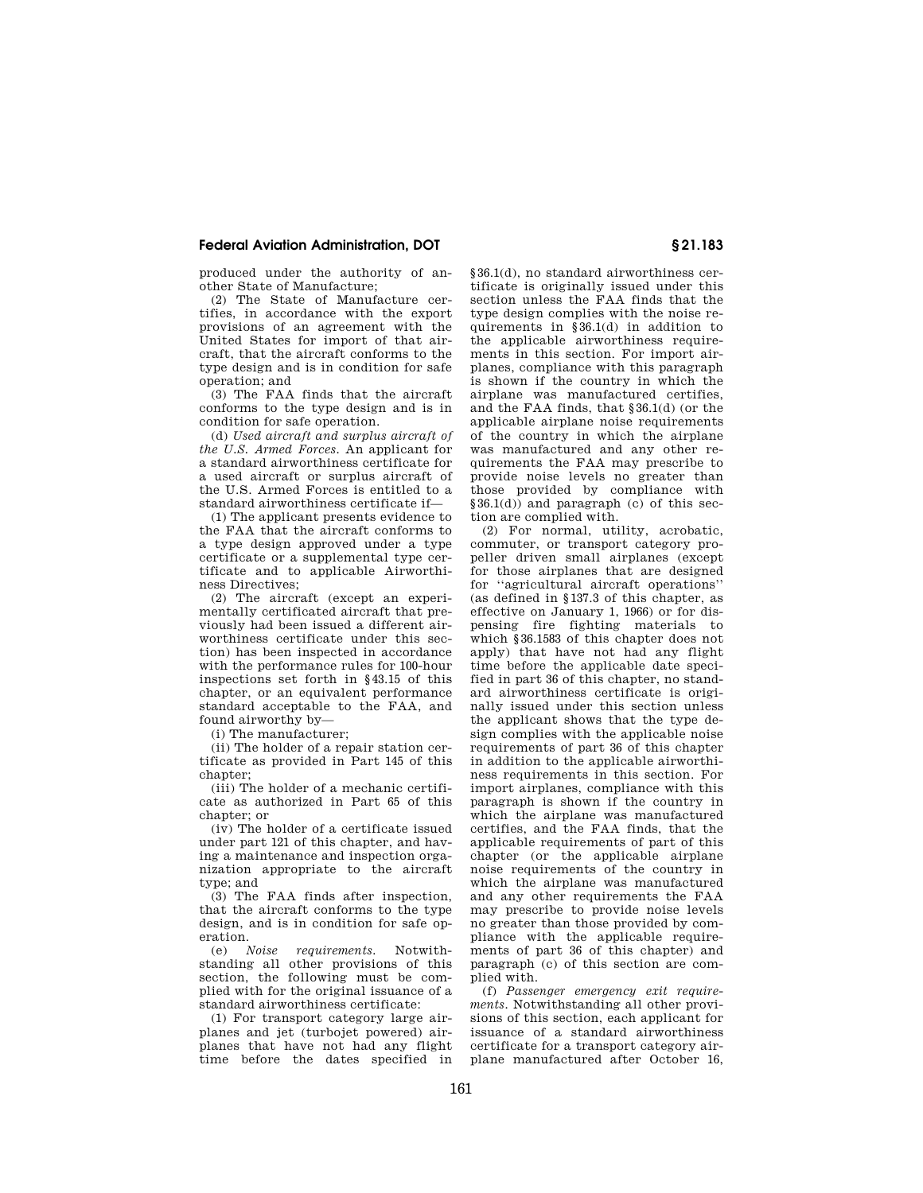produced under the authority of another State of Manufacture;

(2) The State of Manufacture certifies, in accordance with the export provisions of an agreement with the United States for import of that aircraft, that the aircraft conforms to the type design and is in condition for safe operation; and

(3) The FAA finds that the aircraft conforms to the type design and is in condition for safe operation.

(d) *Used aircraft and surplus aircraft of the U.S. Armed Forces.* An applicant for a standard airworthiness certificate for a used aircraft or surplus aircraft of the U.S. Armed Forces is entitled to a standard airworthiness certificate if—

(1) The applicant presents evidence to the FAA that the aircraft conforms to a type design approved under a type certificate or a supplemental type certificate and to applicable Airworthiness Directives;

(2) The aircraft (except an experimentally certificated aircraft that previously had been issued a different airworthiness certificate under this section) has been inspected in accordance with the performance rules for 100-hour inspections set forth in §43.15 of this chapter, or an equivalent performance standard acceptable to the FAA, and found airworthy by—

(i) The manufacturer;

(ii) The holder of a repair station certificate as provided in Part 145 of this chapter;

(iii) The holder of a mechanic certificate as authorized in Part 65 of this chapter; or

(iv) The holder of a certificate issued under part 121 of this chapter, and having a maintenance and inspection organization appropriate to the aircraft type; and

(3) The FAA finds after inspection, that the aircraft conforms to the type design, and is in condition for safe operation.

(e) *Noise requirements.* Notwithstanding all other provisions of this section, the following must be complied with for the original issuance of a standard airworthiness certificate:

(1) For transport category large airplanes and jet (turbojet powered) airplanes that have not had any flight time before the dates specified in §36.1(d), no standard airworthiness certificate is originally issued under this section unless the FAA finds that the type design complies with the noise requirements in §36.1(d) in addition to the applicable airworthiness requirements in this section. For import airplanes, compliance with this paragraph is shown if the country in which the airplane was manufactured certifies, and the FAA finds, that §36.1(d) (or the applicable airplane noise requirements of the country in which the airplane was manufactured and any other requirements the FAA may prescribe to provide noise levels no greater than those provided by compliance with §36.1(d)) and paragraph (c) of this section are complied with.

(2) For normal, utility, acrobatic, commuter, or transport category propeller driven small airplanes (except for those airplanes that are designed for ''agricultural aircraft operations'' (as defined in §137.3 of this chapter, as effective on January 1, 1966) or for dispensing fire fighting materials to which §36.1583 of this chapter does not apply) that have not had any flight time before the applicable date specified in part 36 of this chapter, no standard airworthiness certificate is originally issued under this section unless the applicant shows that the type design complies with the applicable noise requirements of part 36 of this chapter in addition to the applicable airworthiness requirements in this section. For import airplanes, compliance with this paragraph is shown if the country in which the airplane was manufactured certifies, and the FAA finds, that the applicable requirements of part of this chapter (or the applicable airplane noise requirements of the country in which the airplane was manufactured and any other requirements the FAA may prescribe to provide noise levels no greater than those provided by compliance with the applicable requirements of part 36 of this chapter) and paragraph (c) of this section are complied with.

(f) *Passenger emergency exit requirements.* Notwithstanding all other provisions of this section, each applicant for issuance of a standard airworthiness certificate for a transport category airplane manufactured after October 16,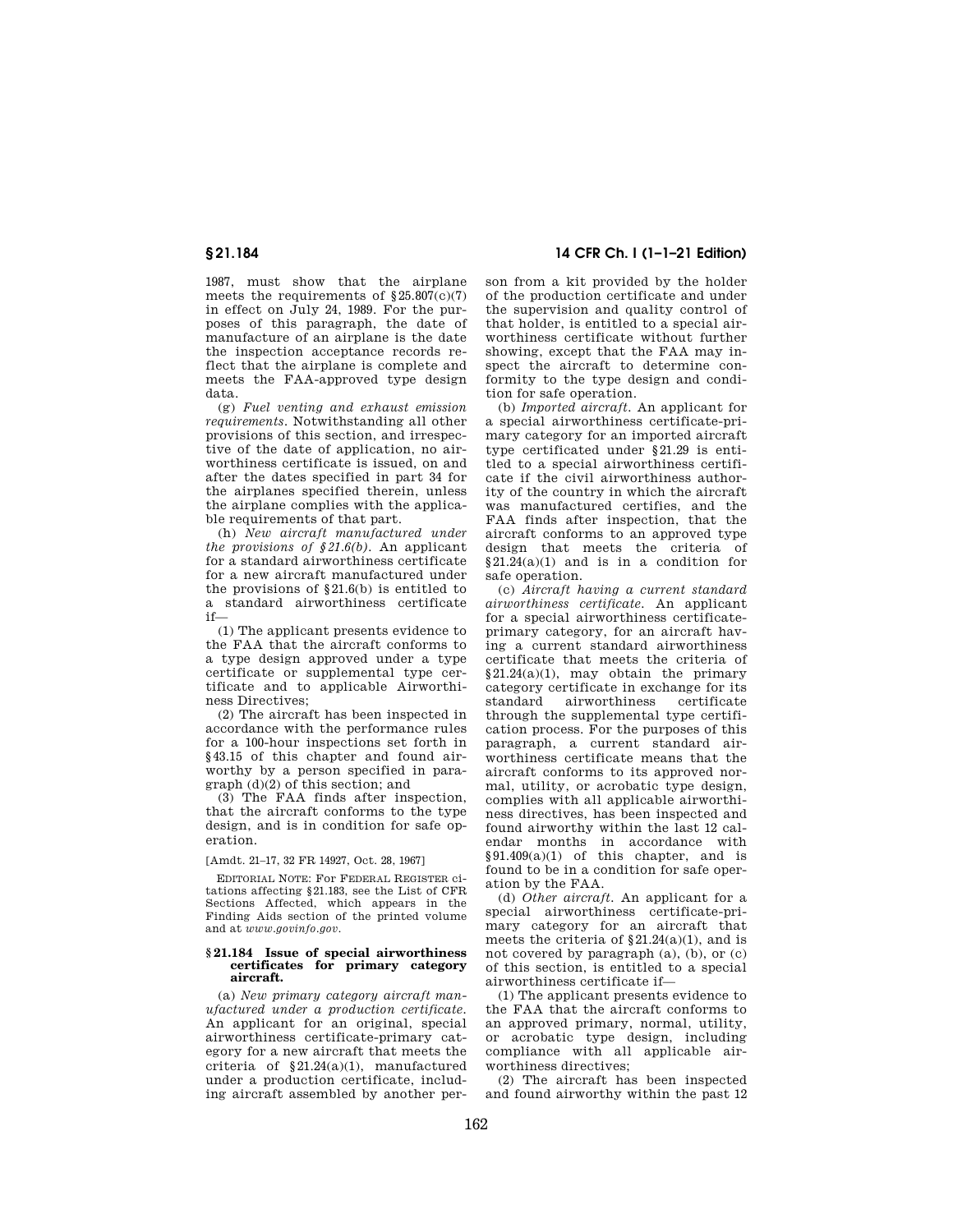1987, must show that the airplane meets the requirements of §25.807(c)(7) in effect on July 24, 1989. For the purposes of this paragraph, the date of manufacture of an airplane is the date the inspection acceptance records reflect that the airplane is complete and meets the FAA-approved type design data.

(g) *Fuel venting and exhaust emission requirements.* Notwithstanding all other provisions of this section, and irrespective of the date of application, no airworthiness certificate is issued, on and after the dates specified in part 34 for the airplanes specified therein, unless the airplane complies with the applicable requirements of that part.

(h) *New aircraft manufactured under the provisions of §21.6(b).* An applicant for a standard airworthiness certificate for a new aircraft manufactured under the provisions of §21.6(b) is entitled to a standard airworthiness certificate if—

(1) The applicant presents evidence to the FAA that the aircraft conforms to a type design approved under a type certificate or supplemental type certificate and to applicable Airworthiness Directives;

(2) The aircraft has been inspected in accordance with the performance rules for a 100-hour inspections set forth in §43.15 of this chapter and found airworthy by a person specified in paragraph (d)(2) of this section; and

(3) The FAA finds after inspection, that the aircraft conforms to the type design, and is in condition for safe operation.

[Amdt. 21–17, 32 FR 14927, Oct. 28, 1967]

EDITORIAL NOTE: For FEDERAL REGISTER citations affecting §21.183, see the List of CFR Sections Affected, which appears in the Finding Aids section of the printed volume and at *www.govinfo.gov.*

### §21.184 Issue of special airworthiness certificates for primary category aircraft.

(a) *New primary category aircraft manufactured under a production certificate.* An applicant for an original, special airworthiness certificate-primary category for a new aircraft that meets the criteria of §21.24(a)(1), manufactured under a production certificate, including aircraft assembled by another person from a kit provided by the holder of the production certificate and under the supervision and quality control of that holder, is entitled to a special airworthiness certificate without further showing, except that the FAA may inspect the aircraft to determine conformity to the type design and condition for safe operation.

(b) *Imported aircraft.* An applicant for a special airworthiness certificate-primary category for an imported aircraft type certificated under §21.29 is entitled to a special airworthiness certificate if the civil airworthiness authority of the country in which the aircraft was manufactured certifies, and the FAA finds after inspection, that the aircraft conforms to an approved type design that meets the criteria of §21.24(a)(1) and is in a condition for safe operation.

(c) *Aircraft having a current standard airworthiness certificate.* An applicant for a special airworthiness certificate-primary category, for an aircraft having a current standard airworthiness certificate that meets the criteria of §21.24(a)(1), may obtain the primary category certificate in exchange for its standard airworthiness certificate through the supplemental type certification process. For the purposes of this paragraph, a current standard airworthiness certificate means that the aircraft conforms to its approved normal, utility, or acrobatic type design, complies with all applicable airworthiness directives, has been inspected and found airworthy within the last 12 calendar months in accordance with §91.409(a)(1) of this chapter, and is found to be in a condition for safe operation by the FAA.

(d) *Other aircraft.* An applicant for a special airworthiness certificate-primary category for an aircraft that meets the criteria of §21.24(a)(1), and is not covered by paragraph (a), (b), or (c) of this section, is entitled to a special airworthiness certificate if—

(1) The applicant presents evidence to the FAA that the aircraft conforms to an approved primary, normal, utility, or acrobatic type design, including compliance with all applicable airworthiness directives;

(2) The aircraft has been inspected and found airworthy within the past 12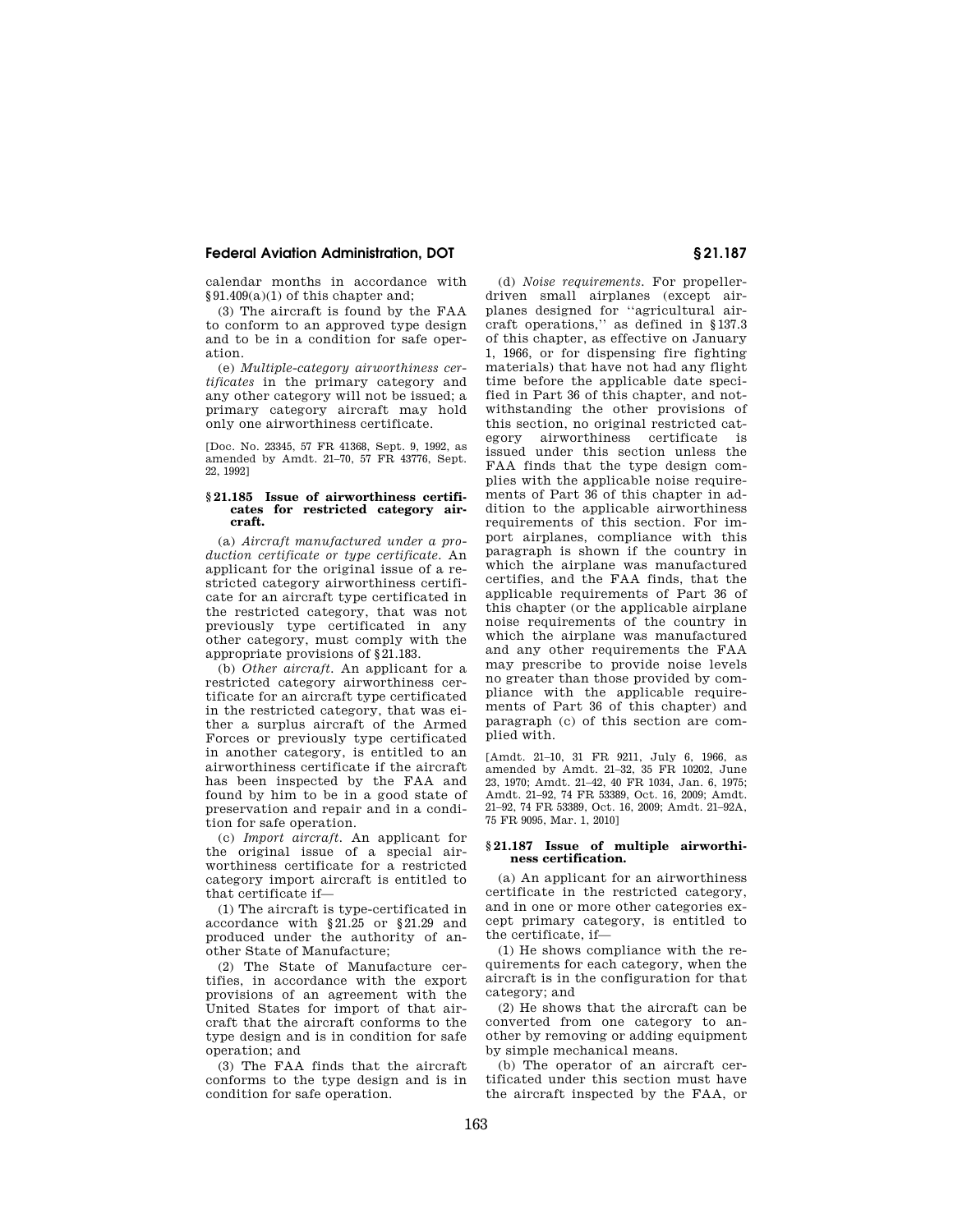calendar months in accordance with §91.409(a)(1) of this chapter and;

(3) The aircraft is found by the FAA to conform to an approved type design and to be in a condition for safe operation.

(e) *Multiple-category airworthiness certificates* in the primary category and any other category will not be issued; a primary category aircraft may hold only one airworthiness certificate.

[Doc. No. 23345, 57 FR 41368, Sept. 9, 1992, as amended by Amdt. 21–70, 57 FR 43776, Sept. 22, 1992]

### § 21.185 Issue of airworthiness certificates for restricted category aircraft.

(a) *Aircraft manufactured under a production certificate or type certificate.* An applicant for the original issue of a restricted category airworthiness certificate for an aircraft type certificated in the restricted category, that was not previously type certificated in any other category, must comply with the appropriate provisions of §21.183.

(b) *Other aircraft.* An applicant for a restricted category airworthiness certificate for an aircraft type certificated in the restricted category, that was either a surplus aircraft of the Armed Forces or previously type certificated in another category, is entitled to an airworthiness certificate if the aircraft has been inspected by the FAA and found by him to be in a good state of preservation and repair and in a condition for safe operation.

(c) *Import aircraft.* An applicant for the original issue of a special airworthiness certificate for a restricted category import aircraft is entitled to that certificate if—

(1) The aircraft is type-certificated in accordance with §21.25 or §21.29 and produced under the authority of another State of Manufacture;

(2) The State of Manufacture certifies, in accordance with the export provisions of an agreement with the United States for import of that aircraft that the aircraft conforms to the type design and is in condition for safe operation; and

(3) The FAA finds that the aircraft conforms to the type design and is in condition for safe operation.

(d) *Noise requirements.* For propeller-driven small airplanes (except airplanes designed for ''agricultural aircraft operations,'' as defined in §137.3 of this chapter, as effective on January 1, 1966, or for dispensing fire fighting materials) that have not had any flight time before the applicable date specified in Part 36 of this chapter, and notwithstanding the other provisions of this section, no original restricted category airworthiness certificate is issued under this section unless the FAA finds that the type design complies with the applicable noise requirements of Part 36 of this chapter in addition to the applicable airworthiness requirements of this section. For import airplanes, compliance with this paragraph is shown if the country in which the airplane was manufactured certifies, and the FAA finds, that the applicable requirements of Part 36 of this chapter (or the applicable airplane noise requirements of the country in which the airplane was manufactured and any other requirements the FAA may prescribe to provide noise levels no greater than those provided by compliance with the applicable requirements of Part 36 of this chapter) and paragraph (c) of this section are complied with.

[Amdt. 21–10, 31 FR 9211, July 6, 1966, as amended by Amdt. 21–32, 35 FR 10202, June 23, 1970; Amdt. 21–42, 40 FR 1034, Jan. 6, 1975; Amdt. 21–92, 74 FR 53389, Oct. 16, 2009; Amdt. 21–92, 74 FR 53389, Oct. 16, 2009; Amdt. 21–92A, 75 FR 9095, Mar. 1, 2010]

### § 21.187 Issue of multiple airworthiness certification.

(a) An applicant for an airworthiness certificate in the restricted category, and in one or more other categories except primary category, is entitled to the certificate, if—

(1) He shows compliance with the requirements for each category, when the aircraft is in the configuration for that category; and

(2) He shows that the aircraft can be converted from one category to another by removing or adding equipment by simple mechanical means.

(b) The operator of an aircraft certificated under this section must have the aircraft inspected by the FAA, or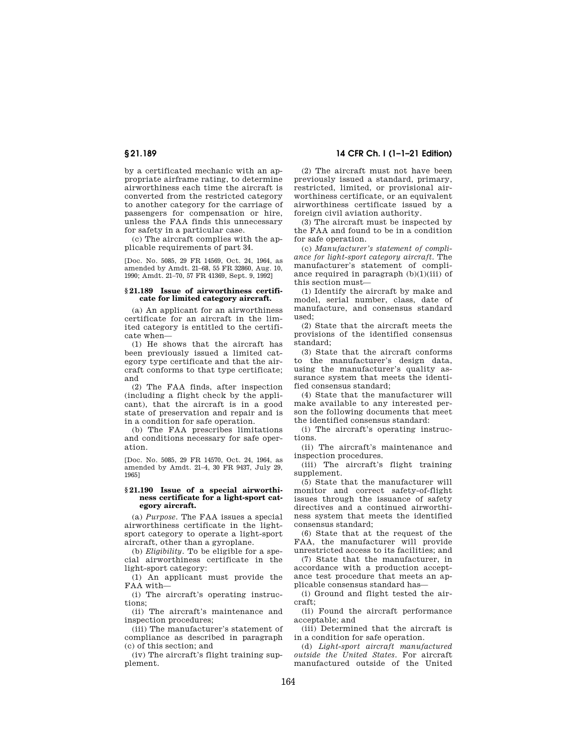by a certificated mechanic with an appropriate airframe rating, to determine airworthiness each time the aircraft is converted from the restricted category to another category for the carriage of passengers for compensation or hire, unless the FAA finds this unnecessary for safety in a particular case.

(c) The aircraft complies with the applicable requirements of part 34.

[Doc. No. 5085, 29 FR 14569, Oct. 24, 1964, as amended by Amdt. 21–68, 55 FR 32860, Aug. 10, 1990; Amdt. 21–70, 57 FR 41369, Sept. 9, 1992]

#### § 21.189 Issue of airworthiness certificate for limited category aircraft.

(a) An applicant for an airworthiness certificate for an aircraft in the limited category is entitled to the certificate when—

(1) He shows that the aircraft has been previously issued a limited category type certificate and that the aircraft conforms to that type certificate; and

(2) The FAA finds, after inspection (including a flight check by the applicant), that the aircraft is in a good state of preservation and repair and is in a condition for safe operation.

(b) The FAA prescribes limitations and conditions necessary for safe operation.

[Doc. No. 5085, 29 FR 14570, Oct. 24, 1964, as amended by Amdt. 21–4, 30 FR 9437, July 29, 1965]

#### § 21.190 Issue of a special airworthiness certificate for a light-sport category aircraft.

(a) *Purpose*. The FAA issues a special airworthiness certificate in the light-sport category to operate a light-sport aircraft, other than a gyroplane.

(b) *Eligibility*. To be eligible for a special airworthiness certificate in the light-sport category:

(1) An applicant must provide the FAA with—

(i) The aircraft's operating instructions;

(ii) The aircraft's maintenance and inspection procedures;

(iii) The manufacturer's statement of compliance as described in paragraph (c) of this section; and

(iv) The aircraft's flight training supplement.

(2) The aircraft must not have been previously issued a standard, primary, restricted, limited, or provisional airworthiness certificate, or an equivalent airworthiness certificate issued by a foreign civil aviation authority.

(3) The aircraft must be inspected by the FAA and found to be in a condition for safe operation.

(c) *Manufacturer's statement of compliance for light-sport category aircraft*. The manufacturer's statement of compliance required in paragraph (b)(1)(iii) of this section must—

(1) Identify the aircraft by make and model, serial number, class, date of manufacture, and consensus standard used;

(2) State that the aircraft meets the provisions of the identified consensus standard;

(3) State that the aircraft conforms to the manufacturer's design data, using the manufacturer's quality assurance system that meets the identified consensus standard;

(4) State that the manufacturer will make available to any interested person the following documents that meet the identified consensus standard:

(i) The aircraft's operating instructions.

(ii) The aircraft's maintenance and inspection procedures.

(iii) The aircraft's flight training supplement.

(5) State that the manufacturer will monitor and correct safety-of-flight issues through the issuance of safety directives and a continued airworthiness system that meets the identified consensus standard;

(6) State that at the request of the FAA, the manufacturer will provide unrestricted access to its facilities; and

(7) State that the manufacturer, in accordance with a production acceptance test procedure that meets an applicable consensus standard has—

(i) Ground and flight tested the aircraft;

(ii) Found the aircraft performance acceptable; and

(iii) Determined that the aircraft is in a condition for safe operation.

(d) *Light-sport aircraft manufactured outside the United States*. For aircraft manufactured outside of the United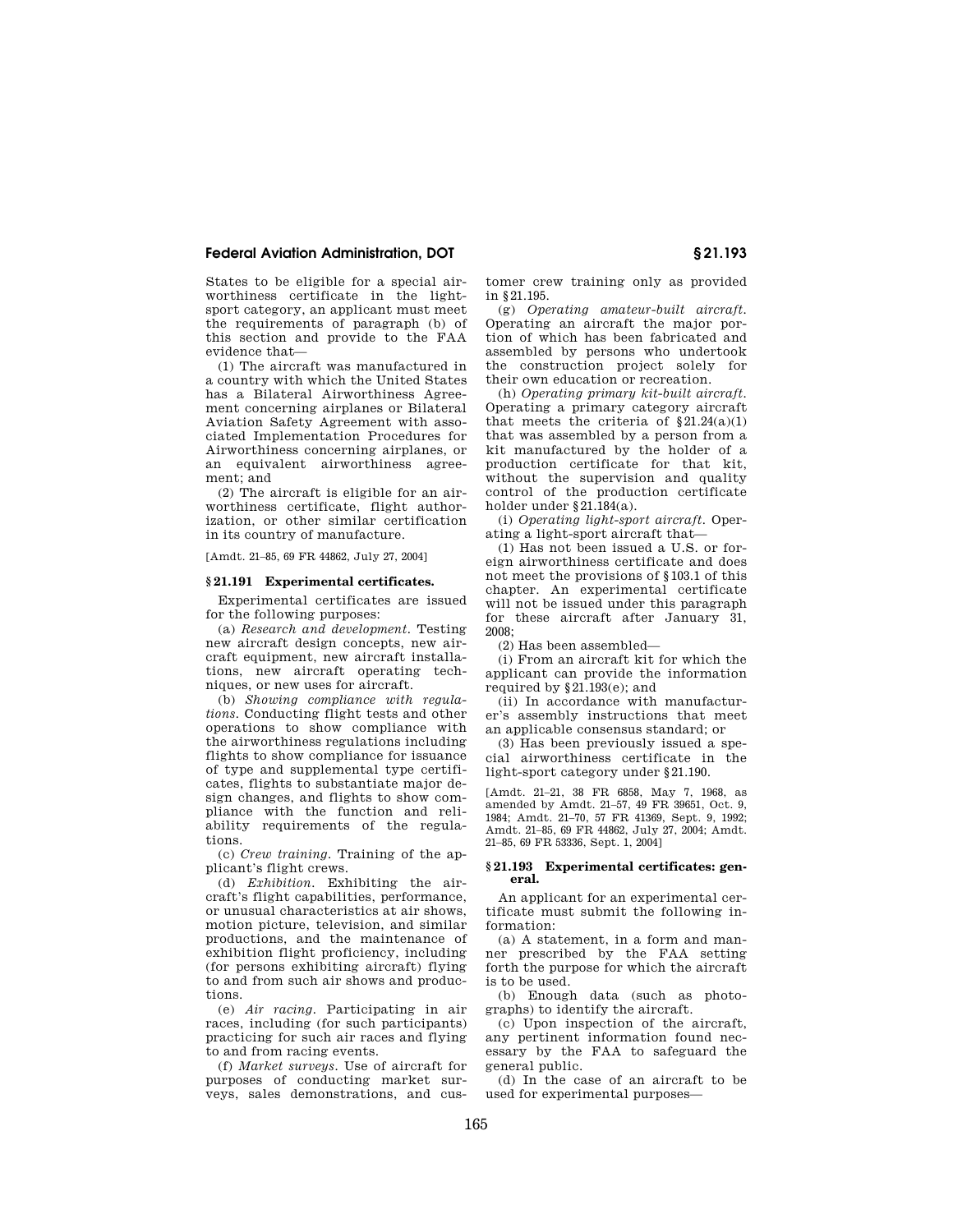States to be eligible for a special airworthiness certificate in the light-sport category, an applicant must meet the requirements of paragraph (b) of this section and provide to the FAA evidence that—

(1) The aircraft was manufactured in a country with which the United States has a Bilateral Airworthiness Agreement concerning airplanes or Bilateral Aviation Safety Agreement with associated Implementation Procedures for Airworthiness concerning airplanes, or an equivalent airworthiness agreement; and

(2) The aircraft is eligible for an airworthiness certificate, flight authorization, or other similar certification in its country of manufacture.

[Amdt. 21–85, 69 FR 44862, July 27, 2004]

### § 21.191 Experimental certificates.

Experimental certificates are issued for the following purposes:

(a) *Research and development.* Testing new aircraft design concepts, new aircraft equipment, new aircraft installations, new aircraft operating techniques, or new uses for aircraft.

(b) *Showing compliance with regulations.* Conducting flight tests and other operations to show compliance with the airworthiness regulations including flights to show compliance for issuance of type and supplemental type certificates, flights to substantiate major design changes, and flights to show compliance with the function and reliability requirements of the regulations.

(c) *Crew training.* Training of the applicant's flight crews.

(d) *Exhibition.* Exhibiting the aircraft's flight capabilities, performance, or unusual characteristics at air shows, motion picture, television, and similar productions, and the maintenance of exhibition flight proficiency, including (for persons exhibiting aircraft) flying to and from such air shows and productions.

(e) *Air racing.* Participating in air races, including (for such participants) practicing for such air races and flying to and from racing events.

(f) *Market surveys.* Use of aircraft for purposes of conducting market surveys, sales demonstrations, and customer crew training only as provided in § 21.195.

(g) *Operating amateur-built aircraft.* Operating an aircraft the major portion of which has been fabricated and assembled by persons who undertook the construction project solely for their own education or recreation.

(h) *Operating primary kit-built aircraft.* Operating a primary category aircraft that meets the criteria of § 21.24(a)(1) that was assembled by a person from a kit manufactured by the holder of a production certificate for that kit, without the supervision and quality control of the production certificate holder under § 21.184(a).

(i) *Operating light-sport aircraft.* Operating a light-sport aircraft that—

(1) Has not been issued a U.S. or foreign airworthiness certificate and does not meet the provisions of § 103.1 of this chapter. An experimental certificate will not be issued under this paragraph for these aircraft after January 31, 2008;

(2) Has been assembled—

(i) From an aircraft kit for which the applicant can provide the information required by § 21.193(e); and

(ii) In accordance with manufacturer's assembly instructions that meet an applicable consensus standard; or

(3) Has been previously issued a special airworthiness certificate in the light-sport category under § 21.190.

[Amdt. 21–21, 38 FR 6858, May 7, 1968, as amended by Amdt. 21–57, 49 FR 39651, Oct. 9, 1984; Amdt. 21–70, 57 FR 41369, Sept. 9, 1992; Amdt. 21–85, 69 FR 44862, July 27, 2004; Amdt. 21–85, 69 FR 53336, Sept. 1, 2004]

### § 21.193 Experimental certificates: general.

An applicant for an experimental certificate must submit the following information:

(a) A statement, in a form and manner prescribed by the FAA setting forth the purpose for which the aircraft is to be used.

(b) Enough data (such as photographs) to identify the aircraft.

(c) Upon inspection of the aircraft, any pertinent information found necessary by the FAA to safeguard the general public.

(d) In the case of an aircraft to be used for experimental purposes—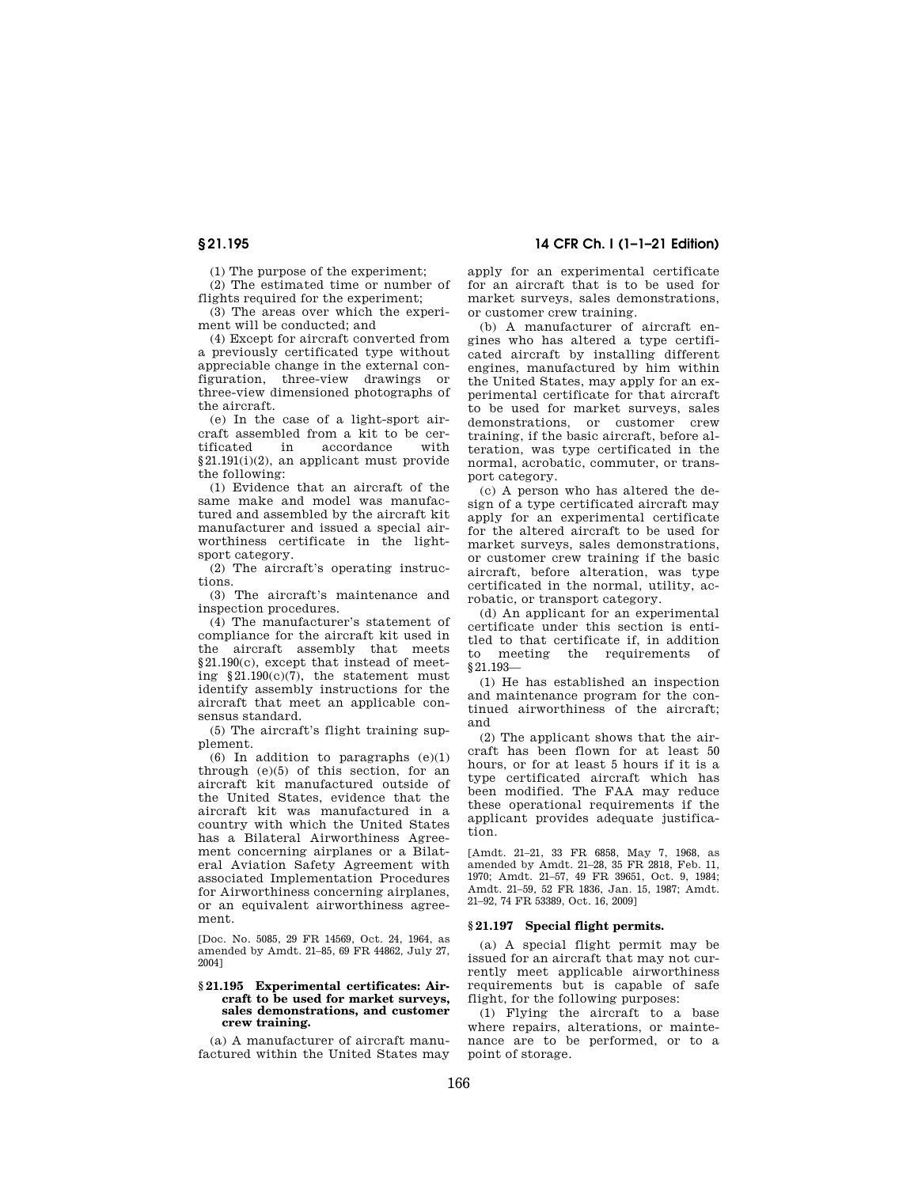(1) The purpose of the experiment;

(2) The estimated time or number of flights required for the experiment;

(3) The areas over which the experiment will be conducted; and

(4) Except for aircraft converted from a previously certificated type without appreciable change in the external configuration, three-view drawings or three-view dimensioned photographs of the aircraft.

(e) In the case of a light-sport aircraft assembled from a kit to be certificated in accordance with §21.191(i)(2), an applicant must provide the following:

(1) Evidence that an aircraft of the same make and model was manufactured and assembled by the aircraft kit manufacturer and issued a special airworthiness certificate in the light-sport category.

(2) The aircraft's operating instructions.

(3) The aircraft's maintenance and inspection procedures.

(4) The manufacturer's statement of compliance for the aircraft kit used in the aircraft assembly that meets §21.190(c), except that instead of meeting §21.190(c)(7), the statement must identify assembly instructions for the aircraft that meet an applicable consensus standard.

(5) The aircraft's flight training supplement.

(6) In addition to paragraphs (e)(1) through (e)(5) of this section, for an aircraft kit manufactured outside of the United States, evidence that the aircraft kit was manufactured in a country with which the United States has a Bilateral Airworthiness Agreement concerning airplanes or a Bilateral Aviation Safety Agreement with associated Implementation Procedures for Airworthiness concerning airplanes, or an equivalent airworthiness agreement.

[Doc. No. 5085, 29 FR 14569, Oct. 24, 1964, as amended by Amdt. 21–85, 69 FR 44862, July 27, 2004]

### §21.195 Experimental certificates: Aircraft to be used for market surveys, sales demonstrations, and customer crew training.

(a) A manufacturer of aircraft manufactured within the United States may apply for an experimental certificate for an aircraft that is to be used for market surveys, sales demonstrations, or customer crew training.

(b) A manufacturer of aircraft engines who has altered a type certificated aircraft by installing different engines, manufactured by him within the United States, may apply for an experimental certificate for that aircraft to be used for market surveys, sales demonstrations, or customer crew training, if the basic aircraft, before alteration, was type certificated in the normal, acrobatic, commuter, or transport category.

(c) A person who has altered the design of a type certificated aircraft may apply for an experimental certificate for the altered aircraft to be used for market surveys, sales demonstrations, or customer crew training if the basic aircraft, before alteration, was type certificated in the normal, utility, acrobatic, or transport category.

(d) An applicant for an experimental certificate under this section is entitled to that certificate if, in addition to meeting the requirements of §21.193—

(1) He has established an inspection and maintenance program for the continued airworthiness of the aircraft; and

(2) The applicant shows that the aircraft has been flown for at least 50 hours, or for at least 5 hours if it is a type certificated aircraft which has been modified. The FAA may reduce these operational requirements if the applicant provides adequate justification.

[Amdt. 21–21, 33 FR 6858, May 7, 1968, as amended by Amdt. 21–28, 35 FR 2818, Feb. 11, 1970; Amdt. 21–57, 49 FR 39651, Oct. 9, 1984; Amdt. 21–59, 52 FR 1836, Jan. 15, 1987; Amdt. 21–92, 74 FR 53389, Oct. 16, 2009]

### §21.197 Special flight permits.

(a) A special flight permit may be issued for an aircraft that may not currently meet applicable airworthiness requirements but is capable of safe flight, for the following purposes:

(1) Flying the aircraft to a base where repairs, alterations, or maintenance are to be performed, or to a point of storage.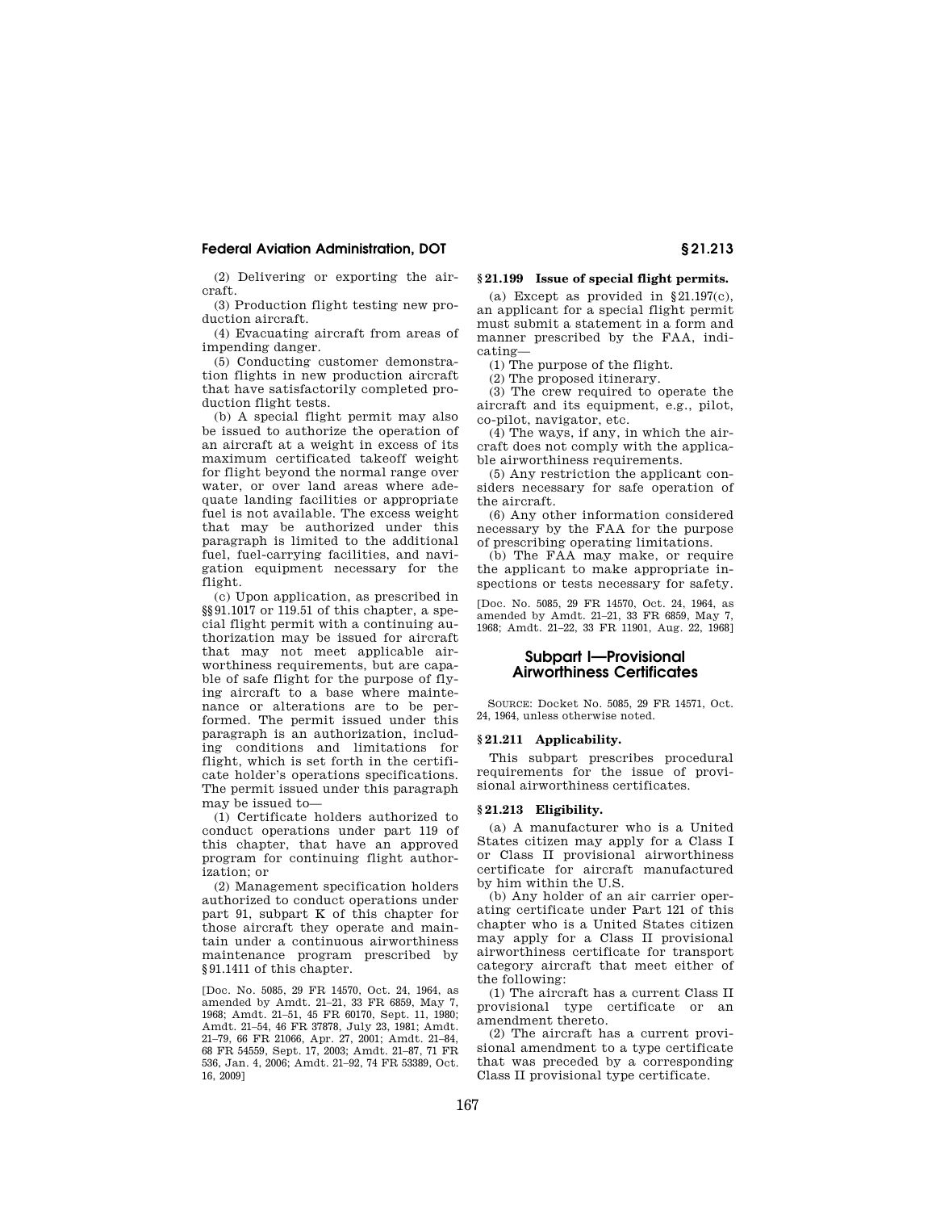(2) Delivering or exporting the aircraft.

(3) Production flight testing new production aircraft.

(4) Evacuating aircraft from areas of impending danger.

(5) Conducting customer demonstration flights in new production aircraft that have satisfactorily completed production flight tests.

(b) A special flight permit may also be issued to authorize the operation of an aircraft at a weight in excess of its maximum certificated takeoff weight for flight beyond the normal range over water, or over land areas where adequate landing facilities or appropriate fuel is not available. The excess weight that may be authorized under this paragraph is limited to the additional fuel, fuel-carrying facilities, and navigation equipment necessary for the flight.

(c) Upon application, as prescribed in §§91.1017 or 119.51 of this chapter, a special flight permit with a continuing authorization may be issued for aircraft that may not meet applicable airworthiness requirements, but are capable of safe flight for the purpose of flying aircraft to a base where maintenance or alterations are to be performed. The permit issued under this paragraph is an authorization, including conditions and limitations for flight, which is set forth in the certificate holder's operations specifications. The permit issued under this paragraph may be issued to—

(1) Certificate holders authorized to conduct operations under part 119 of this chapter, that have an approved program for continuing flight authorization; or

(2) Management specification holders authorized to conduct operations under part 91, subpart K of this chapter for those aircraft they operate and maintain under a continuous airworthiness maintenance program prescribed by §91.1411 of this chapter.

[Doc. No. 5085, 29 FR 14570, Oct. 24, 1964, as amended by Amdt. 21–21, 33 FR 6859, May 7, 1968; Amdt. 21–51, 45 FR 60170, Sept. 11, 1980; Amdt. 21–54, 46 FR 37878, July 23, 1981; Amdt. 21–79, 66 FR 21066, Apr. 27, 2001; Amdt. 21–84, 68 FR 54559, Sept. 17, 2003; Amdt. 21–87, 71 FR 536, Jan. 4, 2006; Amdt. 21–92, 74 FR 53389, Oct. 16, 2009]

### §21.199 Issue of special flight permits.

(a) Except as provided in §21.197(c), an applicant for a special flight permit must submit a statement in a form and manner prescribed by the FAA, indicating—

(1) The purpose of the flight.

(2) The proposed itinerary.

(3) The crew required to operate the aircraft and its equipment, e.g., pilot, co-pilot, navigator, etc.

(4) The ways, if any, in which the aircraft does not comply with the applicable airworthiness requirements.

(5) Any restriction the applicant considers necessary for safe operation of the aircraft.

(6) Any other information considered necessary by the FAA for the purpose of prescribing operating limitations.

(b) The FAA may make, or require the applicant to make appropriate inspections or tests necessary for safety.

[Doc. No. 5085, 29 FR 14570, Oct. 24, 1964, as amended by Amdt. 21–21, 33 FR 6859, May 7, 1968; Amdt. 21–22, 33 FR 11901, Aug. 22, 1968]

## Subpart I—Provisional Airworthiness Certificates

SOURCE: Docket No. 5085, 29 FR 14571, Oct. 24, 1964, unless otherwise noted.

### §21.211 Applicability.

This subpart prescribes procedural requirements for the issue of provisional airworthiness certificates.

### §21.213 Eligibility.

(a) A manufacturer who is a United States citizen may apply for a Class I or Class II provisional airworthiness certificate for aircraft manufactured by him within the U.S.

(b) Any holder of an air carrier operating certificate under Part 121 of this chapter who is a United States citizen may apply for a Class II provisional airworthiness certificate for transport category aircraft that meet either of the following:

(1) The aircraft has a current Class II provisional type certificate or an amendment thereto.

(2) The aircraft has a current provisional amendment to a type certificate that was preceded by a corresponding Class II provisional type certificate.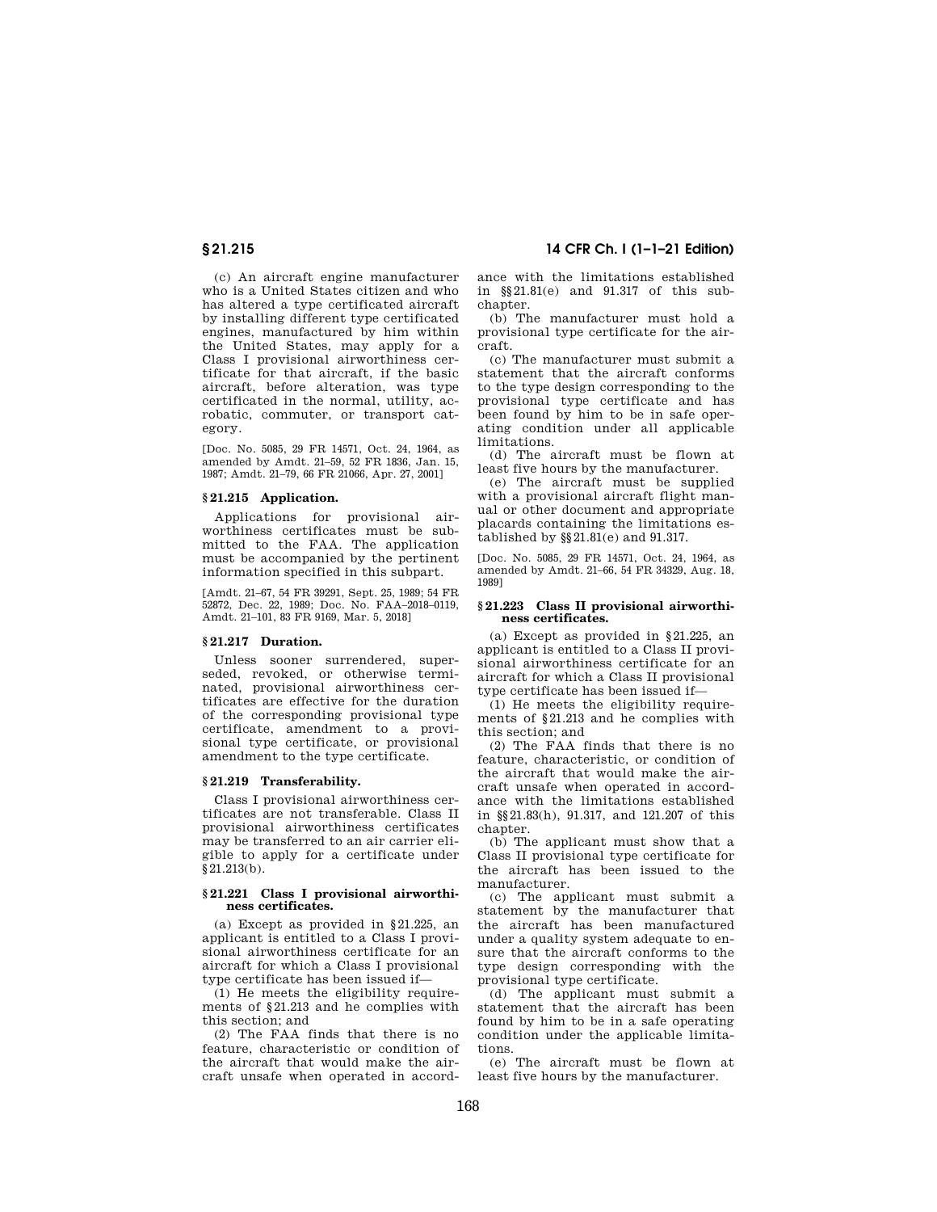(c) An aircraft engine manufacturer who is a United States citizen and who has altered a type certificated aircraft by installing different type certificated engines, manufactured by him within the United States, may apply for a Class I provisional airworthiness certificate for that aircraft, if the basic aircraft, before alteration, was type certificated in the normal, utility, acrobatic, commuter, or transport category.

[Doc. No. 5085, 29 FR 14571, Oct. 24, 1964, as amended by Amdt. 21–59, 52 FR 1836, Jan. 15, 1987; Amdt. 21–79, 66 FR 21066, Apr. 27, 2001]

### § 21.215 Application.

Applications for provisional airworthiness certificates must be submitted to the FAA. The application must be accompanied by the pertinent information specified in this subpart.

[Amdt. 21–67, 54 FR 39291, Sept. 25, 1989; 54 FR 52872, Dec. 22, 1989; Doc. No. FAA–2018–0119, Amdt. 21–101, 83 FR 9169, Mar. 5, 2018]

### § 21.217 Duration.

Unless sooner surrendered, superseded, revoked, or otherwise terminated, provisional airworthiness certificates are effective for the duration of the corresponding provisional type certificate, amendment to a provisional type certificate, or provisional amendment to the type certificate.

### § 21.219 Transferability.

Class I provisional airworthiness certificates are not transferable. Class II provisional airworthiness certificates may be transferred to an air carrier eligible to apply for a certificate under §21.213(b).

### § 21.221 Class I provisional airworthiness certificates.

(a) Except as provided in §21.225, an applicant is entitled to a Class I provisional airworthiness certificate for an aircraft for which a Class I provisional type certificate has been issued if—

(1) He meets the eligibility requirements of §21.213 and he complies with this section; and

(2) The FAA finds that there is no feature, characteristic or condition of the aircraft that would make the aircraft unsafe when operated in accordance with the limitations established in §§21.81(e) and 91.317 of this subchapter.

(b) The manufacturer must hold a provisional type certificate for the aircraft.

(c) The manufacturer must submit a statement that the aircraft conforms to the type design corresponding to the provisional type certificate and has been found by him to be in safe operating condition under all applicable limitations.

(d) The aircraft must be flown at least five hours by the manufacturer.

(e) The aircraft must be supplied with a provisional aircraft flight manual or other document and appropriate placards containing the limitations established by §§21.81(e) and 91.317.

[Doc. No. 5085, 29 FR 14571, Oct. 24, 1964, as amended by Amdt. 21–66, 54 FR 34329, Aug. 18, 1989]

### § 21.223 Class II provisional airworthiness certificates.

(a) Except as provided in §21.225, an applicant is entitled to a Class II provisional airworthiness certificate for an aircraft for which a Class II provisional type certificate has been issued if—

(1) He meets the eligibility requirements of §21.213 and he complies with this section; and

(2) The FAA finds that there is no feature, characteristic, or condition of the aircraft that would make the aircraft unsafe when operated in accordance with the limitations established in §§21.83(h), 91.317, and 121.207 of this chapter.

(b) The applicant must show that a Class II provisional type certificate for the aircraft has been issued to the manufacturer.

(c) The applicant must submit a statement by the manufacturer that the aircraft has been manufactured under a quality system adequate to ensure that the aircraft conforms to the type design corresponding with the provisional type certificate.

(d) The applicant must submit a statement that the aircraft has been found by him to be in a safe operating condition under the applicable limitations.

(e) The aircraft must be flown at least five hours by the manufacturer.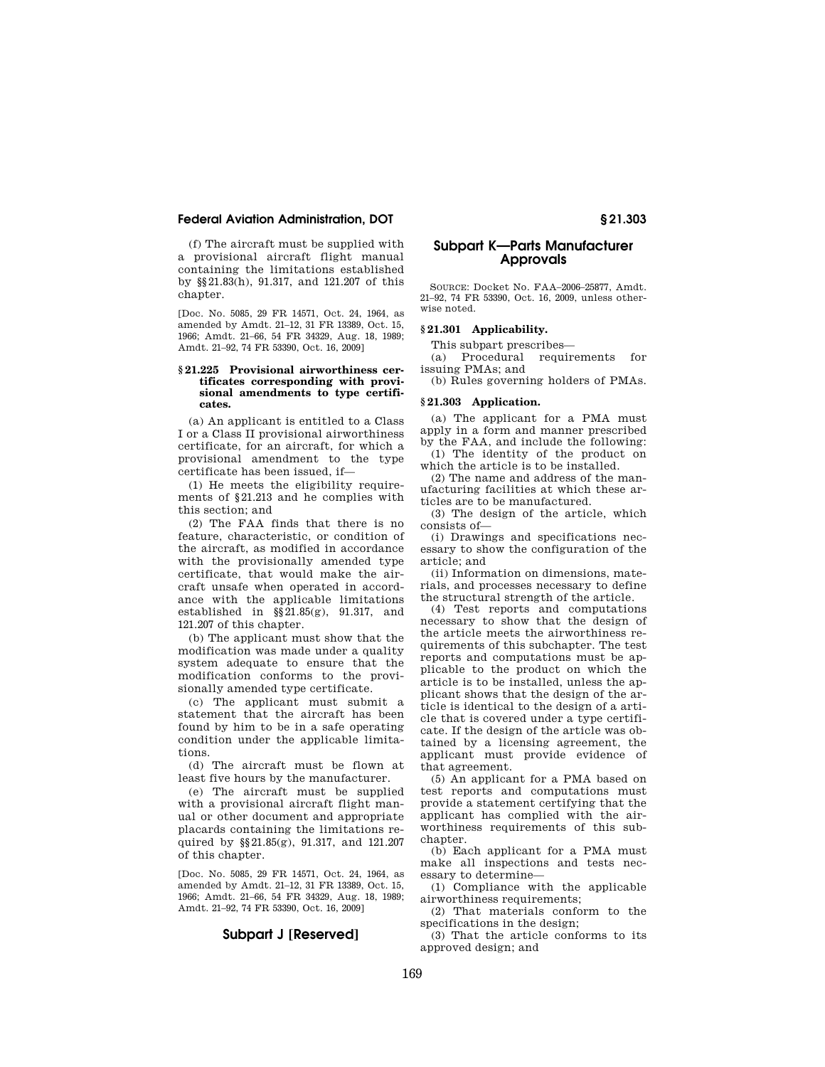(f) The aircraft must be supplied with a provisional aircraft flight manual containing the limitations established by §§21.83(h), 91.317, and 121.207 of this chapter.

[Doc. No. 5085, 29 FR 14571, Oct. 24, 1964, as amended by Amdt. 21–12, 31 FR 13389, Oct. 15, 1966; Amdt. 21–66, 54 FR 34329, Aug. 18, 1989; Amdt. 21–92, 74 FR 53390, Oct. 16, 2009]

### § 21.225 Provisional airworthiness certificates corresponding with provisional amendments to type certificates.

(a) An applicant is entitled to a Class I or a Class II provisional airworthiness certificate, for an aircraft, for which a provisional amendment to the type certificate has been issued, if—

(1) He meets the eligibility requirements of §21.213 and he complies with this section; and

(2) The FAA finds that there is no feature, characteristic, or condition of the aircraft, as modified in accordance with the provisionally amended type certificate, that would make the aircraft unsafe when operated in accordance with the applicable limitations established in §§21.85(g), 91.317, and 121.207 of this chapter.

(b) The applicant must show that the modification was made under a quality system adequate to ensure that the modification conforms to the provisionally amended type certificate.

(c) The applicant must submit a statement that the aircraft has been found by him to be in a safe operating condition under the applicable limitations.

(d) The aircraft must be flown at least five hours by the manufacturer.

(e) The aircraft must be supplied with a provisional aircraft flight manual or other document and appropriate placards containing the limitations required by §§21.85(g), 91.317, and 121.207 of this chapter.

[Doc. No. 5085, 29 FR 14571, Oct. 24, 1964, as amended by Amdt. 21–12, 31 FR 13389, Oct. 15, 1966; Amdt. 21–66, 54 FR 34329, Aug. 18, 1989; Amdt. 21–92, 74 FR 53390, Oct. 16, 2009]

## Subpart J [Reserved]

## Subpart K—Parts Manufacturer Approvals

SOURCE: Docket No. FAA–2006–25877, Amdt. 21–92, 74 FR 53390, Oct. 16, 2009, unless otherwise noted.

### § 21.301 Applicability.

This subpart prescribes—

(a) Procedural requirements for issuing PMAs; and

(b) Rules governing holders of PMAs.

### § 21.303 Application.

(a) The applicant for a PMA must apply in a form and manner prescribed by the FAA, and include the following:

(1) The identity of the product on which the article is to be installed.

(2) The name and address of the manufacturing facilities at which these articles are to be manufactured.

(3) The design of the article, which consists of—

(i) Drawings and specifications necessary to show the configuration of the article; and

(ii) Information on dimensions, materials, and processes necessary to define the structural strength of the article.

(4) Test reports and computations necessary to show that the design of the article meets the airworthiness requirements of this subchapter. The test reports and computations must be applicable to the product on which the article is to be installed, unless the applicant shows that the design of the article is identical to the design of a article that is covered under a type certificate. If the design of the article was obtained by a licensing agreement, the applicant must provide evidence of that agreement.

(5) An applicant for a PMA based on test reports and computations must provide a statement certifying that the applicant has complied with the airworthiness requirements of this subchapter.

(b) Each applicant for a PMA must make all inspections and tests necessary to determine—

(1) Compliance with the applicable airworthiness requirements;

(2) That materials conform to the specifications in the design;

(3) That the article conforms to its approved design; and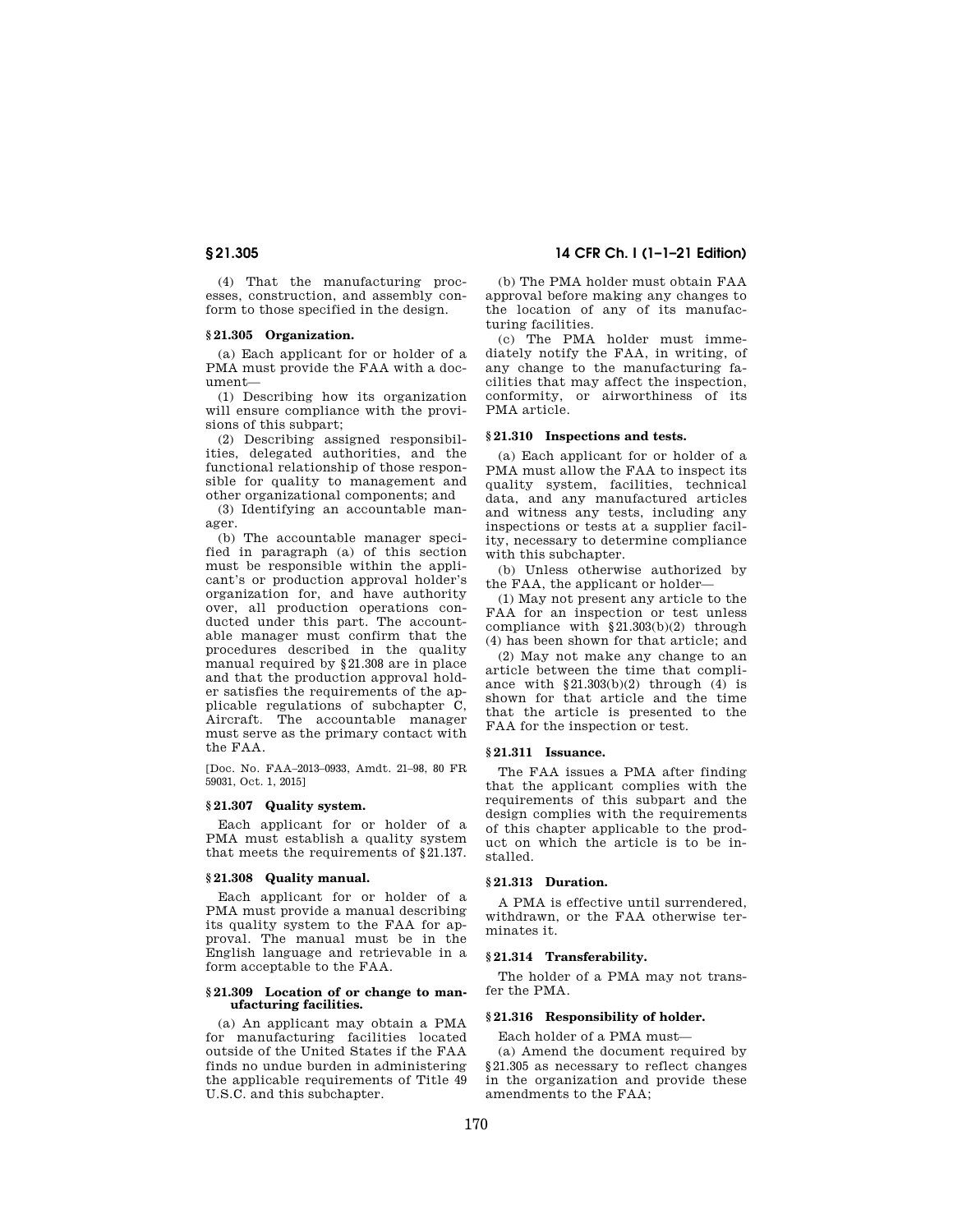(4) That the manufacturing processes, construction, and assembly conform to those specified in the design.

### § 21.305 Organization.

(a) Each applicant for or holder of a PMA must provide the FAA with a document—

(1) Describing how its organization will ensure compliance with the provisions of this subpart;

(2) Describing assigned responsibilities, delegated authorities, and the functional relationship of those responsible for quality to management and other organizational components; and

(3) Identifying an accountable manager.

(b) The accountable manager specified in paragraph (a) of this section must be responsible within the applicant's or production approval holder's organization for, and have authority over, all production operations conducted under this part. The accountable manager must confirm that the procedures described in the quality manual required by §21.308 are in place and that the production approval holder satisfies the requirements of the applicable regulations of subchapter C, Aircraft. The accountable manager must serve as the primary contact with the FAA.

[Doc. No. FAA–2013–0933, Amdt. 21–98, 80 FR 59031, Oct. 1, 2015]

### § 21.307 Quality system.

Each applicant for or holder of a PMA must establish a quality system that meets the requirements of §21.137.

### § 21.308 Quality manual.

Each applicant for or holder of a PMA must provide a manual describing its quality system to the FAA for approval. The manual must be in the English language and retrievable in a form acceptable to the FAA.

### § 21.309 Location of or change to manufacturing facilities.

(a) An applicant may obtain a PMA for manufacturing facilities located outside of the United States if the FAA finds no undue burden in administering the applicable requirements of Title 49 U.S.C. and this subchapter.

(b) The PMA holder must obtain FAA approval before making any changes to the location of any of its manufacturing facilities.

(c) The PMA holder must immediately notify the FAA, in writing, of any change to the manufacturing facilities that may affect the inspection, conformity, or airworthiness of its PMA article.

### § 21.310 Inspections and tests.

(a) Each applicant for or holder of a PMA must allow the FAA to inspect its quality system, facilities, technical data, and any manufactured articles and witness any tests, including any inspections or tests at a supplier facility, necessary to determine compliance with this subchapter.

(b) Unless otherwise authorized by the FAA, the applicant or holder—

(1) May not present any article to the FAA for an inspection or test unless compliance with §21.303(b)(2) through (4) has been shown for that article; and

(2) May not make any change to an article between the time that compliance with §21.303(b)(2) through (4) is shown for that article and the time that the article is presented to the FAA for the inspection or test.

### § 21.311 Issuance.

The FAA issues a PMA after finding that the applicant complies with the requirements of this subpart and the design complies with the requirements of this chapter applicable to the product on which the article is to be installed.

### § 21.313 Duration.

A PMA is effective until surrendered, withdrawn, or the FAA otherwise terminates it.

### § 21.314 Transferability.

The holder of a PMA may not transfer the PMA.

### § 21.316 Responsibility of holder.

Each holder of a PMA must—

(a) Amend the document required by §21.305 as necessary to reflect changes in the organization and provide these amendments to the FAA;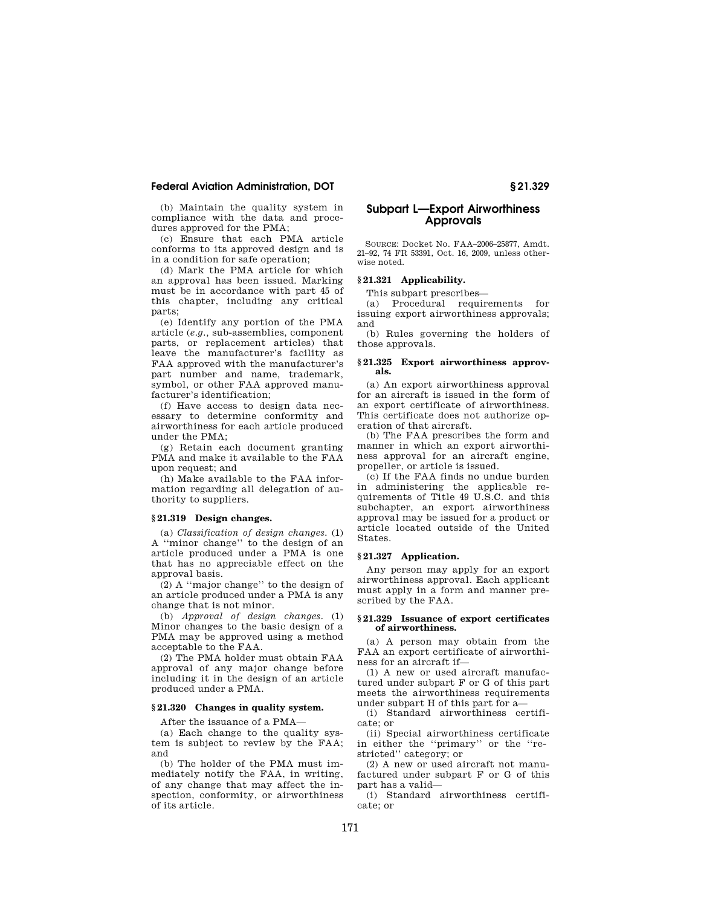(b) Maintain the quality system in compliance with the data and procedures approved for the PMA;

(c) Ensure that each PMA article conforms to its approved design and is in a condition for safe operation;

(d) Mark the PMA article for which an approval has been issued. Marking must be in accordance with part 45 of this chapter, including any critical parts;

(e) Identify any portion of the PMA article (*e.g.*, sub-assemblies, component parts, or replacement articles) that leave the manufacturer's facility as FAA approved with the manufacturer's part number and name, trademark, symbol, or other FAA approved manufacturer's identification;

(f) Have access to design data necessary to determine conformity and airworthiness for each article produced under the PMA;

(g) Retain each document granting PMA and make it available to the FAA upon request; and

(h) Make available to the FAA information regarding all delegation of authority to suppliers.

### § 21.319 Design changes.

(a) *Classification of design changes.* (1) A ''minor change'' to the design of an article produced under a PMA is one that has no appreciable effect on the approval basis.

(2) A ''major change'' to the design of an article produced under a PMA is any change that is not minor.

(b) *Approval of design changes.* (1) Minor changes to the basic design of a PMA may be approved using a method acceptable to the FAA.

(2) The PMA holder must obtain FAA approval of any major change before including it in the design of an article produced under a PMA.

### § 21.320 Changes in quality system.

After the issuance of a PMA—

(a) Each change to the quality system is subject to review by the FAA; and

(b) The holder of the PMA must immediately notify the FAA, in writing, of any change that may affect the inspection, conformity, or airworthiness of its article.

## Subpart L—Export Airworthiness Approvals

SOURCE: Docket No. FAA–2006–25877, Amdt. 21–92, 74 FR 53391, Oct. 16, 2009, unless otherwise noted.

### § 21.321 Applicability.

This subpart prescribes—

(a) Procedural requirements for issuing export airworthiness approvals; and

(b) Rules governing the holders of those approvals.

### § 21.325 Export airworthiness approvals.

(a) An export airworthiness approval for an aircraft is issued in the form of an export certificate of airworthiness. This certificate does not authorize operation of that aircraft.

(b) The FAA prescribes the form and manner in which an export airworthiness approval for an aircraft engine, propeller, or article is issued.

(c) If the FAA finds no undue burden in administering the applicable requirements of Title 49 U.S.C. and this subchapter, an export airworthiness approval may be issued for a product or article located outside of the United States.

### § 21.327 Application.

Any person may apply for an export airworthiness approval. Each applicant must apply in a form and manner prescribed by the FAA.

### § 21.329 Issuance of export certificates of airworthiness.

(a) A person may obtain from the FAA an export certificate of airworthiness for an aircraft if—

(1) A new or used aircraft manufactured under subpart F or G of this part meets the airworthiness requirements under subpart H of this part for a—

(i) Standard airworthiness certificate; or

(ii) Special airworthiness certificate in either the ''primary'' or the ''restricted'' category; or

(2) A new or used aircraft not manufactured under subpart F or G of this part has a valid—

(i) Standard airworthiness certificate; or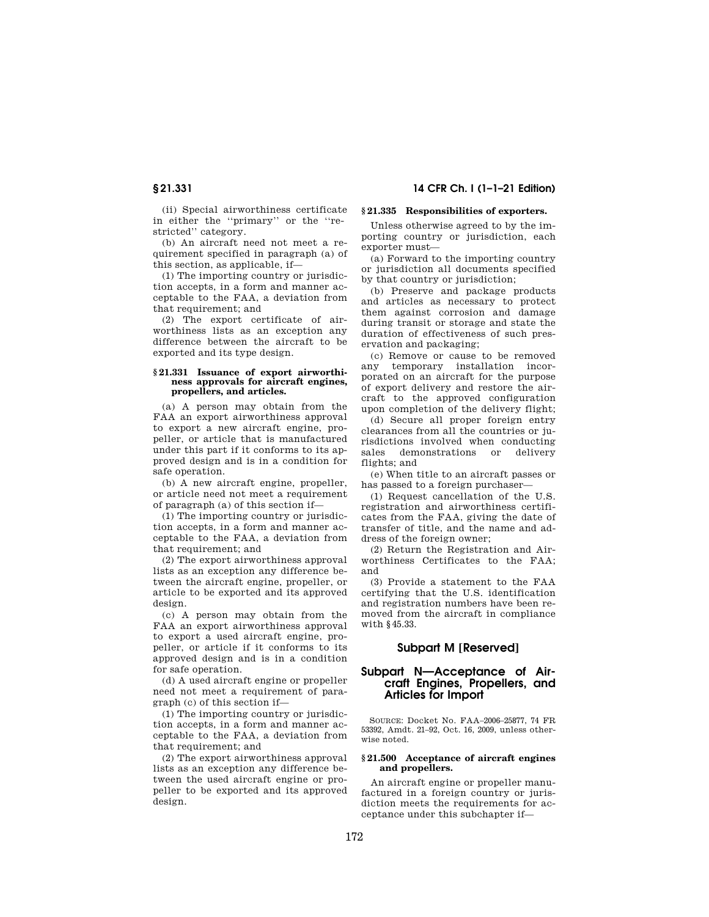(ii) Special airworthiness certificate in either the "primary" or the "restricted" category.

(b) An aircraft need not meet a requirement specified in paragraph (a) of this section, as applicable, if—

(1) The importing country or jurisdiction accepts, in a form and manner acceptable to the FAA, a deviation from that requirement; and

(2) The export certificate of airworthiness lists as an exception any difference between the aircraft to be exported and its type design.

**§ 21.331 Issuance of export airworthiness approvals for aircraft engines, propellers, and articles.**

(a) A person may obtain from the FAA an export airworthiness approval to export a new aircraft engine, propeller, or article that is manufactured under this part if it conforms to its approved design and is in a condition for safe operation.

(b) A new aircraft engine, propeller, or article need not meet a requirement of paragraph (a) of this section if—

(1) The importing country or jurisdiction accepts, in a form and manner acceptable to the FAA, a deviation from that requirement; and

(2) The export airworthiness approval lists as an exception any difference between the aircraft engine, propeller, or article to be exported and its approved design.

(c) A person may obtain from the FAA an export airworthiness approval to export a used aircraft engine, propeller, or article if it conforms to its approved design and is in a condition for safe operation.

(d) A used aircraft engine or propeller need not meet a requirement of paragraph (c) of this section if—

(1) The importing country or jurisdiction accepts, in a form and manner acceptable to the FAA, a deviation from that requirement; and

(2) The export airworthiness approval lists as an exception any difference between the used aircraft engine or propeller to be exported and its approved design.

**§ 21.335 Responsibilities of exporters.**

Unless otherwise agreed to by the importing country or jurisdiction, each exporter must—

(a) Forward to the importing country or jurisdiction all documents specified by that country or jurisdiction;

(b) Preserve and package products and articles as necessary to protect them against corrosion and damage during transit or storage and state the duration of effectiveness of such preservation and packaging;

(c) Remove or cause to be removed any temporary installation incorporated on an aircraft for the purpose of export delivery and restore the aircraft to the approved configuration upon completion of the delivery flight;

(d) Secure all proper foreign entry clearances from all the countries or jurisdictions involved when conducting sales demonstrations or delivery flights; and

(e) When title to an aircraft passes or has passed to a foreign purchaser—

(1) Request cancellation of the U.S. registration and airworthiness certificates from the FAA, giving the date of transfer of title, and the name and address of the foreign owner;

(2) Return the Registration and Airworthiness Certificates to the FAA; and

(3) Provide a statement to the FAA certifying that the U.S. identification and registration numbers have been removed from the aircraft in compliance with § 45.33.

## Subpart M [Reserved]

## Subpart N—Acceptance of Aircraft Engines, Propellers, and Articles for Import

SOURCE: Docket No. FAA–2006–25877, 74 FR 53392, Amdt. 21–92, Oct. 16, 2009, unless otherwise noted.

**§ 21.500 Acceptance of aircraft engines and propellers.**

An aircraft engine or propeller manufactured in a foreign country or jurisdiction meets the requirements for acceptance under this subchapter if—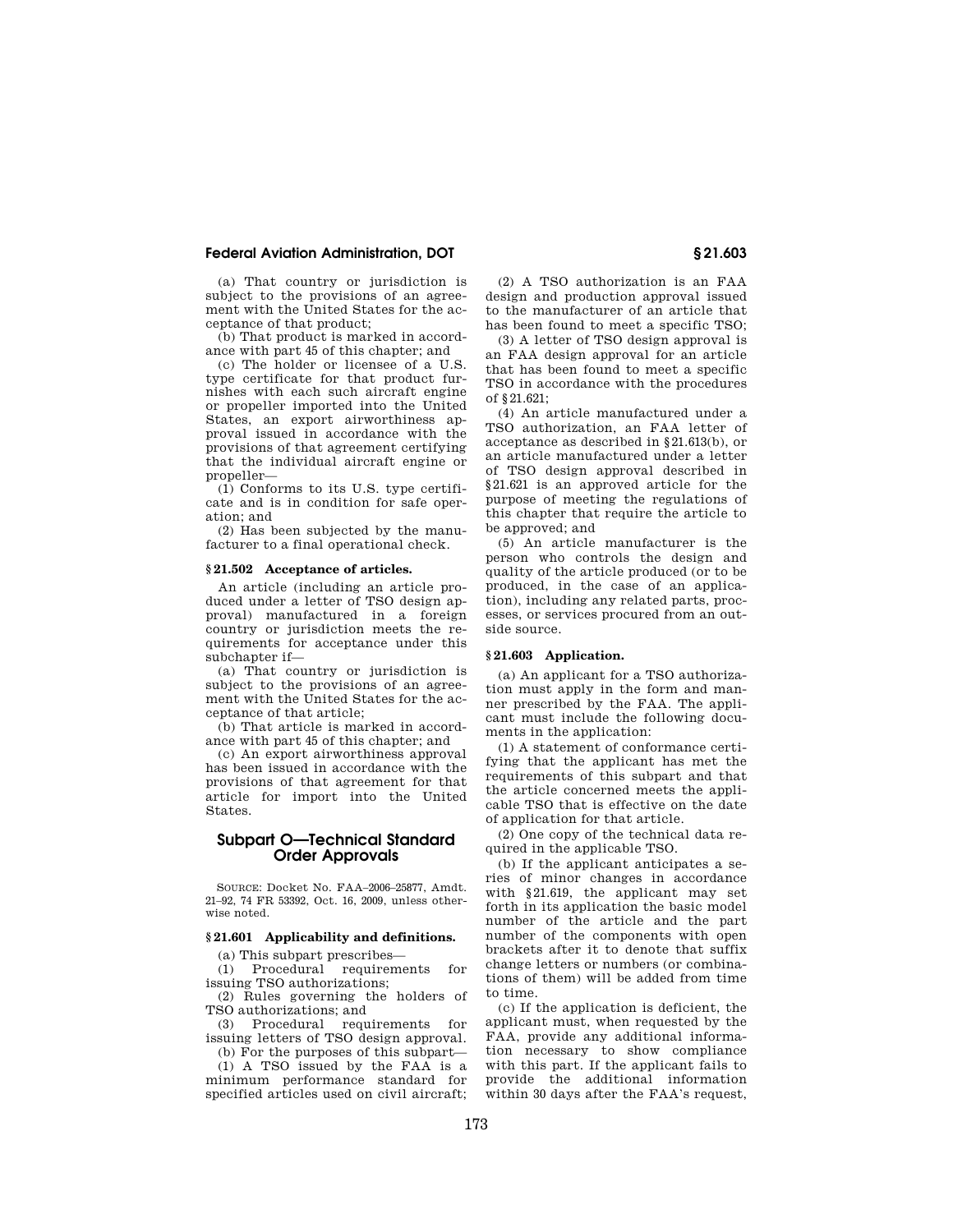(a) That country or jurisdiction is subject to the provisions of an agreement with the United States for the acceptance of that product;

(b) That product is marked in accordance with part 45 of this chapter; and

(c) The holder or licensee of a U.S. type certificate for that product furnishes with each such aircraft engine or propeller imported into the United States, an export airworthiness approval issued in accordance with the provisions of that agreement certifying that the individual aircraft engine or propeller—

(1) Conforms to its U.S. type certificate and is in condition for safe operation; and

(2) Has been subjected by the manufacturer to a final operational check.

### § 21.502 Acceptance of articles.

An article (including an article produced under a letter of TSO design approval) manufactured in a foreign country or jurisdiction meets the requirements for acceptance under this subchapter if—

(a) That country or jurisdiction is subject to the provisions of an agreement with the United States for the acceptance of that article;

(b) That article is marked in accordance with part 45 of this chapter; and

(c) An export airworthiness approval has been issued in accordance with the provisions of that agreement for that article for import into the United States.

## Subpart O—Technical Standard Order Approvals

SOURCE: Docket No. FAA–2006–25877, Amdt. 21–92, 74 FR 53392, Oct. 16, 2009, unless otherwise noted.

### § 21.601 Applicability and definitions.

(a) This subpart prescribes—

(1) Procedural requirements for issuing TSO authorizations;

(2) Rules governing the holders of TSO authorizations; and

(3) Procedural requirements for issuing letters of TSO design approval.

(b) For the purposes of this subpart—

(1) A TSO issued by the FAA is a minimum performance standard for specified articles used on civil aircraft;

(2) A TSO authorization is an FAA design and production approval issued to the manufacturer of an article that has been found to meet a specific TSO;

(3) A letter of TSO design approval is an FAA design approval for an article that has been found to meet a specific TSO in accordance with the procedures of §21.621;

(4) An article manufactured under a TSO authorization, an FAA letter of acceptance as described in §21.613(b), or an article manufactured under a letter of TSO design approval described in §21.621 is an approved article for the purpose of meeting the regulations of this chapter that require the article to be approved; and

(5) An article manufacturer is the person who controls the design and quality of the article produced (or to be produced, in the case of an application), including any related parts, processes, or services procured from an outside source.

### § 21.603 Application.

(a) An applicant for a TSO authorization must apply in the form and manner prescribed by the FAA. The applicant must include the following documents in the application:

(1) A statement of conformance certifying that the applicant has met the requirements of this subpart and that the article concerned meets the applicable TSO that is effective on the date of application for that article.

(2) One copy of the technical data required in the applicable TSO.

(b) If the applicant anticipates a series of minor changes in accordance with §21.619, the applicant may set forth in its application the basic model number of the article and the part number of the components with open brackets after it to denote that suffix change letters or numbers (or combinations of them) will be added from time to time.

(c) If the application is deficient, the applicant must, when requested by the FAA, provide any additional information necessary to show compliance with this part. If the applicant fails to provide the additional information within 30 days after the FAA's request,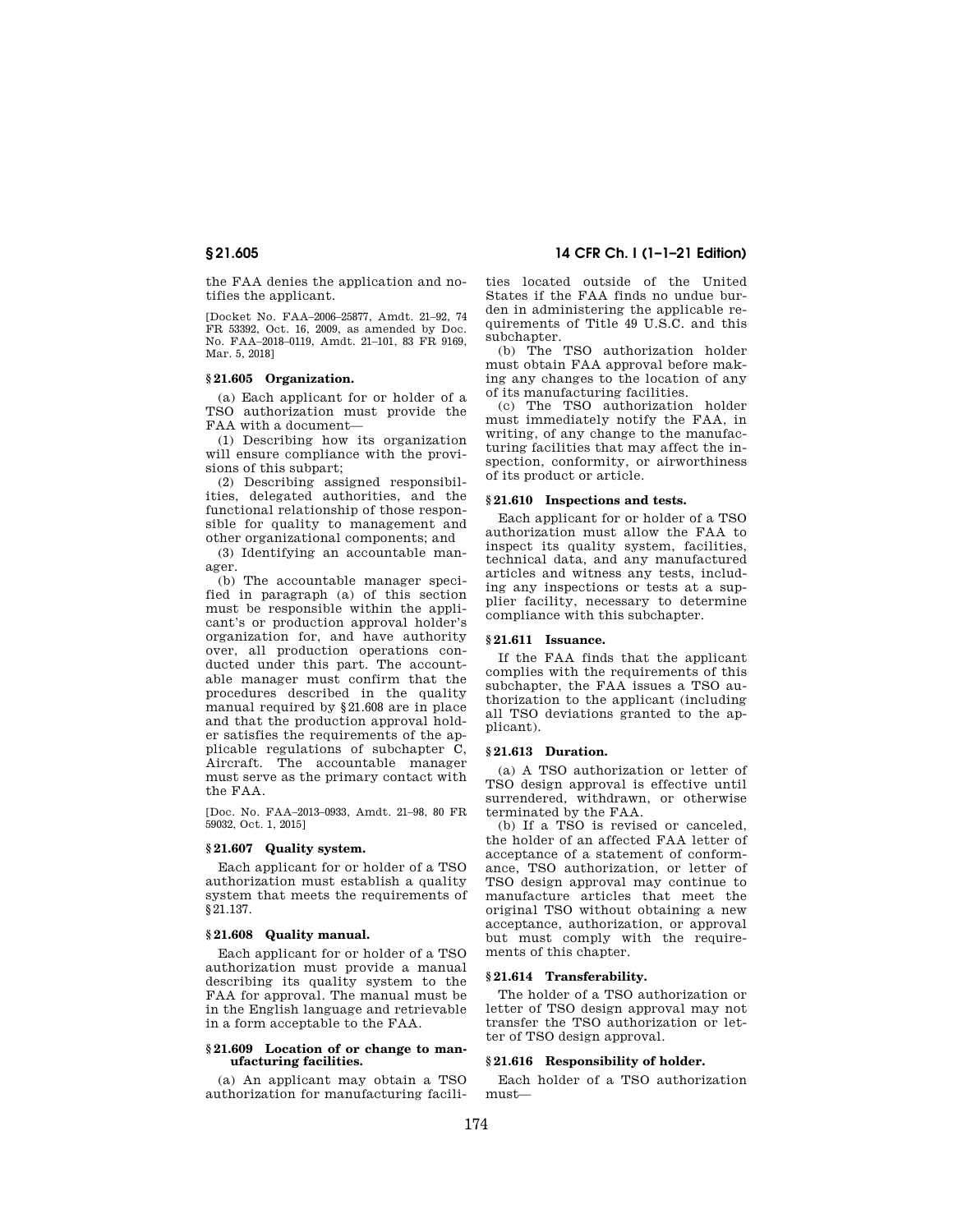the FAA denies the application and notifies the applicant.

[Docket No. FAA–2006–25877, Amdt. 21–92, 74 FR 53392, Oct. 16, 2009, as amended by Doc. No. FAA–2018–0119, Amdt. 21–101, 83 FR 9169, Mar. 5, 2018]

### § 21.605 Organization.

(a) Each applicant for or holder of a TSO authorization must provide the FAA with a document—

(1) Describing how its organization will ensure compliance with the provisions of this subpart;

(2) Describing assigned responsibilities, delegated authorities, and the functional relationship of those responsible for quality to management and other organizational components; and

(3) Identifying an accountable manager.

(b) The accountable manager specified in paragraph (a) of this section must be responsible within the applicant's or production approval holder's organization for, and have authority over, all production operations conducted under this part. The accountable manager must confirm that the procedures described in the quality manual required by §21.608 are in place and that the production approval holder satisfies the requirements of the applicable regulations of subchapter C, Aircraft. The accountable manager must serve as the primary contact with the FAA.

[Doc. No. FAA–2013–0933, Amdt. 21–98, 80 FR 59032, Oct. 1, 2015]

### § 21.607 Quality system.

Each applicant for or holder of a TSO authorization must establish a quality system that meets the requirements of §21.137.

### § 21.608 Quality manual.

Each applicant for or holder of a TSO authorization must provide a manual describing its quality system to the FAA for approval. The manual must be in the English language and retrievable in a form acceptable to the FAA.

### § 21.609 Location of or change to manufacturing facilities.

(a) An applicant may obtain a TSO authorization for manufacturing facilities located outside of the United States if the FAA finds no undue burden in administering the applicable requirements of Title 49 U.S.C. and this subchapter.

(b) The TSO authorization holder must obtain FAA approval before making any changes to the location of any of its manufacturing facilities.

(c) The TSO authorization holder must immediately notify the FAA, in writing, of any change to the manufacturing facilities that may affect the inspection, conformity, or airworthiness of its product or article.

### § 21.610 Inspections and tests.

Each applicant for or holder of a TSO authorization must allow the FAA to inspect its quality system, facilities, technical data, and any manufactured articles and witness any tests, including any inspections or tests at a supplier facility, necessary to determine compliance with this subchapter.

### § 21.611 Issuance.

If the FAA finds that the applicant complies with the requirements of this subchapter, the FAA issues a TSO authorization to the applicant (including all TSO deviations granted to the applicant).

### § 21.613 Duration.

(a) A TSO authorization or letter of TSO design approval is effective until surrendered, withdrawn, or otherwise terminated by the FAA.

(b) If a TSO is revised or canceled, the holder of an affected FAA letter of acceptance of a statement of conformance, TSO authorization, or letter of TSO design approval may continue to manufacture articles that meet the original TSO without obtaining a new acceptance, authorization, or approval but must comply with the requirements of this chapter.

### § 21.614 Transferability.

The holder of a TSO authorization or letter of TSO design approval may not transfer the TSO authorization or letter of TSO design approval.

### § 21.616 Responsibility of holder.

Each holder of a TSO authorization must—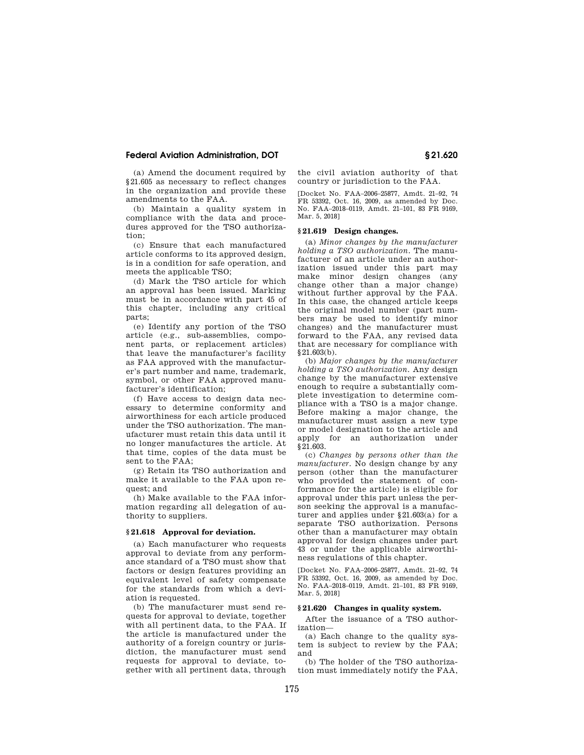(a) Amend the document required by §21.605 as necessary to reflect changes in the organization and provide these amendments to the FAA.

(b) Maintain a quality system in compliance with the data and procedures approved for the TSO authorization;

(c) Ensure that each manufactured article conforms to its approved design, is in a condition for safe operation, and meets the applicable TSO;

(d) Mark the TSO article for which an approval has been issued. Marking must be in accordance with part 45 of this chapter, including any critical parts;

(e) Identify any portion of the TSO article (e.g., sub-assemblies, component parts, or replacement articles) that leave the manufacturer's facility as FAA approved with the manufacturer's part number and name, trademark, symbol, or other FAA approved manufacturer's identification;

(f) Have access to design data necessary to determine conformity and airworthiness for each article produced under the TSO authorization. The manufacturer must retain this data until it no longer manufactures the article. At that time, copies of the data must be sent to the FAA;

(g) Retain its TSO authorization and make it available to the FAA upon request; and

(h) Make available to the FAA information regarding all delegation of authority to suppliers.

### §21.618 Approval for deviation.

(a) Each manufacturer who requests approval to deviate from any performance standard of a TSO must show that factors or design features providing an equivalent level of safety compensate for the standards from which a deviation is requested.

(b) The manufacturer must send requests for approval to deviate, together with all pertinent data, to the FAA. If the article is manufactured under the authority of a foreign country or jurisdiction, the manufacturer must send requests for approval to deviate, together with all pertinent data, through the civil aviation authority of that country or jurisdiction to the FAA.

[Docket No. FAA–2006–25877, Amdt. 21–92, 74 FR 53392, Oct. 16, 2009, as amended by Doc. No. FAA–2018–0119, Amdt. 21–101, 83 FR 9169, Mar. 5, 2018]

### §21.619 Design changes.

(a) *Minor changes by the manufacturer holding a TSO authorization.* The manufacturer of an article under an authorization issued under this part may make minor design changes (any change other than a major change) without further approval by the FAA. In this case, the changed article keeps the original model number (part numbers may be used to identify minor changes) and the manufacturer must forward to the FAA, any revised data that are necessary for compliance with §21.603(b).

(b) *Major changes by the manufacturer holding a TSO authorization.* Any design change by the manufacturer extensive enough to require a substantially complete investigation to determine compliance with a TSO is a major change. Before making a major change, the manufacturer must assign a new type or model designation to the article and apply for an authorization under §21.603.

(c) *Changes by persons other than the manufacturer.* No design change by any person (other than the manufacturer who provided the statement of conformance for the article) is eligible for approval under this part unless the person seeking the approval is a manufacturer and applies under §21.603(a) for a separate TSO authorization. Persons other than a manufacturer may obtain approval for design changes under part 43 or under the applicable airworthiness regulations of this chapter.

[Docket No. FAA–2006–25877, Amdt. 21–92, 74 FR 53392, Oct. 16, 2009, as amended by Doc. No. FAA–2018–0119, Amdt. 21–101, 83 FR 9169, Mar. 5, 2018]

### §21.620 Changes in quality system.

After the issuance of a TSO authorization—

(a) Each change to the quality system is subject to review by the FAA; and

(b) The holder of the TSO authorization must immediately notify the FAA,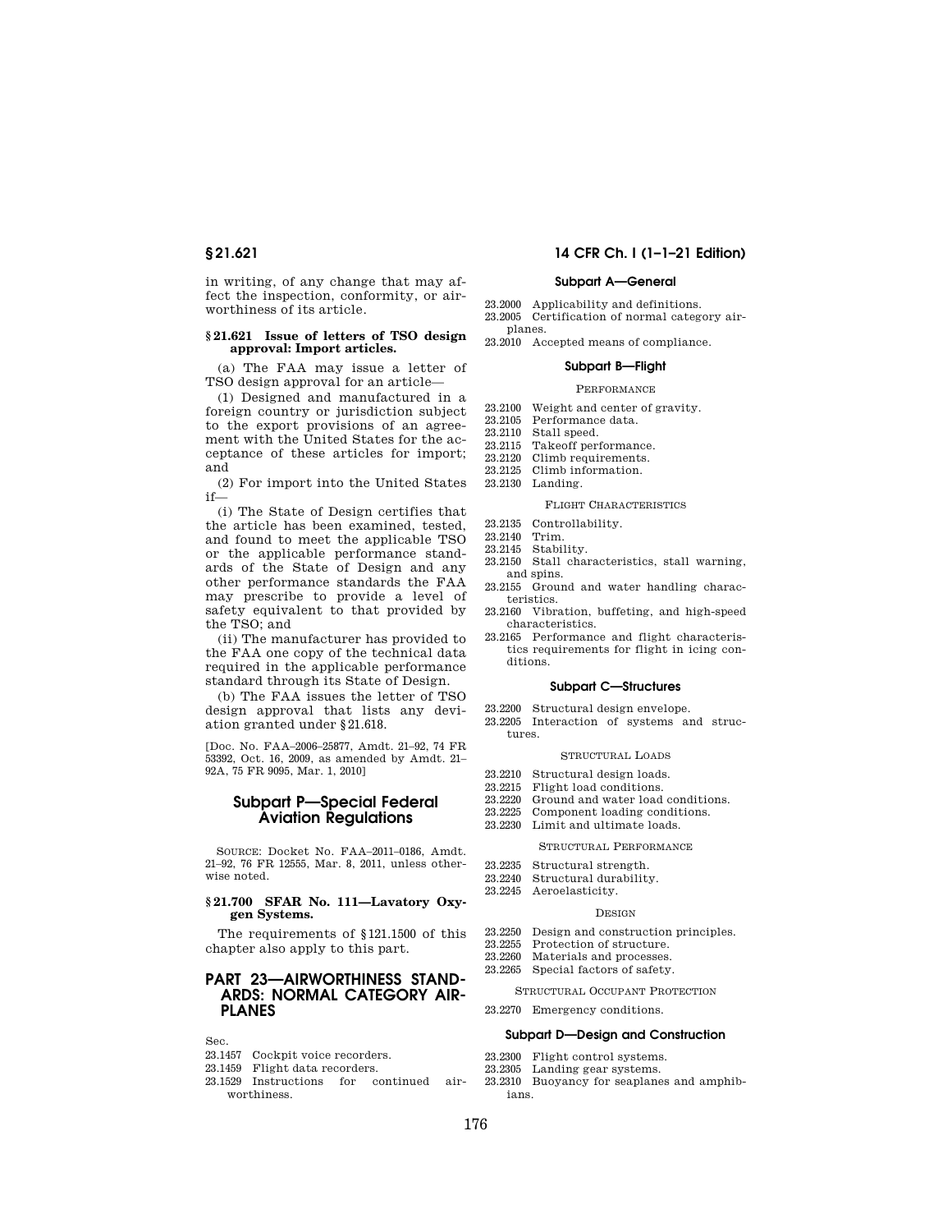in writing, of any change that may affect the inspection, conformity, or airworthiness of its article.

**§ 21.621 Issue of letters of TSO design approval: Import articles.**

(a) The FAA may issue a letter of TSO design approval for an article—

(1) Designed and manufactured in a foreign country or jurisdiction subject to the export provisions of an agreement with the United States for the acceptance of these articles for import; and

(2) For import into the United States if—

(i) The State of Design certifies that the article has been examined, tested, and found to meet the applicable TSO or the applicable performance standards of the State of Design and any other performance standards the FAA may prescribe to provide a level of safety equivalent to that provided by the TSO; and

(ii) The manufacturer has provided to the FAA one copy of the technical data required in the applicable performance standard through its State of Design.

(b) The FAA issues the letter of TSO design approval that lists any deviation granted under § 21.618.

[Doc. No. FAA–2006–25877, Amdt. 21–92, 74 FR 53392, Oct. 16, 2009, as amended by Amdt. 21–92A, 75 FR 9095, Mar. 1, 2010]

## Subpart P—Special Federal Aviation Regulations

SOURCE: Docket No. FAA–2011–0186, Amdt. 21–92, 76 FR 12555, Mar. 8, 2011, unless otherwise noted.

**§ 21.700 SFAR No. 111—Lavatory Oxygen Systems.**

The requirements of § 121.1500 of this chapter also apply to this part.

# PART 23—AIRWORTHINESS STANDARDS: NORMAL CATEGORY AIRPLANES

Sec.
23.1457 Cockpit voice recorders.
23.1459 Flight data recorders.
23.1529 Instructions for continued airworthiness.

### Subpart A—General

23.2000 Applicability and definitions.
23.2005 Certification of normal category airplanes.
23.2010 Accepted means of compliance.

### Subpart B—Flight

PERFORMANCE

23.2100 Weight and center of gravity.
23.2105 Performance data.
23.2110 Stall speed.
23.2115 Takeoff performance.
23.2120 Climb requirements.
23.2125 Climb information.
23.2130 Landing.

FLIGHT CHARACTERISTICS

23.2135 Controllability.
23.2140 Trim.
23.2145 Stability.
23.2150 Stall characteristics, stall warning, and spins.
23.2155 Ground and water handling characteristics.
23.2160 Vibration, buffeting, and high-speed characteristics.
23.2165 Performance and flight characteristics requirements for flight in icing conditions.

### Subpart C—Structures

23.2200 Structural design envelope.
23.2205 Interaction of systems and structures.

STRUCTURAL LOADS

23.2210 Structural design loads.
23.2215 Flight load conditions.
23.2220 Ground and water load conditions.
23.2225 Component loading conditions.
23.2230 Limit and ultimate loads.

STRUCTURAL PERFORMANCE

23.2235 Structural strength.
23.2240 Structural durability.
23.2245 Aeroelasticity.

DESIGN

23.2250 Design and construction principles.
23.2255 Protection of structure.
23.2260 Materials and processes.
23.2265 Special factors of safety.

STRUCTURAL OCCUPANT PROTECTION

23.2270 Emergency conditions.

### Subpart D—Design and Construction

23.2300 Flight control systems.
23.2305 Landing gear systems.
23.2310 Buoyancy for seaplanes and amphibians.